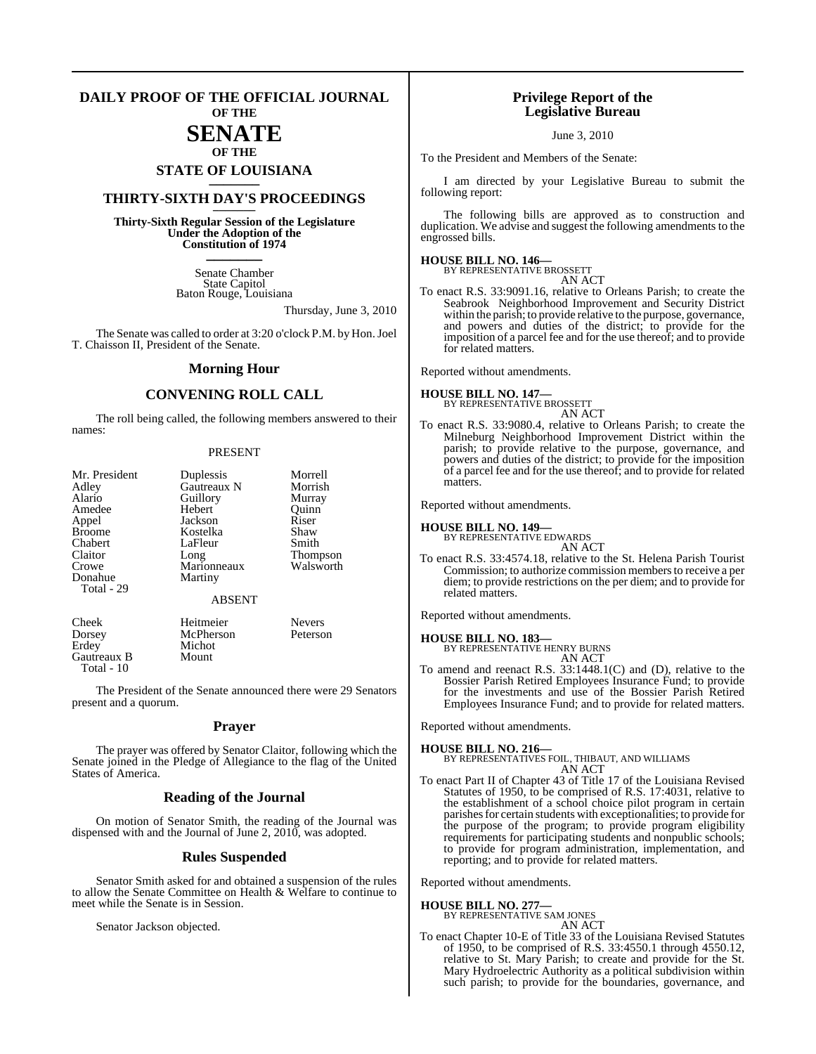# DAILY PROOF OF THE OFFICIAL JOURNAL

**OF THE**

# SENATE

**OF THE**

## STATE OF LOUISIANA

## THIRTY-SIXTH DAY'S PROCEEDINGS

**Thirty-Sixth Regular Session of the Legislature Under the Adoption of the Constitution of 1974**

Senate Chamber
State Capitol
Baton Rouge, Louisiana

Thursday, June 3, 2010

The Senate was called to order at 3:20 o'clock P.M. by Hon. Joel T. Chaisson II, President of the Senate.

## Morning Hour

## CONVENING ROLL CALL

The roll being called, the following members answered to their names:

PRESENT

| | | |
|---|---|---|
| Mr. President | Duplessis | Morrell |
| Adley | Gautreaux N | Morrish |
| Alario | Guillory | Murray |
| Amedee | Hebert | Quinn |
| Appel | Jackson | Riser |
| Broome | Kostelka | Shaw |
| Chabert | LaFleur | Smith |
| Claitor | Long | Thompson |
| Crowe | Marionneaux | Walsworth |
| Donahue | Martiny | |
| Total - 29 | | |

ABSENT

| | | |
|---|---|---|
| Cheek | Heitmeier | Nevers |
| Dorsey | McPherson | Peterson |
| Erdey | Michot | |
| Gautreaux B | Mount | |
| Total - 10 | | |

The President of the Senate announced there were 29 Senators present and a quorum.

## Prayer

The prayer was offered by Senator Claitor, following which the Senate joined in the Pledge of Allegiance to the flag of the United States of America.

## Reading of the Journal

On motion of Senator Smith, the reading of the Journal was dispensed with and the Journal of June 2, 2010, was adopted.

## Rules Suspended

Senator Smith asked for and obtained a suspension of the rules to allow the Senate Committee on Health & Welfare to continue to meet while the Senate is in Session.

Senator Jackson objected.

## Privilege Report of the Legislative Bureau

June 3, 2010

To the President and Members of the Senate:

I am directed by your Legislative Bureau to submit the following report:

The following bills are approved as to construction and duplication. We advise and suggest the following amendments to the engrossed bills.

**HOUSE BILL NO. 146—**
BY REPRESENTATIVE BROSSETT
AN ACT

To enact R.S. 33:9091.16, relative to Orleans Parish; to create the Seabrook Neighborhood Improvement and Security District within the parish; to provide relative to the purpose, governance, and powers and duties of the district; to provide for the imposition of a parcel fee and for the use thereof; and to provide for related matters.

Reported without amendments.

**HOUSE BILL NO. 147—**
BY REPRESENTATIVE BROSSETT
AN ACT

To enact R.S. 33:9080.4, relative to Orleans Parish; to create the Milneburg Neighborhood Improvement District within the parish; to provide relative to the purpose, governance, and powers and duties of the district; to provide for the imposition of a parcel fee and for the use thereof; and to provide for related matters.

Reported without amendments.

**HOUSE BILL NO. 149—**
BY REPRESENTATIVE EDWARDS
AN ACT

To enact R.S. 33:4574.18, relative to the St. Helena Parish Tourist Commission; to authorize commission members to receive a per diem; to provide restrictions on the per diem; and to provide for related matters.

Reported without amendments.

**HOUSE BILL NO. 183—**
BY REPRESENTATIVE HENRY BURNS
AN ACT

To amend and reenact R.S. 33:1448.1(C) and (D), relative to the Bossier Parish Retired Employees Insurance Fund; to provide for the investments and use of the Bossier Parish Retired Employees Insurance Fund; and to provide for related matters.

Reported without amendments.

**HOUSE BILL NO. 216—**
BY REPRESENTATIVES FOIL, THIBAUT, AND WILLIAMS
AN ACT

To enact Part II of Chapter 43 of Title 17 of the Louisiana Revised Statutes of 1950, to be comprised of R.S. 17:4031, relative to the establishment of a school choice pilot program in certain parishes for certain students with exceptionalities; to provide for the purpose of the program; to provide program eligibility requirements for participating students and nonpublic schools; to provide for program administration, implementation, and reporting; and to provide for related matters.

Reported without amendments.

**HOUSE BILL NO. 277—**
BY REPRESENTATIVE SAM JONES
AN ACT

To enact Chapter 10-E of Title 33 of the Louisiana Revised Statutes of 1950, to be comprised of R.S. 33:4550.1 through 4550.12, relative to St. Mary Parish; to create and provide for the St. Mary Hydroelectric Authority as a political subdivision within such parish; to provide for the boundaries, governance, and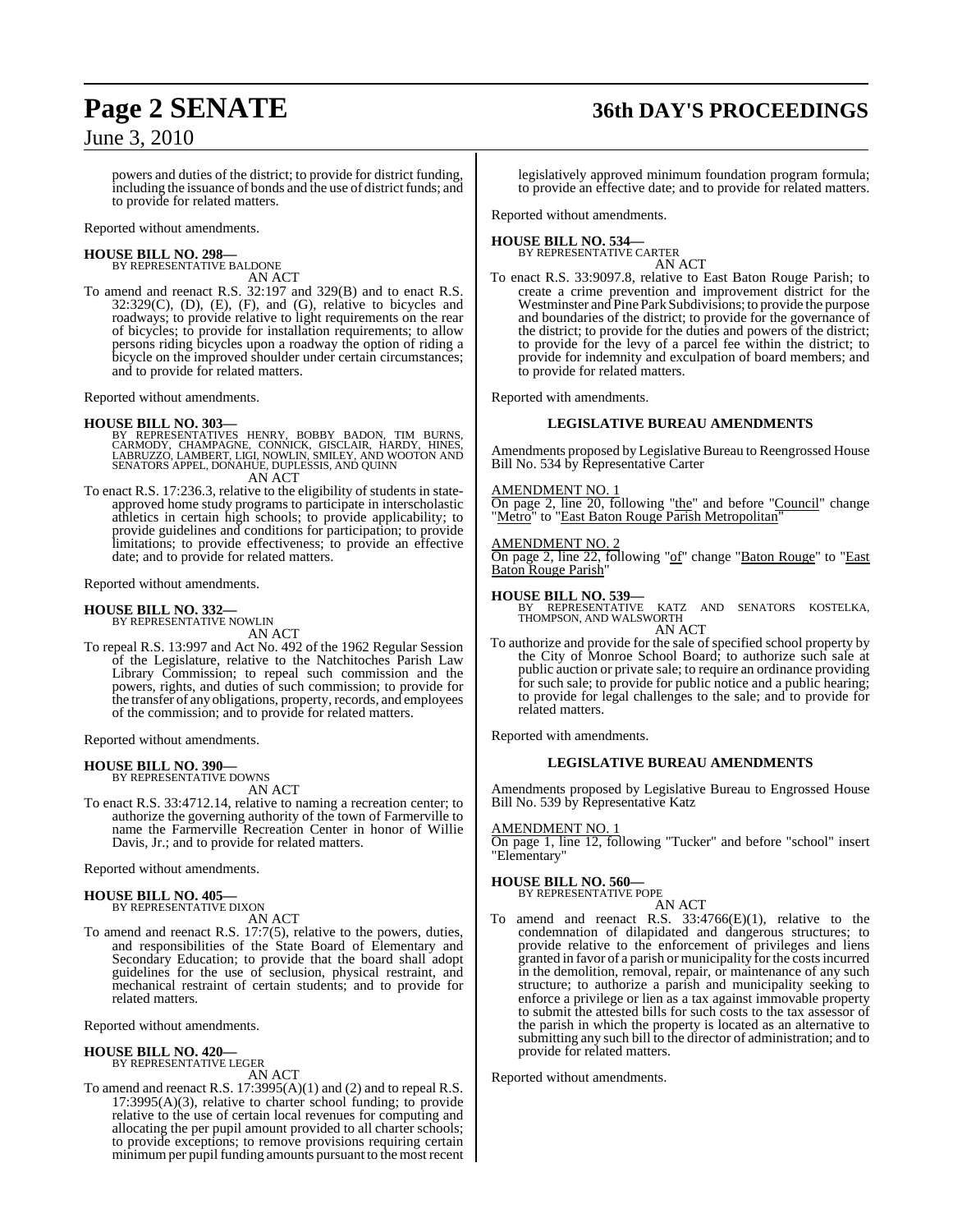powers and duties of the district; to provide for district funding, including the issuance of bonds and the use of district funds; and to provide for related matters.

Reported without amendments.

**HOUSE BILL NO. 298—**
BY REPRESENTATIVE BALDONE
AN ACT

To amend and reenact R.S. 32:197 and 329(B) and to enact R.S. 32:329(C), (D), (E), (F), and (G), relative to bicycles and roadways; to provide relative to light requirements on the rear of bicycles; to provide for installation requirements; to allow persons riding bicycles upon a roadway the option of riding a bicycle on the improved shoulder under certain circumstances; and to provide for related matters.

Reported without amendments.

**HOUSE BILL NO. 303—**
BY REPRESENTATIVES HENRY, BOBBY BADON, TIM BURNS, CARMODY, CHAMPAGNE, CONNICK, GISCLAIR, HARDY, HINES, LABRUZZO, LAMBERT, LIGI, NOWLIN, SMILEY, AND WOOTON AND SENATORS APPEL, DONAHUE, DUPLESSIS, AND QUINN
AN ACT

To enact R.S. 17:236.3, relative to the eligibility of students in state-approved home study programs to participate in interscholastic athletics in certain high schools; to provide applicability; to provide guidelines and conditions for participation; to provide limitations; to provide effectiveness; to provide an effective date; and to provide for related matters.

Reported without amendments.

**HOUSE BILL NO. 332—**
BY REPRESENTATIVE NOWLIN
AN ACT

To repeal R.S. 13:997 and Act No. 492 of the 1962 Regular Session of the Legislature, relative to the Natchitoches Parish Law Library Commission; to repeal such commission and the powers, rights, and duties of such commission; to provide for the transfer of any obligations, property, records, and employees of the commission; and to provide for related matters.

Reported without amendments.

**HOUSE BILL NO. 390—**
BY REPRESENTATIVE DOWNS
AN ACT

To enact R.S. 33:4712.14, relative to naming a recreation center; to authorize the governing authority of the town of Farmerville to name the Farmerville Recreation Center in honor of Willie Davis, Jr.; and to provide for related matters.

Reported without amendments.

**HOUSE BILL NO. 405—**
BY REPRESENTATIVE DIXON
AN ACT

To amend and reenact R.S. 17:7(5), relative to the powers, duties, and responsibilities of the State Board of Elementary and Secondary Education; to provide that the board shall adopt guidelines for the use of seclusion, physical restraint, and mechanical restraint of certain students; and to provide for related matters.

Reported without amendments.

**HOUSE BILL NO. 420—**
BY REPRESENTATIVE LEGER
AN ACT

To amend and reenact R.S. 17:3995(A)(1) and (2) and to repeal R.S. 17:3995(A)(3), relative to charter school funding; to provide relative to the use of certain local revenues for computing and allocating the per pupil amount provided to all charter schools; to provide exceptions; to remove provisions requiring certain minimum per pupil funding amounts pursuant to the most recent legislatively approved minimum foundation program formula; to provide an effective date; and to provide for related matters.

Reported without amendments.

**HOUSE BILL NO. 534—**
BY REPRESENTATIVE CARTER
AN ACT

To enact R.S. 33:9097.8, relative to East Baton Rouge Parish; to create a crime prevention and improvement district for the Westminster and Pine Park Subdivisions; to provide the purpose and boundaries of the district; to provide for the governance of the district; to provide for the duties and powers of the district; to provide for the levy of a parcel fee within the district; to provide for indemnity and exculpation of board members; and to provide for related matters.

Reported with amendments.

### LEGISLATIVE BUREAU AMENDMENTS

Amendments proposed by Legislative Bureau to Reengrossed House Bill No. 534 by Representative Carter

AMENDMENT NO. 1
On page 2, line 20, following "the" and before "Council" change "Metro" to "East Baton Rouge Parish Metropolitan"

AMENDMENT NO. 2
On page 2, line 22, following "of" change "Baton Rouge" to "East Baton Rouge Parish"

**HOUSE BILL NO. 539—**
BY REPRESENTATIVE KATZ AND SENATORS KOSTELKA, THOMPSON, AND WALSWORTH
AN ACT

To authorize and provide for the sale of specified school property by the City of Monroe School Board; to authorize such sale at public auction or private sale; to require an ordinance providing for such sale; to provide for public notice and a public hearing; to provide for legal challenges to the sale; and to provide for related matters.

Reported with amendments.

### LEGISLATIVE BUREAU AMENDMENTS

Amendments proposed by Legislative Bureau to Engrossed House Bill No. 539 by Representative Katz

AMENDMENT NO. 1
On page 1, line 12, following "Tucker" and before "school" insert "Elementary"

**HOUSE BILL NO. 560—**
BY REPRESENTATIVE POPE
AN ACT

To amend and reenact R.S. 33:4766(E)(1), relative to the condemnation of dilapidated and dangerous structures; to provide relative to the enforcement of privileges and liens granted in favor of a parish or municipality for the costs incurred in the demolition, removal, repair, or maintenance of any such structure; to authorize a parish and municipality seeking to enforce a privilege or lien as a tax against immovable property to submit the attested bills for such costs to the tax assessor of the parish in which the property is located as an alternative to submitting any such bill to the director of administration; and to provide for related matters.

Reported without amendments.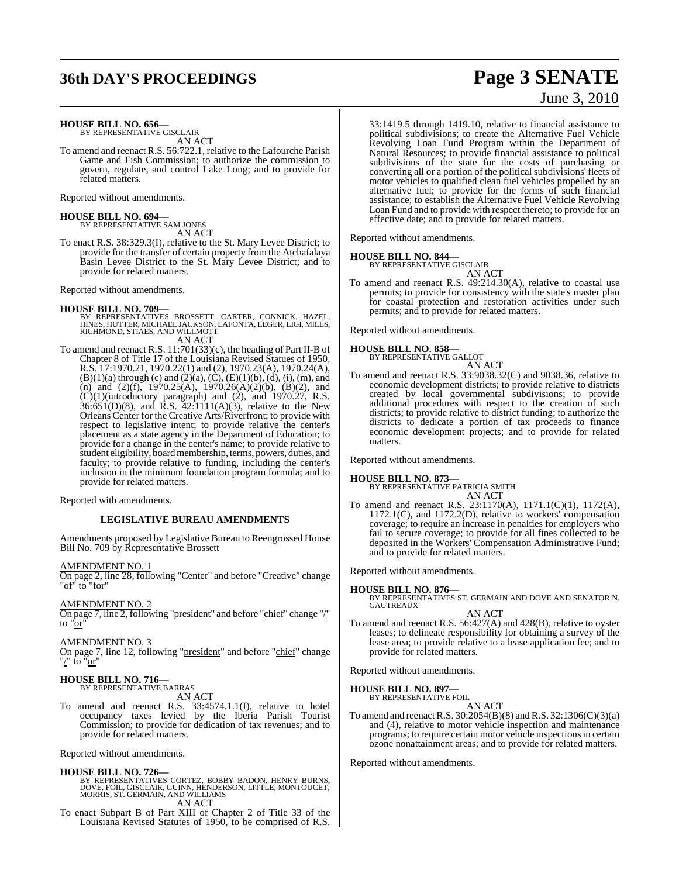**HOUSE BILL NO. 656—**
BY REPRESENTATIVE GISCLAIR

AN ACT

To amend and reenact R.S. 56:722.1, relative to the Lafourche Parish Game and Fish Commission; to authorize the commission to govern, regulate, and control Lake Long; and to provide for related matters.

Reported without amendments.

**HOUSE BILL NO. 694—**
BY REPRESENTATIVE SAM JONES

AN ACT

To enact R.S. 38:329.3(I), relative to the St. Mary Levee District; to provide for the transfer of certain property from the Atchafalaya Basin Levee District to the St. Mary Levee District; and to provide for related matters.

Reported without amendments.

**HOUSE BILL NO. 709—**
BY REPRESENTATIVES BROSSETT, CARTER, CONNICK, HAZEL, HINES, HUTTER, MICHAEL JACKSON, LAFONTA, LEGER, LIGI, MILLS, RICHMOND, STIAES, AND WILLMOTT

AN ACT

To amend and reenact R.S. 11:701(33)(c), the heading of Part II-B of Chapter 8 of Title 17 of the Louisiana Revised Statues of 1950, R.S. 17:1970.21, 1970.22(1) and (2), 1970.23(A), 1970.24(A), (B)(1)(a) through (c) and (2)(a), (C), (E)(1)(b), (d), (i), (m), and (n) and (2)(f), 1970.25(A), 1970.26(A)(2)(b), (B)(2), and (C)(1)(introductory paragraph) and (2), and 1970.27, R.S. 36:651(D)(8), and R.S. 42:1111(A)(3), relative to the New Orleans Center for the Creative Arts/Riverfront; to provide with respect to legislative intent; to provide relative the center's placement as a state agency in the Department of Education; to provide for a change in the center's name; to provide relative to student eligibility, board membership, terms, powers, duties, and faculty; to provide relative to funding, including the center's inclusion in the minimum foundation program formula; and to provide for related matters.

Reported with amendments.

**LEGISLATIVE BUREAU AMENDMENTS**

Amendments proposed by Legislative Bureau to Reengrossed House Bill No. 709 by Representative Brossett

AMENDMENT NO. 1
On page 2, line 28, following "Center" and before "Creative" change "of" to "for"

AMENDMENT NO. 2
On page 7, line 2, following "president" and before "chief" change "/" to "or"

AMENDMENT NO. 3
On page 7, line 12, following "president" and before "chief" change "/" to "or"

**HOUSE BILL NO. 716—**
BY REPRESENTATIVE BARRAS

AN ACT

To amend and reenact R.S. 33:4574.1.1(I), relative to hotel occupancy taxes levied by the Iberia Parish Tourist Commission; to provide for dedication of tax revenues; and to provide for related matters.

Reported without amendments.

**HOUSE BILL NO. 726—**
BY REPRESENTATIVES CORTEZ, BOBBY BADON, HENRY BURNS, DOVE, FOIL, GISCLAIR, GUINN, HENDERSON, LITTLE, MONTOUCET, MORRIS, ST. GERMAIN, AND WILLIAMS

AN ACT

To enact Subpart B of Part XIII of Chapter 2 of Title 33 of the Louisiana Revised Statutes of 1950, to be comprised of R.S. 33:1419.5 through 1419.10, relative to financial assistance to political subdivisions; to create the Alternative Fuel Vehicle Revolving Loan Fund Program within the Department of Natural Resources; to provide financial assistance to political subdivisions of the state for the costs of purchasing or converting all or a portion of the political subdivisions' fleets of motor vehicles to qualified clean fuel vehicles propelled by an alternative fuel; to provide for the forms of such financial assistance; to establish the Alternative Fuel Vehicle Revolving Loan Fund and to provide with respect thereto; to provide for an effective date; and to provide for related matters.

Reported without amendments.

**HOUSE BILL NO. 844—**
BY REPRESENTATIVE GISCLAIR

AN ACT

To amend and reenact R.S. 49:214.30(A), relative to coastal use permits; to provide for consistency with the state's master plan for coastal protection and restoration activities under such permits; and to provide for related matters.

Reported without amendments.

**HOUSE BILL NO. 858—**
BY REPRESENTATIVE GALLOT

AN ACT

To amend and reenact R.S. 33:9038.32(C) and 9038.36, relative to economic development districts; to provide relative to districts created by local governmental subdivisions; to provide additional procedures with respect to the creation of such districts; to provide relative to district funding; to authorize the districts to dedicate a portion of tax proceeds to finance economic development projects; and to provide for related matters.

Reported without amendments.

**HOUSE BILL NO. 873—**
BY REPRESENTATIVE PATRICIA SMITH

AN ACT

To amend and reenact R.S. 23:1170(A), 1171.1(C)(1), 1172(A), 1172.1(C), and 1172.2(D), relative to workers' compensation coverage; to require an increase in penalties for employers who fail to secure coverage; to provide for all fines collected to be deposited in the Workers' Compensation Administrative Fund; and to provide for related matters.

Reported without amendments.

**HOUSE BILL NO. 876—**
BY REPRESENTATIVES ST. GERMAIN AND DOVE AND SENATOR N. GAUTREAUX

AN ACT

To amend and reenact R.S. 56:427(A) and 428(B), relative to oyster leases; to delineate responsibility for obtaining a survey of the lease area; to provide relative to a lease application fee; and to provide for related matters.

Reported without amendments.

**HOUSE BILL NO. 897—**
BY REPRESENTATIVE FOIL

AN ACT

To amend and reenact R.S. 30:2054(B)(8) and R.S. 32:1306(C)(3)(a) and (4), relative to motor vehicle inspection and maintenance programs; to require certain motor vehicle inspections in certain ozone nonattainment areas; and to provide for related matters.

Reported without amendments.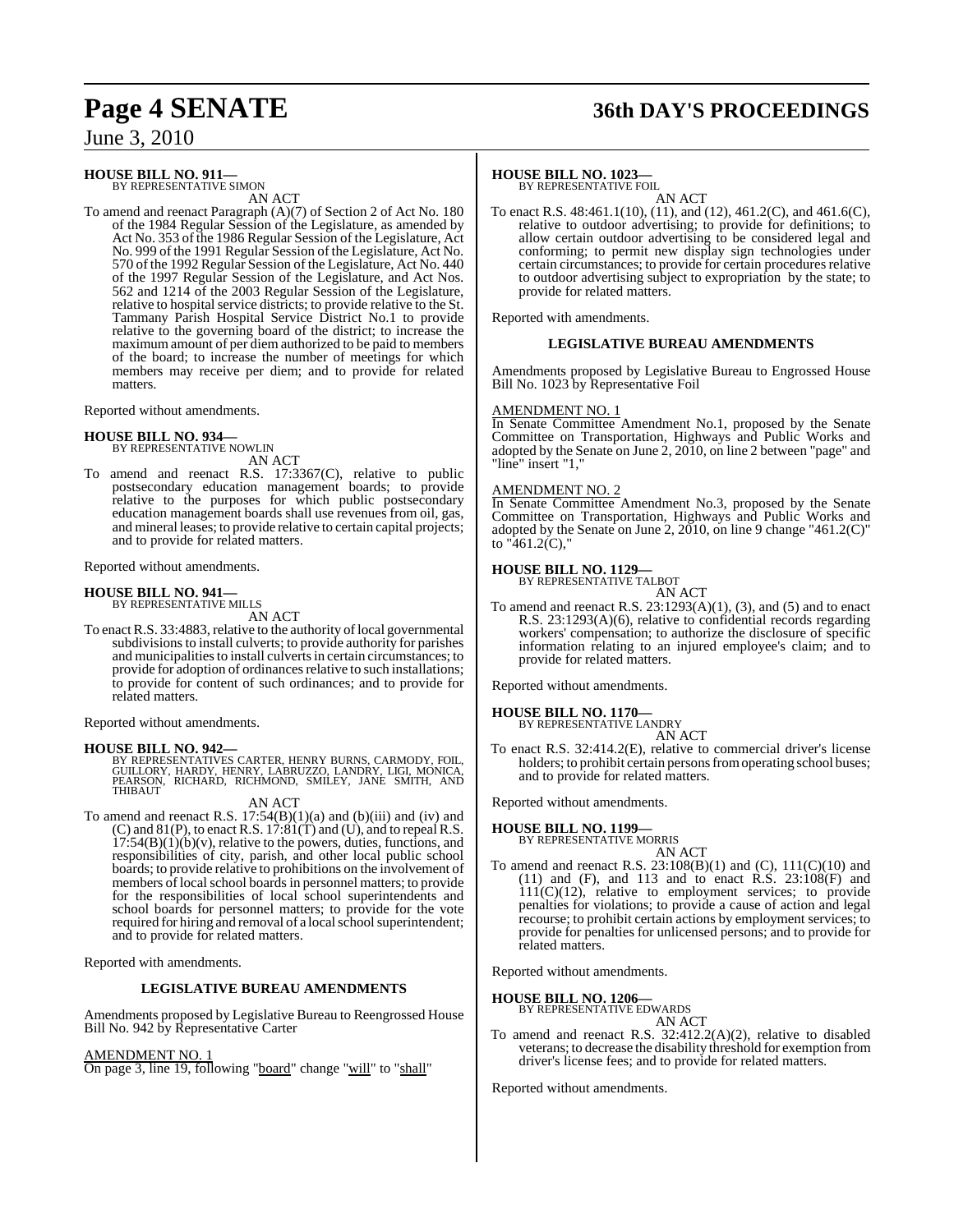**HOUSE BILL NO. 911—**
BY REPRESENTATIVE SIMON

AN ACT

To amend and reenact Paragraph (A)(7) of Section 2 of Act No. 180 of the 1984 Regular Session of the Legislature, as amended by Act No. 353 of the 1986 Regular Session of the Legislature, Act No. 999 of the 1991 Regular Session of the Legislature, Act No. 570 of the 1992 Regular Session of the Legislature, Act No. 440 of the 1997 Regular Session of the Legislature, and Act Nos. 562 and 1214 of the 2003 Regular Session of the Legislature, relative to hospital service districts; to provide relative to the St. Tammany Parish Hospital Service District No.1 to provide relative to the governing board of the district; to increase the maximum amount of per diem authorized to be paid to members of the board; to increase the number of meetings for which members may receive per diem; and to provide for related matters.

Reported without amendments.

**HOUSE BILL NO. 934—**
BY REPRESENTATIVE NOWLIN

AN ACT

To amend and reenact R.S. 17:3367(C), relative to public postsecondary education management boards; to provide relative to the purposes for which public postsecondary education management boards shall use revenues from oil, gas, and mineral leases; to provide relative to certain capital projects; and to provide for related matters.

Reported without amendments.

**HOUSE BILL NO. 941—**
BY REPRESENTATIVE MILLS

AN ACT

To enact R.S. 33:4883, relative to the authority of local governmental subdivisions to install culverts; to provide authority for parishes and municipalities to install culverts in certain circumstances; to provide for adoption of ordinances relative to such installations; to provide for content of such ordinances; and to provide for related matters.

Reported without amendments.

**HOUSE BILL NO. 942—**
BY REPRESENTATIVES CARTER, HENRY BURNS, CARMODY, FOIL, GUILLORY, HARDY, HENRY, LABRUZZO, LANDRY, LIGI, MONICA, PEARSON, RICHARD, RICHMOND, SMILEY, JANE SMITH, AND THIBAUT

AN ACT

To amend and reenact R.S. 17:54(B)(1)(a) and (b)(iii) and (iv) and (C) and 81(P), to enact R.S. 17:81(T) and (U), and to repeal R.S. 17:54(B)(1)(b)(v), relative to the powers, duties, functions, and responsibilities of city, parish, and other local public school boards; to provide relative to prohibitions on the involvement of members of local school boards in personnel matters; to provide for the responsibilities of local school superintendents and school boards for personnel matters; to provide for the vote required for hiring and removal of a local school superintendent; and to provide for related matters.

Reported with amendments.

**LEGISLATIVE BUREAU AMENDMENTS**

Amendments proposed by Legislative Bureau to Reengrossed House Bill No. 942 by Representative Carter

AMENDMENT NO. 1
On page 3, line 19, following "board" change "will" to "shall"

**HOUSE BILL NO. 1023—**
BY REPRESENTATIVE FOIL

AN ACT

To enact R.S. 48:461.1(10), (11), and (12), 461.2(C), and 461.6(C), relative to outdoor advertising; to provide for definitions; to allow certain outdoor advertising to be considered legal and conforming; to permit new display sign technologies under certain circumstances; to provide for certain procedures relative to outdoor advertising subject to expropriation by the state; to provide for related matters.

Reported with amendments.

**LEGISLATIVE BUREAU AMENDMENTS**

Amendments proposed by Legislative Bureau to Engrossed House Bill No. 1023 by Representative Foil

AMENDMENT NO. 1
In Senate Committee Amendment No.1, proposed by the Senate Committee on Transportation, Highways and Public Works and adopted by the Senate on June 2, 2010, on line 2 between "page" and "line" insert "1,"

AMENDMENT NO. 2
In Senate Committee Amendment No.3, proposed by the Senate Committee on Transportation, Highways and Public Works and adopted by the Senate on June 2, 2010, on line 9 change "461.2(C)" to "461.2(C),"

**HOUSE BILL NO. 1129—**
BY REPRESENTATIVE TALBOT

AN ACT

To amend and reenact R.S. 23:1293(A)(1), (3), and (5) and to enact R.S. 23:1293(A)(6), relative to confidential records regarding workers' compensation; to authorize the disclosure of specific information relating to an injured employee's claim; and to provide for related matters.

Reported without amendments.

**HOUSE BILL NO. 1170—**
BY REPRESENTATIVE LANDRY

AN ACT

To enact R.S. 32:414.2(E), relative to commercial driver's license holders; to prohibit certain persons from operating school buses; and to provide for related matters.

Reported without amendments.

**HOUSE BILL NO. 1199—**
BY REPRESENTATIVE MORRIS

AN ACT

To amend and reenact R.S. 23:108(B)(1) and (C), 111(C)(10) and (11) and (F), and 113 and to enact R.S. 23:108(F) and 111(C)(12), relative to employment services; to provide penalties for violations; to provide a cause of action and legal recourse; to prohibit certain actions by employment services; to provide for penalties for unlicensed persons; and to provide for related matters.

Reported without amendments.

**HOUSE BILL NO. 1206—**
BY REPRESENTATIVE EDWARDS

AN ACT

To amend and reenact R.S. 32:412.2(A)(2), relative to disabled veterans; to decrease the disability threshold for exemption from driver's license fees; and to provide for related matters.

Reported without amendments.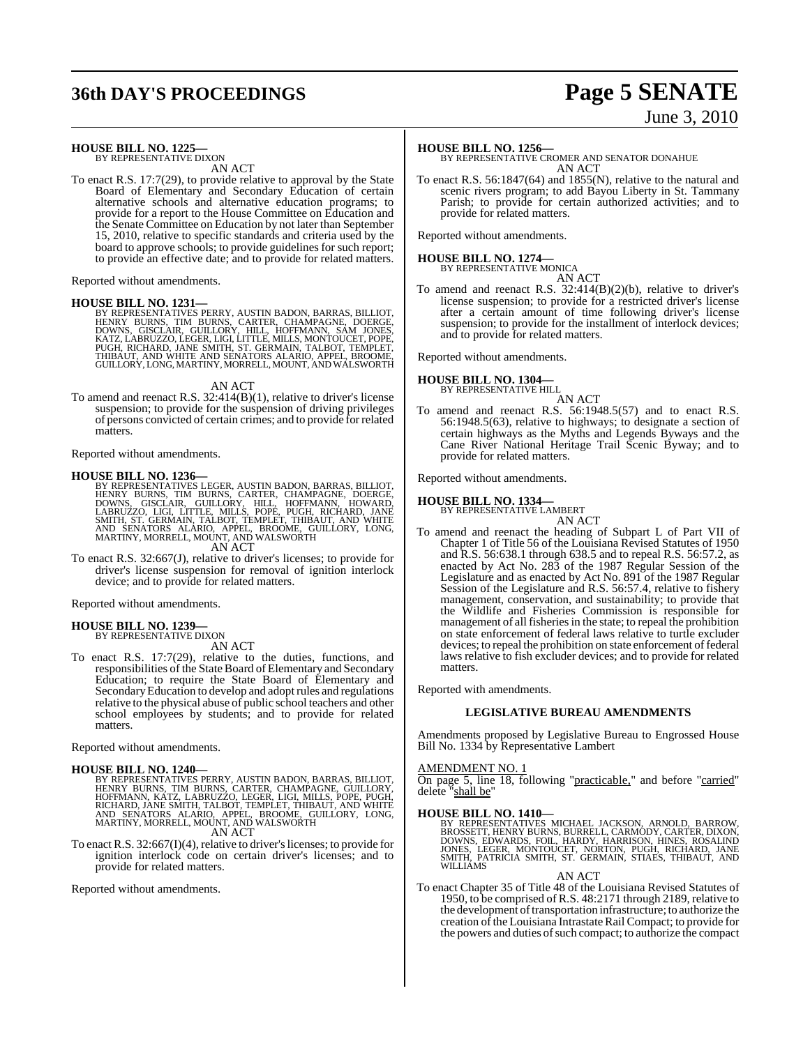**HOUSE BILL NO. 1225—**
BY REPRESENTATIVE DIXON
AN ACT

To enact R.S. 17:7(29), to provide relative to approval by the State Board of Elementary and Secondary Education of certain alternative schools and alternative education programs; to provide for a report to the House Committee on Education and the Senate Committee on Education by not later than September 15, 2010, relative to specific standards and criteria used by the board to approve schools; to provide guidelines for such report; to provide an effective date; and to provide for related matters.

Reported without amendments.

**HOUSE BILL NO. 1231—**
BY REPRESENTATIVES PERRY, AUSTIN BADON, BARRAS, BILLIOT, HENRY BURNS, TIM BURNS, CARTER, CHAMPAGNE, DOERGE, DOWNS, GISCLAIR, GUILLORY, HILL, HOFFMANN, SAM JONES, KATZ, LABRUZZO, LEGER, LIGI, LITTLE, MILLS, MONTOUCET, POPE, PUGH, RICHARD, JANE SMITH, ST. GERMAIN, TALBOT, TEMPLET, THIBAUT, AND WHITE AND SENATORS ALARIO, APPEL, BROOME, GUILLORY, LONG, MARTINY, MORRELL, MOUNT, AND WALSWORTH
AN ACT

To amend and reenact R.S. 32:414(B)(1), relative to driver's license suspension; to provide for the suspension of driving privileges of persons convicted of certain crimes; and to provide for related matters.

Reported without amendments.

**HOUSE BILL NO. 1236—**
BY REPRESENTATIVES LEGER, AUSTIN BADON, BARRAS, BILLIOT, HENRY BURNS, TIM BURNS, CARTER, CHAMPAGNE, DOERGE, DOWNS, GISCLAIR, GUILLORY, HILL, HOFFMANN, HOWARD, LABRUZZO, LIGI, LITTLE, MILLS, POPE, PUGH, RICHARD, JANE SMITH, ST. GERMAIN, TALBOT, TEMPLET, THIBAUT, AND WHITE AND SENATORS ALARIO, APPEL, BROOME, GUILLORY, LONG, MARTINY, MORRELL, MOUNT, AND WALSWORTH
AN ACT

To enact R.S. 32:667(J), relative to driver's licenses; to provide for driver's license suspension for removal of ignition interlock device; and to provide for related matters.

Reported without amendments.

**HOUSE BILL NO. 1239—**
BY REPRESENTATIVE DIXON
AN ACT

To enact R.S. 17:7(29), relative to the duties, functions, and responsibilities of the State Board of Elementary and Secondary Education; to require the State Board of Elementary and Secondary Education to develop and adopt rules and regulations relative to the physical abuse of public school teachers and other school employees by students; and to provide for related matters.

Reported without amendments.

**HOUSE BILL NO. 1240—**
BY REPRESENTATIVES PERRY, AUSTIN BADON, BARRAS, BILLIOT, HENRY BURNS, TIM BURNS, CARTER, CHAMPAGNE, GUILLORY, HOFFMANN, KATZ, LABRUZZO, LEGER, LIGI, MILLS, POPE, PUGH, RICHARD, JANE SMITH, TALBOT, TEMPLET, THIBAUT, AND WHITE AND SENATORS ALARIO, APPEL, BROOME, GUILLORY, LONG, MARTINY, MORRELL, MOUNT, AND WALSWORTH
AN ACT

To enact R.S. 32:667(I)(4), relative to driver's licenses; to provide for ignition interlock code on certain driver's licenses; and to provide for related matters.

Reported without amendments.

**HOUSE BILL NO. 1256—**
BY REPRESENTATIVE CROMER AND SENATOR DONAHUE
AN ACT

To enact R.S. 56:1847(64) and 1855(N), relative to the natural and scenic rivers program; to add Bayou Liberty in St. Tammany Parish; to provide for certain authorized activities; and to provide for related matters.

Reported without amendments.

**HOUSE BILL NO. 1274—**
BY REPRESENTATIVE MONICA
AN ACT

To amend and reenact R.S. 32:414(B)(2)(b), relative to driver's license suspension; to provide for a restricted driver's license after a certain amount of time following driver's license suspension; to provide for the installment of interlock devices; and to provide for related matters.

Reported without amendments.

**HOUSE BILL NO. 1304—**
BY REPRESENTATIVE HILL
AN ACT

To amend and reenact R.S. 56:1948.5(57) and to enact R.S. 56:1948.5(63), relative to highways; to designate a section of certain highways as the Myths and Legends Byways and the Cane River National Heritage Trail Scenic Byway; and to provide for related matters.

Reported without amendments.

**HOUSE BILL NO. 1334—**
BY REPRESENTATIVE LAMBERT
AN ACT

To amend and reenact the heading of Subpart L of Part VII of Chapter 1 of Title 56 of the Louisiana Revised Statutes of 1950 and R.S. 56:638.1 through 638.5 and to repeal R.S. 56:57.2, as enacted by Act No. 283 of the 1987 Regular Session of the Legislature and as enacted by Act No. 891 of the 1987 Regular Session of the Legislature and R.S. 56:57.4, relative to fishery management, conservation, and sustainability; to provide that the Wildlife and Fisheries Commission is responsible for management of all fisheries in the state; to repeal the prohibition on state enforcement of federal laws relative to turtle excluder devices; to repeal the prohibition on state enforcement of federal laws relative to fish excluder devices; and to provide for related matters.

Reported with amendments.

**LEGISLATIVE BUREAU AMENDMENTS**

Amendments proposed by Legislative Bureau to Engrossed House Bill No. 1334 by Representative Lambert

AMENDMENT NO. 1

On page 5, line 18, following "practicable," and before "carried" delete "shall be"

**HOUSE BILL NO. 1410—**
BY REPRESENTATIVES MICHAEL JACKSON, ARNOLD, BARROW, BROSSETT, HENRY BURNS, BURRELL, CARMODY, CARTER, DIXON, DOWNS, EDWARDS, FOIL, HARDY, HARRISON, HINES, ROSALIND JONES, LEGER, MONTOUCET, NORTON, PUGH, RICHARD, JANE SMITH, PATRICIA SMITH, ST. GERMAIN, STIAES, THIBAUT, AND WILLIAMS
AN ACT

To enact Chapter 35 of Title 48 of the Louisiana Revised Statutes of 1950, to be comprised of R.S. 48:2171 through 2189, relative to the development of transportation infrastructure; to authorize the creation of the Louisiana Intrastate Rail Compact; to provide for the powers and duties of such compact; to authorize the compact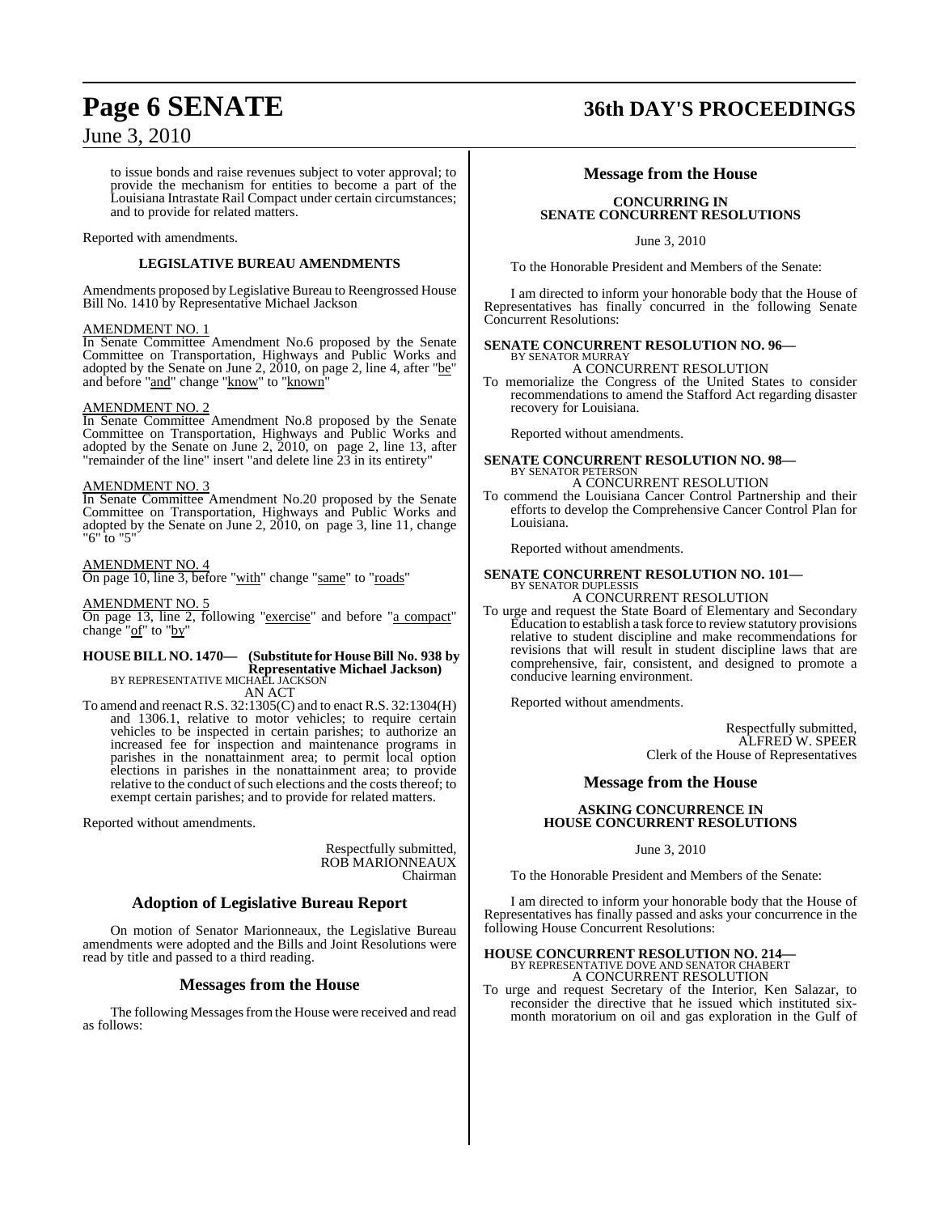to issue bonds and raise revenues subject to voter approval; to provide the mechanism for entities to become a part of the Louisiana Intrastate Rail Compact under certain circumstances; and to provide for related matters.

Reported with amendments.

### LEGISLATIVE BUREAU AMENDMENTS

Amendments proposed by Legislative Bureau to Reengrossed House Bill No. 1410 by Representative Michael Jackson

AMENDMENT NO. 1
In Senate Committee Amendment No.6 proposed by the Senate Committee on Transportation, Highways and Public Works and adopted by the Senate on June 2, 2010, on page 2, line 4, after "be" and before "and" change "know" to "known"

AMENDMENT NO. 2
In Senate Committee Amendment No.8 proposed by the Senate Committee on Transportation, Highways and Public Works and adopted by the Senate on June 2, 2010, on page 2, line 13, after "remainder of the line" insert "and delete line 23 in its entirety"

AMENDMENT NO. 3
In Senate Committee Amendment No.20 proposed by the Senate Committee on Transportation, Highways and Public Works and adopted by the Senate on June 2, 2010, on page 3, line 11, change "6" to "5"

AMENDMENT NO. 4
On page 10, line 3, before "with" change "same" to "roads"

AMENDMENT NO. 5
On page 13, line 2, following "exercise" and before "a compact" change "of" to "by"

**HOUSE BILL NO. 1470— (Substitute for House Bill No. 938 by Representative Michael Jackson)**
BY REPRESENTATIVE MICHAEL JACKSON
AN ACT

To amend and reenact R.S. 32:1305(C) and to enact R.S. 32:1304(H) and 1306.1, relative to motor vehicles; to require certain vehicles to be inspected in certain parishes; to authorize an increased fee for inspection and maintenance programs in parishes in the nonattainment area; to permit local option elections in parishes in the nonattainment area; to provide relative to the conduct of such elections and the costs thereof; to exempt certain parishes; and to provide for related matters.

Reported without amendments.

Respectfully submitted,
ROB MARIONNEAUX
Chairman

## Adoption of Legislative Bureau Report

On motion of Senator Marionneaux, the Legislative Bureau amendments were adopted and the Bills and Joint Resolutions were read by title and passed to a third reading.

## Messages from the House

The following Messages from the House were received and read as follows:

## Message from the House

### CONCURRING IN SENATE CONCURRENT RESOLUTIONS

June 3, 2010

To the Honorable President and Members of the Senate:

I am directed to inform your honorable body that the House of Representatives has finally concurred in the following Senate Concurrent Resolutions:

**SENATE CONCURRENT RESOLUTION NO. 96—**
BY SENATOR MURRAY
A CONCURRENT RESOLUTION

To memorialize the Congress of the United States to consider recommendations to amend the Stafford Act regarding disaster recovery for Louisiana.

Reported without amendments.

**SENATE CONCURRENT RESOLUTION NO. 98—**
BY SENATOR PETERSON
A CONCURRENT RESOLUTION

To commend the Louisiana Cancer Control Partnership and their efforts to develop the Comprehensive Cancer Control Plan for Louisiana.

Reported without amendments.

**SENATE CONCURRENT RESOLUTION NO. 101—**
BY SENATOR DUPLESSIS
A CONCURRENT RESOLUTION

To urge and request the State Board of Elementary and Secondary Education to establish a task force to review statutory provisions relative to student discipline and make recommendations for revisions that will result in student discipline laws that are comprehensive, fair, consistent, and designed to promote a conducive learning environment.

Reported without amendments.

Respectfully submitted,
ALFRED W. SPEER
Clerk of the House of Representatives

## Message from the House

### ASKING CONCURRENCE IN HOUSE CONCURRENT RESOLUTIONS

June 3, 2010

To the Honorable President and Members of the Senate:

I am directed to inform your honorable body that the House of Representatives has finally passed and asks your concurrence in the following House Concurrent Resolutions:

**HOUSE CONCURRENT RESOLUTION NO. 214—**
BY REPRESENTATIVE DOVE AND SENATOR CHABERT
A CONCURRENT RESOLUTION

To urge and request Secretary of the Interior, Ken Salazar, to reconsider the directive that he issued which instituted six-month moratorium on oil and gas exploration in the Gulf of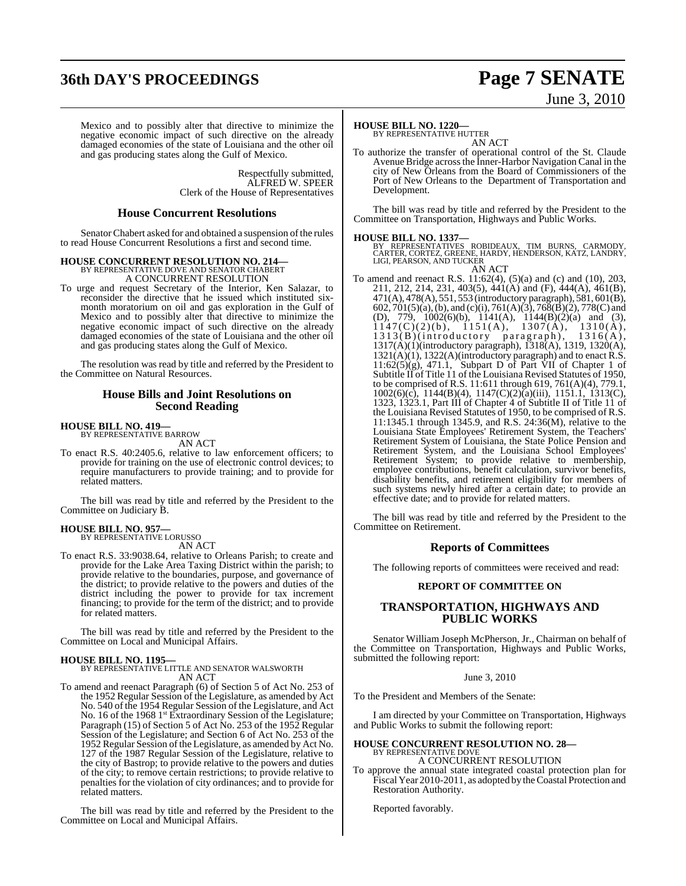Mexico and to possibly alter that directive to minimize the negative economic impact of such directive on the already damaged economies of the state of Louisiana and the other oil and gas producing states along the Gulf of Mexico.

Respectfully submitted,
ALFRED W. SPEER
Clerk of the House of Representatives

## House Concurrent Resolutions

Senator Chabert asked for and obtained a suspension of the rules to read House Concurrent Resolutions a first and second time.

**HOUSE CONCURRENT RESOLUTION NO. 214—**
BY REPRESENTATIVE DOVE AND SENATOR CHABERT
A CONCURRENT RESOLUTION

To urge and request Secretary of the Interior, Ken Salazar, to reconsider the directive that he issued which instituted six-month moratorium on oil and gas exploration in the Gulf of Mexico and to possibly alter that directive to minimize the negative economic impact of such directive on the already damaged economies of the state of Louisiana and the other oil and gas producing states along the Gulf of Mexico.

The resolution was read by title and referred by the President to the Committee on Natural Resources.

## House Bills and Joint Resolutions on Second Reading

**HOUSE BILL NO. 419—**
BY REPRESENTATIVE BARROW
AN ACT

To enact R.S. 40:2405.6, relative to law enforcement officers; to provide for training on the use of electronic control devices; to require manufacturers to provide training; and to provide for related matters.

The bill was read by title and referred by the President to the Committee on Judiciary B.

**HOUSE BILL NO. 957—**
BY REPRESENTATIVE LORUSSO
AN ACT

To enact R.S. 33:9038.64, relative to Orleans Parish; to create and provide for the Lake Area Taxing District within the parish; to provide relative to the boundaries, purpose, and governance of the district; to provide relative to the powers and duties of the district including the power to provide for tax increment financing; to provide for the term of the district; and to provide for related matters.

The bill was read by title and referred by the President to the Committee on Local and Municipal Affairs.

**HOUSE BILL NO. 1195—**
BY REPRESENTATIVE LITTLE AND SENATOR WALSWORTH
AN ACT

To amend and reenact Paragraph (6) of Section 5 of Act No. 253 of the 1952 Regular Session of the Legislature, as amended by Act No. 540 of the 1954 Regular Session of the Legislature, and Act No. 16 of the 1968 1st Extraordinary Session of the Legislature; Paragraph (15) of Section 5 of Act No. 253 of the 1952 Regular Session of the Legislature; and Section 6 of Act No. 253 of the 1952 Regular Session of the Legislature, as amended by Act No. 127 of the 1987 Regular Session of the Legislature, relative to the city of Bastrop; to provide relative to the powers and duties of the city; to remove certain restrictions; to provide relative to penalties for the violation of city ordinances; and to provide for related matters.

The bill was read by title and referred by the President to the Committee on Local and Municipal Affairs.

**HOUSE BILL NO. 1220—**
BY REPRESENTATIVE HUTTER
AN ACT

To authorize the transfer of operational control of the St. Claude Avenue Bridge across the Inner-Harbor Navigation Canal in the city of New Orleans from the Board of Commissioners of the Port of New Orleans to the Department of Transportation and Development.

The bill was read by title and referred by the President to the Committee on Transportation, Highways and Public Works.

**HOUSE BILL NO. 1337—**
BY REPRESENTATIVES ROBIDEAUX, TIM BURNS, CARMODY, CARTER, CORTEZ, GREENE, HARDY, HENDERSON, KATZ, LANDRY, LIGI, PEARSON, AND TUCKER
AN ACT

To amend and reenact R.S. 11:62(4), (5)(a) and (c) and (10), 203, 211, 212, 214, 231, 403(5), 441(A) and (F), 444(A), 461(B), 471(A), 478(A), 551, 553 (introductory paragraph), 581, 601(B), 602, 701(5)(a), (b), and (c)(i), 761(A)(3), 768(B)(2), 778(C) and (D), 779, 1002(6)(b), 1141(A), 1144(B)(2)(a) and (3), 1147(C)(2)(b), 1151(A), 1307(A), 1310(A), 1313(B)(introductory paragraph), 1316(A), 1317(A)(1)(introductory paragraph), 1318(A), 1319, 1320(A), 1321(A)(1), 1322(A)(introductory paragraph) and to enact R.S. 11:62(5)(g), 471.1, Subpart D of Part VII of Chapter 1 of Subtitle II of Title 11 of the Louisiana Revised Statutes of 1950, to be comprised of R.S. 11:611 through 619, 761(A)(4), 779.1, 1002(6)(c), 1144(B)(4), 1147(C)(2)(a)(iii), 1151.1, 1313(C), 1323, 1323.1, Part III of Chapter 4 of Subtitle II of Title 11 of the Louisiana Revised Statutes of 1950, to be comprised of R.S. 11:1345.1 through 1345.9, and R.S. 24:36(M), relative to the Louisiana State Employees' Retirement System, the Teachers' Retirement System of Louisiana, the State Police Pension and Retirement System, and the Louisiana School Employees' Retirement System; to provide relative to membership, employee contributions, benefit calculation, survivor benefits, disability benefits, and retirement eligibility for members of such systems newly hired after a certain date; to provide an effective date; and to provide for related matters.

The bill was read by title and referred by the President to the Committee on Retirement.

## Reports of Committees

The following reports of committees were received and read:

### REPORT OF COMMITTEE ON

### TRANSPORTATION, HIGHWAYS AND PUBLIC WORKS

Senator William Joseph McPherson, Jr., Chairman on behalf of the Committee on Transportation, Highways and Public Works, submitted the following report:

June 3, 2010

To the President and Members of the Senate:

I am directed by your Committee on Transportation, Highways and Public Works to submit the following report:

**HOUSE CONCURRENT RESOLUTION NO. 28—**
BY REPRESENTATIVE DOVE
A CONCURRENT RESOLUTION

To approve the annual state integrated coastal protection plan for Fiscal Year 2010-2011, as adopted by the Coastal Protection and Restoration Authority.

Reported favorably.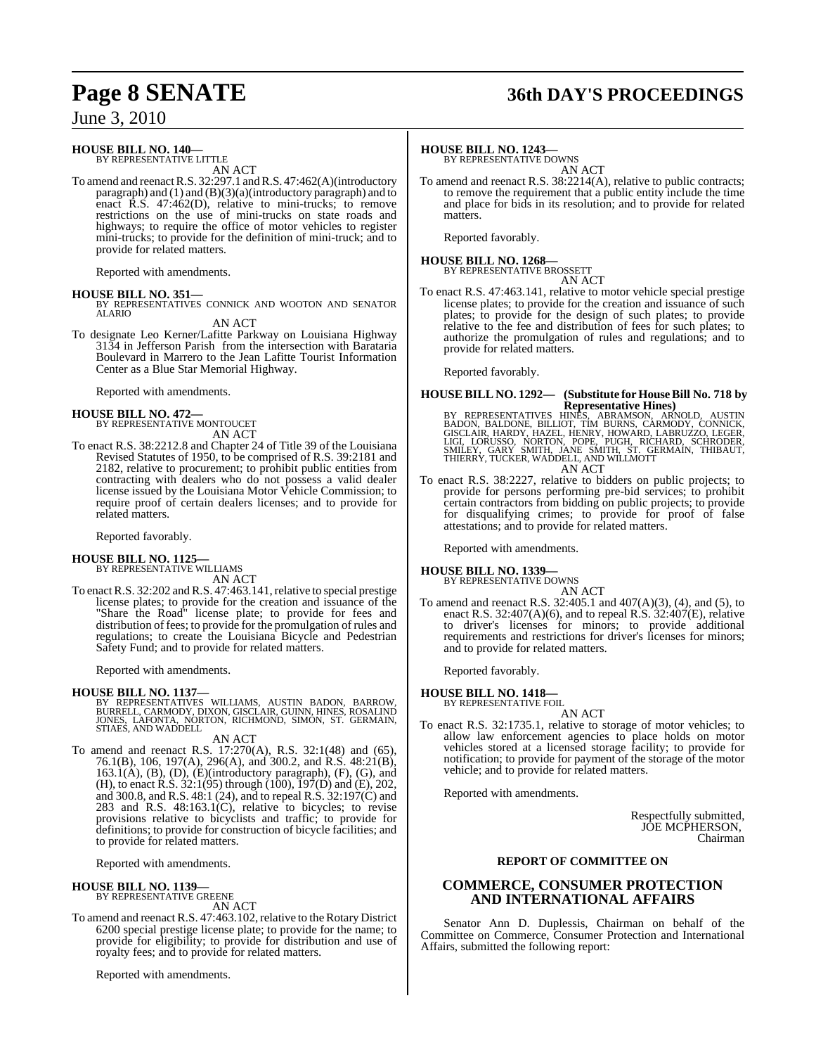**HOUSE BILL NO. 140—**
BY REPRESENTATIVE LITTLE

AN ACT

To amend and reenact R.S. 32:297.1 and R.S. 47:462(A)(introductory paragraph) and (1) and (B)(3)(a)(introductory paragraph) and to enact R.S. 47:462(D), relative to mini-trucks; to remove restrictions on the use of mini-trucks on state roads and highways; to require the office of motor vehicles to register mini-trucks; to provide for the definition of mini-truck; and to provide for related matters.

Reported with amendments.

**HOUSE BILL NO. 351—**
BY REPRESENTATIVES CONNICK AND WOOTON AND SENATOR ALARIO

AN ACT

To designate Leo Kerner/Lafitte Parkway on Louisiana Highway 3134 in Jefferson Parish from the intersection with Barataria Boulevard in Marrero to the Jean Lafitte Tourist Information Center as a Blue Star Memorial Highway.

Reported with amendments.

**HOUSE BILL NO. 472—**
BY REPRESENTATIVE MONTOUCET

AN ACT

To enact R.S. 38:2212.8 and Chapter 24 of Title 39 of the Louisiana Revised Statutes of 1950, to be comprised of R.S. 39:2181 and 2182, relative to procurement; to prohibit public entities from contracting with dealers who do not possess a valid dealer license issued by the Louisiana Motor Vehicle Commission; to require proof of certain dealers licenses; and to provide for related matters.

Reported favorably.

**HOUSE BILL NO. 1125—**
BY REPRESENTATIVE WILLIAMS

AN ACT

To enact R.S. 32:202 and R.S. 47:463.141, relative to special prestige license plates; to provide for the creation and issuance of the "Share the Road" license plate; to provide for fees and distribution of fees; to provide for the promulgation of rules and regulations; to create the Louisiana Bicycle and Pedestrian Safety Fund; and to provide for related matters.

Reported with amendments.

**HOUSE BILL NO. 1137—**
BY REPRESENTATIVES WILLIAMS, AUSTIN BADON, BARROW, BURRELL, CARMODY, DIXON, GISCLAIR, GUINN, HINES, ROSALIND JONES, LAFONTA, NORTON, RICHMOND, SIMON, ST. GERMAIN, STIAES, AND WADDELL

AN ACT

To amend and reenact R.S. 17:270(A), R.S. 32:1(48) and (65), 76.1(B), 106, 197(A), 296(A), and 300.2, and R.S. 48:21(B), 163.1(A), (B), (D), (E)(introductory paragraph), (F), (G), and (H), to enact R.S. 32:1(95) through (100), 197(D) and (E), 202, and 300.8, and R.S. 48:1 (24), and to repeal R.S. 32:197(C) and 283 and R.S. 48:163.1(C), relative to bicycles; to revise provisions relative to bicyclists and traffic; to provide for definitions; to provide for construction of bicycle facilities; and to provide for related matters.

Reported with amendments.

**HOUSE BILL NO. 1139—**
BY REPRESENTATIVE GREENE

AN ACT

To amend and reenact R.S. 47:463.102, relative to the Rotary District 6200 special prestige license plate; to provide for the name; to provide for eligibility; to provide for distribution and use of royalty fees; and to provide for related matters.

Reported with amendments.

**HOUSE BILL NO. 1243—**
BY REPRESENTATIVE DOWNS

AN ACT

To amend and reenact R.S. 38:2214(A), relative to public contracts; to remove the requirement that a public entity include the time and place for bids in its resolution; and to provide for related matters.

Reported favorably.

**HOUSE BILL NO. 1268—**
BY REPRESENTATIVE BROSSETT

AN ACT

To enact R.S. 47:463.141, relative to motor vehicle special prestige license plates; to provide for the creation and issuance of such plates; to provide for the design of such plates; to provide relative to the fee and distribution of fees for such plates; to authorize the promulgation of rules and regulations; and to provide for related matters.

Reported favorably.

**HOUSE BILL NO. 1292— (Substitute for House Bill No. 718 by Representative Hines)**
BY REPRESENTATIVES HINES, ABRAMSON, ARNOLD, AUSTIN BADON, BALDONE, BILLIOT, TIM BURNS, CARMODY, CONNICK, GISCLAIR, HARDY, HAZEL, HENRY, HOWARD, LABRUZZO, LEGER, LIGI, LORUSSO, NORTON, POPE, PUGH, RICHARD, SCHRODER, SMILEY, GARY SMITH, JANE SMITH, ST. GERMAIN, THIBAUT, THIERRY, TUCKER, WADDELL, AND WILLMOTT

AN ACT

To enact R.S. 38:2227, relative to bidders on public projects; to provide for persons performing pre-bid services; to prohibit certain contractors from bidding on public projects; to provide for disqualifying crimes; to provide for proof of false attestations; and to provide for related matters.

Reported with amendments.

**HOUSE BILL NO. 1339—**
BY REPRESENTATIVE DOWNS

AN ACT

To amend and reenact R.S. 32:405.1 and 407(A)(3), (4), and (5), to enact R.S. 32:407(A)(6), and to repeal R.S. 32:407(E), relative to driver's licenses for minors; to provide additional requirements and restrictions for driver's licenses for minors; and to provide for related matters.

Reported favorably.

**HOUSE BILL NO. 1418—**
BY REPRESENTATIVE FOIL

AN ACT

To enact R.S. 32:1735.1, relative to storage of motor vehicles; to allow law enforcement agencies to place holds on motor vehicles stored at a licensed storage facility; to provide for notification; to provide for payment of the storage of the motor vehicle; and to provide for related matters.

Reported with amendments.

Respectfully submitted,
JOE MCPHERSON,
Chairman

**REPORT OF COMMITTEE ON**

## COMMERCE, CONSUMER PROTECTION AND INTERNATIONAL AFFAIRS

Senator Ann D. Duplessis, Chairman on behalf of the Committee on Commerce, Consumer Protection and International Affairs, submitted the following report: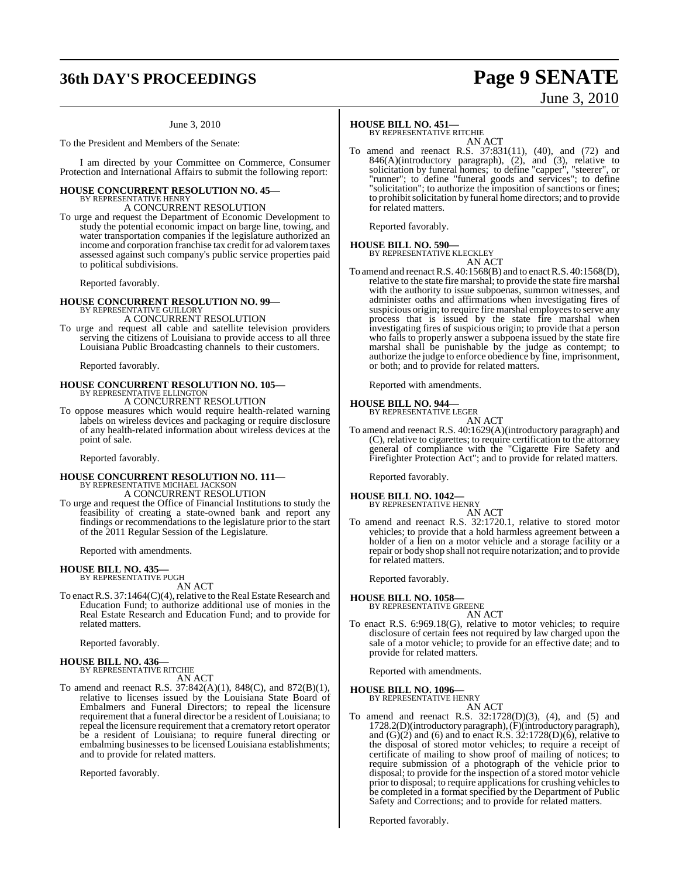June 3, 2010

To the President and Members of the Senate:

I am directed by your Committee on Commerce, Consumer Protection and International Affairs to submit the following report:

**HOUSE CONCURRENT RESOLUTION NO. 45—**
BY REPRESENTATIVE HENRY
A CONCURRENT RESOLUTION

To urge and request the Department of Economic Development to study the potential economic impact on barge line, towing, and water transportation companies if the legislature authorized an income and corporation franchise tax credit for ad valorem taxes assessed against such company's public service properties paid to political subdivisions.

Reported favorably.

**HOUSE CONCURRENT RESOLUTION NO. 99—**
BY REPRESENTATIVE GUILLORY
A CONCURRENT RESOLUTION

To urge and request all cable and satellite television providers serving the citizens of Louisiana to provide access to all three Louisiana Public Broadcasting channels to their customers.

Reported favorably.

**HOUSE CONCURRENT RESOLUTION NO. 105—**
BY REPRESENTATIVE ELLINGTON
A CONCURRENT RESOLUTION

To oppose measures which would require health-related warning labels on wireless devices and packaging or require disclosure of any health-related information about wireless devices at the point of sale.

Reported favorably.

**HOUSE CONCURRENT RESOLUTION NO. 111—**
BY REPRESENTATIVE MICHAEL JACKSON
A CONCURRENT RESOLUTION

To urge and request the Office of Financial Institutions to study the feasibility of creating a state-owned bank and report any findings or recommendations to the legislature prior to the start of the 2011 Regular Session of the Legislature.

Reported with amendments.

**HOUSE BILL NO. 435—**
BY REPRESENTATIVE PUGH
AN ACT

To enact R.S. 37:1464(C)(4), relative to the Real Estate Research and Education Fund; to authorize additional use of monies in the Real Estate Research and Education Fund; and to provide for related matters.

Reported favorably.

**HOUSE BILL NO. 436—**
BY REPRESENTATIVE RITCHIE
AN ACT

To amend and reenact R.S. 37:842(A)(1), 848(C), and 872(B)(1), relative to licenses issued by the Louisiana State Board of Embalmers and Funeral Directors; to repeal the licensure requirement that a funeral director be a resident of Louisiana; to repeal the licensure requirement that a crematory retort operator be a resident of Louisiana; to require funeral directing or embalming businesses to be licensed Louisiana establishments; and to provide for related matters.

Reported favorably.

**HOUSE BILL NO. 451—**
BY REPRESENTATIVE RITCHIE
AN ACT

To amend and reenact R.S. 37:831(11), (40), and (72) and 846(A)(introductory paragraph), (2), and (3), relative to solicitation by funeral homes; to define "capper", "steerer", or "runner"; to define "funeral goods and services"; to define "solicitation"; to authorize the imposition of sanctions or fines; to prohibit solicitation by funeral home directors; and to provide for related matters.

Reported favorably.

**HOUSE BILL NO. 590—**
BY REPRESENTATIVE KLECKLEY
AN ACT

To amend and reenact R.S. 40:1568(B) and to enact R.S. 40:1568(D), relative to the state fire marshal; to provide the state fire marshal with the authority to issue subpoenas, summon witnesses, and administer oaths and affirmations when investigating fires of suspicious origin; to require fire marshal employees to serve any process that is issued by the state fire marshal when investigating fires of suspicious origin; to provide that a person who fails to properly answer a subpoena issued by the state fire marshal shall be punishable by the judge as contempt; to authorize the judge to enforce obedience by fine, imprisonment, or both; and to provide for related matters.

Reported with amendments.

**HOUSE BILL NO. 944—**
BY REPRESENTATIVE LEGER
AN ACT

To amend and reenact R.S. 40:1629(A)(introductory paragraph) and (C), relative to cigarettes; to require certification to the attorney general of compliance with the "Cigarette Fire Safety and Firefighter Protection Act"; and to provide for related matters.

Reported favorably.

**HOUSE BILL NO. 1042—**
BY REPRESENTATIVE HENRY
AN ACT

To amend and reenact R.S. 32:1720.1, relative to stored motor vehicles; to provide that a hold harmless agreement between a holder of a lien on a motor vehicle and a storage facility or a repair or body shop shall not require notarization; and to provide for related matters.

Reported favorably.

**HOUSE BILL NO. 1058—**
BY REPRESENTATIVE GREENE
AN ACT

To enact R.S. 6:969.18(G), relative to motor vehicles; to require disclosure of certain fees not required by law charged upon the sale of a motor vehicle; to provide for an effective date; and to provide for related matters.

Reported with amendments.

**HOUSE BILL NO. 1096—**
BY REPRESENTATIVE HENRY
AN ACT

To amend and reenact R.S. 32:1728(D)(3), (4), and (5) and 1728.2(D)(introductory paragraph), (F)(introductory paragraph), and (G)(2) and (6) and to enact R.S. 32:1728(D)(6), relative to the disposal of stored motor vehicles; to require a receipt of certificate of mailing to show proof of mailing of notices; to require submission of a photograph of the vehicle prior to disposal; to provide for the inspection of a stored motor vehicle prior to disposal; to require applications for crushing vehicles to be completed in a format specified by the Department of Public Safety and Corrections; and to provide for related matters.

Reported favorably.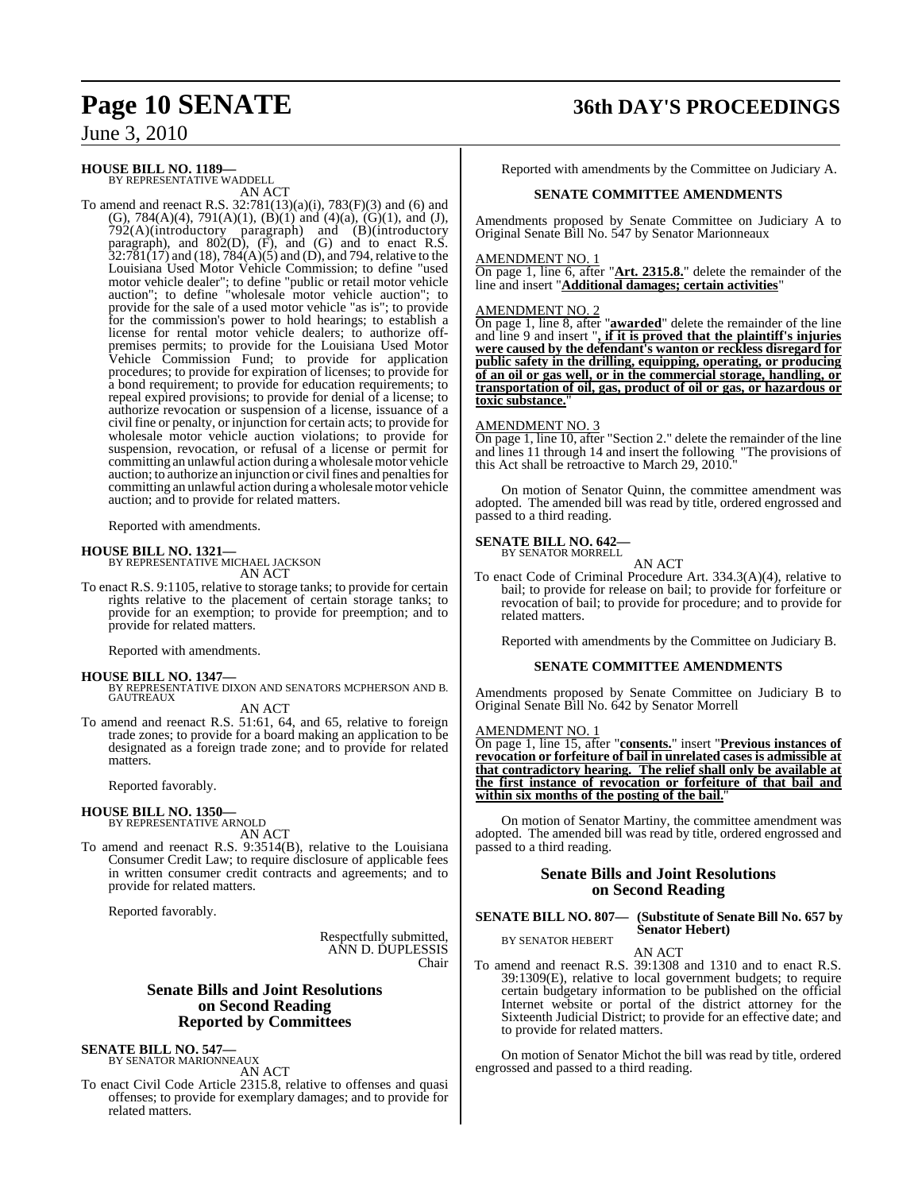**HOUSE BILL NO. 1189—**
BY REPRESENTATIVE WADDELL

AN ACT

To amend and reenact R.S. 32:781(13)(a)(i), 783(F)(3) and (6) and (G), 784(A)(4), 791(A)(1), (B)(1) and (4)(a), (G)(1), and (J), 792(A)(introductory paragraph) and (B)(introductory paragraph), and 802(D), (F), and (G) and to enact R.S. 32:781(17) and (18), 784(A)(5) and (D), and 794, relative to the Louisiana Used Motor Vehicle Commission; to define "used motor vehicle dealer"; to define "public or retail motor vehicle auction"; to define "wholesale motor vehicle auction"; to provide for the sale of a used motor vehicle "as is"; to provide for the commission's power to hold hearings; to establish a license for rental motor vehicle dealers; to authorize off-premises permits; to provide for the Louisiana Used Motor Vehicle Commission Fund; to provide for application procedures; to provide for expiration of licenses; to provide for a bond requirement; to provide for education requirements; to repeal expired provisions; to provide for denial of a license; to authorize revocation or suspension of a license, issuance of a civil fine or penalty, or injunction for certain acts; to provide for wholesale motor vehicle auction violations; to provide for suspension, revocation, or refusal of a license or permit for committing an unlawful action during a wholesale motor vehicle auction; to authorize an injunction or civil fines and penalties for committing an unlawful action during a wholesale motor vehicle auction; and to provide for related matters.

Reported with amendments.

**HOUSE BILL NO. 1321—**
BY REPRESENTATIVE MICHAEL JACKSON

AN ACT

To enact R.S. 9:1105, relative to storage tanks; to provide for certain rights relative to the placement of certain storage tanks; to provide for an exemption; to provide for preemption; and to provide for related matters.

Reported with amendments.

**HOUSE BILL NO. 1347—**
BY REPRESENTATIVE DIXON AND SENATORS MCPHERSON AND B. GAUTREAUX

AN ACT

To amend and reenact R.S. 51:61, 64, and 65, relative to foreign trade zones; to provide for a board making an application to be designated as a foreign trade zone; and to provide for related matters.

Reported favorably.

**HOUSE BILL NO. 1350—**
BY REPRESENTATIVE ARNOLD

AN ACT

To amend and reenact R.S. 9:3514(B), relative to the Louisiana Consumer Credit Law; to require disclosure of applicable fees in written consumer credit contracts and agreements; and to provide for related matters.

Reported favorably.

Respectfully submitted,
ANN D. DUPLESSIS
Chair

## Senate Bills and Joint Resolutions on Second Reading Reported by Committees

**SENATE BILL NO. 547—**
BY SENATOR MARIONNEAUX

AN ACT

To enact Civil Code Article 2315.8, relative to offenses and quasi offenses; to provide for exemplary damages; and to provide for related matters.

Reported with amendments by the Committee on Judiciary A.

### SENATE COMMITTEE AMENDMENTS

Amendments proposed by Senate Committee on Judiciary A to Original Senate Bill No. 547 by Senator Marionneaux

AMENDMENT NO. 1

On page 1, line 6, after "**Art. 2315.8.**" delete the remainder of the line and insert "**Additional damages; certain activities**"

AMENDMENT NO. 2

On page 1, line 8, after "**awarded**" delete the remainder of the line and line 9 and insert "**, if it is proved that the plaintiff's injuries were caused by the defendant's wanton or reckless disregard for public safety in the drilling, equipping, operating, or producing of an oil or gas well, or in the commercial storage, handling, or transportation of oil, gas, product of oil or gas, or hazardous or toxic substance.**"

AMENDMENT NO. 3

On page 1, line 10, after "Section 2." delete the remainder of the line and lines 11 through 14 and insert the following "The provisions of this Act shall be retroactive to March 29, 2010."

On motion of Senator Quinn, the committee amendment was adopted. The amended bill was read by title, ordered engrossed and passed to a third reading.

**SENATE BILL NO. 642—**
BY SENATOR MORRELL

AN ACT

To enact Code of Criminal Procedure Art. 334.3(A)(4), relative to bail; to provide for release on bail; to provide for forfeiture or revocation of bail; to provide for procedure; and to provide for related matters.

Reported with amendments by the Committee on Judiciary B.

### SENATE COMMITTEE AMENDMENTS

Amendments proposed by Senate Committee on Judiciary B to Original Senate Bill No. 642 by Senator Morrell

AMENDMENT NO. 1

On page 1, line 15, after "**consents.**" insert "**Previous instances of revocation or forfeiture of bail in unrelated cases is admissible at that contradictory hearing. The relief shall only be available at the first instance of revocation or forfeiture of that bail and within six months of the posting of the bail.**"

On motion of Senator Martiny, the committee amendment was adopted. The amended bill was read by title, ordered engrossed and passed to a third reading.

## Senate Bills and Joint Resolutions on Second Reading

**SENATE BILL NO. 807— (Substitute of Senate Bill No. 657 by Senator Hebert)**
BY SENATOR HEBERT

AN ACT

To amend and reenact R.S. 39:1308 and 1310 and to enact R.S. 39:1309(E), relative to local government budgets; to require certain budgetary information to be published on the official Internet website or portal of the district attorney for the Sixteenth Judicial District; to provide for an effective date; and to provide for related matters.

On motion of Senator Michot the bill was read by title, ordered engrossed and passed to a third reading.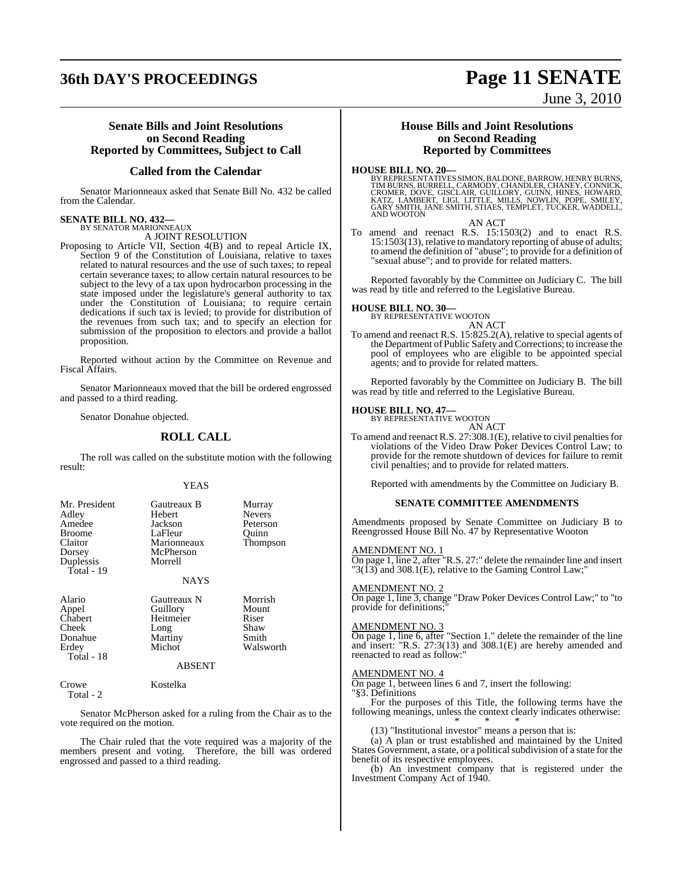### Senate Bills and Joint Resolutions on Second Reading Reported by Committees, Subject to Call

### Called from the Calendar

Senator Marionneaux asked that Senate Bill No. 432 be called from the Calendar.

**SENATE BILL NO. 432—**
BY SENATOR MARIONNEAUX

A JOINT RESOLUTION

Proposing to Article VII, Section 4(B) and to repeal Article IX, Section 9 of the Constitution of Louisiana, relative to taxes related to natural resources and the use of such taxes; to repeal certain severance taxes; to allow certain natural resources to be subject to the levy of a tax upon hydrocarbon processing in the state imposed under the legislature's general authority to tax under the Constitution of Louisiana; to require certain dedications if such tax is levied; to provide for distribution of the revenues from such tax; and to specify an election for submission of the proposition to electors and provide a ballot proposition.

Reported without action by the Committee on Revenue and Fiscal Affairs.

Senator Marionneaux moved that the bill be ordered engrossed and passed to a third reading.

Senator Donahue objected.

### ROLL CALL

The roll was called on the substitute motion with the following result:

YEAS

| | | |
|---|---|---|
| Mr. President | Gautreaux B | Murray |
| Adley | Hebert | Nevers |
| Amedee | Jackson | Peterson |
| Broome | LaFleur | Quinn |
| Claitor | Marionneaux | Thompson |
| Dorsey | McPherson | |
| Duplessis | Morrell | |
| Total - 19 | | |

NAYS

| | | |
|---|---|---|
| Alario | Gautreaux N | Morrish |
| Appel | Guillory | Mount |
| Chabert | Heitmeier | Riser |
| Cheek | Long | Shaw |
| Donahue | Martiny | Smith |
| Erdey | Michot | Walsworth |
| Total - 18 | | |

ABSENT

| | |
|---|---|
| Crowe | Kostelka |
| Total - 2 | |

Senator McPherson asked for a ruling from the Chair as to the vote required on the motion.

The Chair ruled that the vote required was a majority of the members present and voting. Therefore, the bill was ordered engrossed and passed to a third reading.

### House Bills and Joint Resolutions on Second Reading Reported by Committees

**HOUSE BILL NO. 20—**
BY REPRESENTATIVES SIMON, BALDONE, BARROW, HENRY BURNS, TIM BURNS, BURRELL, CARMODY, CHANDLER, CHANEY, CONNICK, CROMER, DOVE, GISCLAIR, GUILLORY, GUINN, HINES, HOWARD, KATZ, LAMBERT, LIGI, LITTLE, MILLS, NOWLIN, POPE, SMILEY, GARY SMITH, JANE SMITH, STIAES, TEMPLET, TUCKER, WADDELL, AND WOOTON

AN ACT

To amend and reenact R.S. 15:1503(2) and to enact R.S. 15:1503(13), relative to mandatory reporting of abuse of adults; to amend the definition of "abuse"; to provide for a definition of "sexual abuse"; and to provide for related matters.

Reported favorably by the Committee on Judiciary C. The bill was read by title and referred to the Legislative Bureau.

**HOUSE BILL NO. 30—**
BY REPRESENTATIVE WOOTON

AN ACT

To amend and reenact R.S. 15:825.2(A), relative to special agents of the Department of Public Safety and Corrections; to increase the pool of employees who are eligible to be appointed special agents; and to provide for related matters.

Reported favorably by the Committee on Judiciary B. The bill was read by title and referred to the Legislative Bureau.

**HOUSE BILL NO. 47—**
BY REPRESENTATIVE WOOTON

AN ACT

To amend and reenact R.S. 27:308.1(E), relative to civil penalties for violations of the Video Draw Poker Devices Control Law; to provide for the remote shutdown of devices for failure to remit civil penalties; and to provide for related matters.

Reported with amendments by the Committee on Judiciary B.

**SENATE COMMITTEE AMENDMENTS**

Amendments proposed by Senate Committee on Judiciary B to Reengrossed House Bill No. 47 by Representative Wooton

AMENDMENT NO. 1
On page 1, line 2, after "R.S. 27:" delete the remainder line and insert "3(13) and 308.1(E), relative to the Gaming Control Law;"

AMENDMENT NO. 2
On page 1, line 3, change "Draw Poker Devices Control Law;" to "to provide for definitions;"

AMENDMENT NO. 3
On page 1, line 6, after "Section 1." delete the remainder of the line and insert: "R.S. 27:3(13) and 308.1(E) are hereby amended and reenacted to read as follow:"

AMENDMENT NO. 4
On page 1, between lines 6 and 7, insert the following:
"§3. Definitions

For the purposes of this Title, the following terms have the following meanings, unless the context clearly indicates otherwise:

\* \* \*

(13) "Institutional investor" means a person that is:

(a) A plan or trust established and maintained by the United States Government, a state, or a political subdivision of a state for the benefit of its respective employees.

(b) An investment company that is registered under the Investment Company Act of 1940.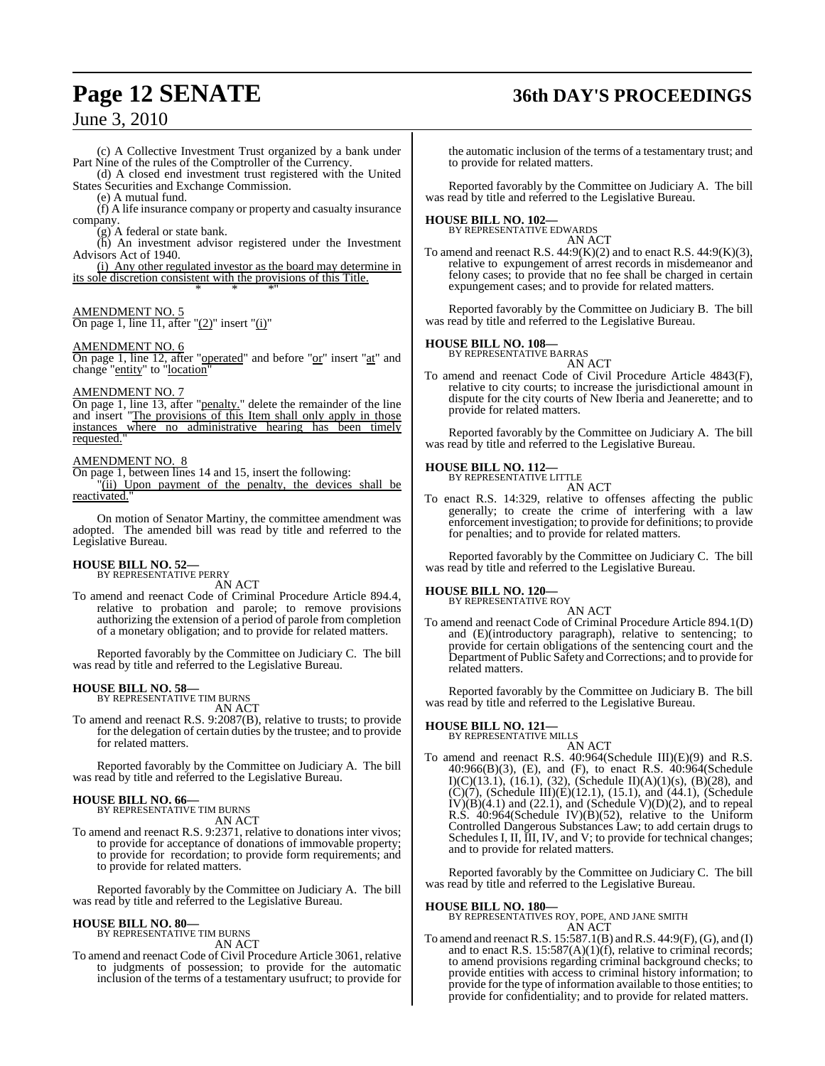(c) A Collective Investment Trust organized by a bank under Part Nine of the rules of the Comptroller of the Currency.

(d) A closed end investment trust registered with the United States Securities and Exchange Commission.

(e) A mutual fund.

(f) A life insurance company or property and casualty insurance company.

(g) A federal or state bank.

(h) An investment advisor registered under the Investment Advisors Act of 1940.

(i) Any other regulated investor as the board may determine in its sole discretion consistent with the provisions of this Title.

\* \* \*"

AMENDMENT NO. 5

On page 1, line 11, after "(2)" insert "(i)"

AMENDMENT NO. 6

On page 1, line 12, after "operated" and before "or" insert "at" and change "entity" to "location"

AMENDMENT NO. 7

On page 1, line 13, after "penalty." delete the remainder of the line and insert "The provisions of this Item shall only apply in those instances where no administrative hearing has been timely requested."

AMENDMENT NO. 8

On page 1, between lines 14 and 15, insert the following:

"(ii) Upon payment of the penalty, the devices shall be reactivated."

On motion of Senator Martiny, the committee amendment was adopted. The amended bill was read by title and referred to the Legislative Bureau.

**HOUSE BILL NO. 52—**
BY REPRESENTATIVE PERRY
AN ACT

To amend and reenact Code of Criminal Procedure Article 894.4, relative to probation and parole; to remove provisions authorizing the extension of a period of parole from completion of a monetary obligation; and to provide for related matters.

Reported favorably by the Committee on Judiciary C. The bill was read by title and referred to the Legislative Bureau.

**HOUSE BILL NO. 58—**
BY REPRESENTATIVE TIM BURNS
AN ACT

To amend and reenact R.S. 9:2087(B), relative to trusts; to provide for the delegation of certain duties by the trustee; and to provide for related matters.

Reported favorably by the Committee on Judiciary A. The bill was read by title and referred to the Legislative Bureau.

**HOUSE BILL NO. 66—**
BY REPRESENTATIVE TIM BURNS
AN ACT

To amend and reenact R.S. 9:2371, relative to donations inter vivos; to provide for acceptance of donations of immovable property; to provide for recordation; to provide form requirements; and to provide for related matters.

Reported favorably by the Committee on Judiciary A. The bill was read by title and referred to the Legislative Bureau.

**HOUSE BILL NO. 80—**
BY REPRESENTATIVE TIM BURNS
AN ACT

To amend and reenact Code of Civil Procedure Article 3061, relative to judgments of possession; to provide for the automatic inclusion of the terms of a testamentary usufruct; to provide for the automatic inclusion of the terms of a testamentary trust; and to provide for related matters.

Reported favorably by the Committee on Judiciary A. The bill was read by title and referred to the Legislative Bureau.

**HOUSE BILL NO. 102—**
BY REPRESENTATIVE EDWARDS
AN ACT

To amend and reenact R.S. 44:9(K)(2) and to enact R.S. 44:9(K)(3), relative to expungement of arrest records in misdemeanor and felony cases; to provide that no fee shall be charged in certain expungement cases; and to provide for related matters.

Reported favorably by the Committee on Judiciary B. The bill was read by title and referred to the Legislative Bureau.

**HOUSE BILL NO. 108—**
BY REPRESENTATIVE BARRAS
AN ACT

To amend and reenact Code of Civil Procedure Article 4843(F), relative to city courts; to increase the jurisdictional amount in dispute for the city courts of New Iberia and Jeanerette; and to provide for related matters.

Reported favorably by the Committee on Judiciary A. The bill was read by title and referred to the Legislative Bureau.

**HOUSE BILL NO. 112—**
BY REPRESENTATIVE LITTLE
AN ACT

To enact R.S. 14:329, relative to offenses affecting the public generally; to create the crime of interfering with a law enforcement investigation; to provide for definitions; to provide for penalties; and to provide for related matters.

Reported favorably by the Committee on Judiciary C. The bill was read by title and referred to the Legislative Bureau.

**HOUSE BILL NO. 120—**
BY REPRESENTATIVE ROY
AN ACT

To amend and reenact Code of Criminal Procedure Article 894.1(D) and (E)(introductory paragraph), relative to sentencing; to provide for certain obligations of the sentencing court and the Department of Public Safety and Corrections; and to provide for related matters.

Reported favorably by the Committee on Judiciary B. The bill was read by title and referred to the Legislative Bureau.

**HOUSE BILL NO. 121—**
BY REPRESENTATIVE MILLS
AN ACT

To amend and reenact R.S. 40:964(Schedule III)(E)(9) and R.S. 40:966(B)(3), (E), and (F), to enact R.S. 40:964(Schedule I)(C)(13.1), (16.1), (32), (Schedule II)(A)(1)(s), (B)(28), and (C)(7), (Schedule III)(E)(12.1), (15.1), and (44.1), (Schedule IV)(B)(4.1) and (22.1), and (Schedule V)(D)(2), and to repeal R.S. 40:964(Schedule IV)(B)(52), relative to the Uniform Controlled Dangerous Substances Law; to add certain drugs to Schedules I, II, III, IV, and V; to provide for technical changes; and to provide for related matters.

Reported favorably by the Committee on Judiciary C. The bill was read by title and referred to the Legislative Bureau.

**HOUSE BILL NO. 180—**
BY REPRESENTATIVES ROY, POPE, AND JANE SMITH
AN ACT

To amend and reenact R.S. 15:587.1(B) and R.S. 44:9(F), (G), and (I) and to enact R.S. 15:587(A)(1)(f), relative to criminal records; to amend provisions regarding criminal background checks; to provide entities with access to criminal history information; to provide for the type of information available to those entities; to provide for confidentiality; and to provide for related matters.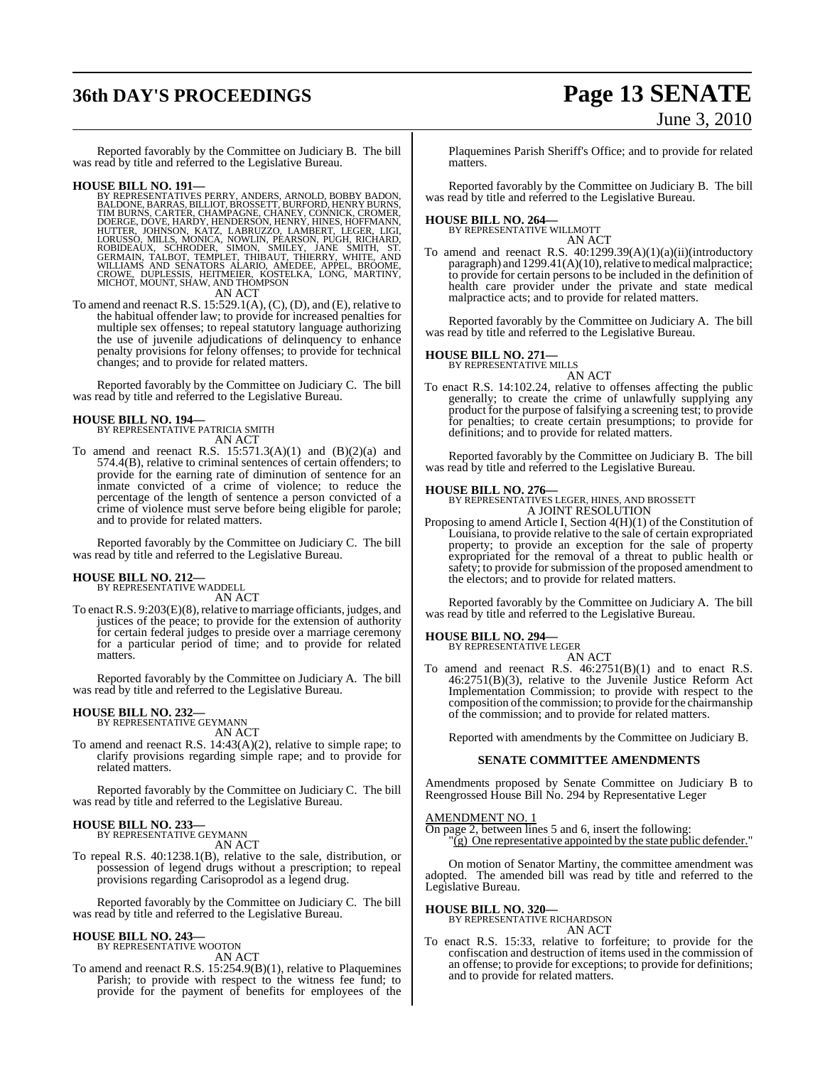Reported favorably by the Committee on Judiciary B. The bill was read by title and referred to the Legislative Bureau.

**HOUSE BILL NO. 191—**
BY REPRESENTATIVES PERRY, ANDERS, ARNOLD, BOBBY BADON, BALDONE, BARRAS, BILLIOT, BROSSETT, BURFORD, HENRY BURNS, TIM BURNS, CARTER, CHAMPAGNE, CHANEY, CONNICK, CROMER, DOERGE, DOVE, HARDY, HENDERSON, HENRY, HINES, HOFFMANN, HUTTER, JOHNSON, KATZ, LABRUZZO, LAMBERT, LEGER, LIGI, LORUSSO, MILLS, MONICA, NOWLIN, PEARSON, PUGH, RICHARD, ROBIDEAUX, SCHRODER, SIMON, SMILEY, JANE SMITH, ST. GERMAIN, TALBOT, TEMPLET, THIBAUT, THIERRY, WHITE, AND WILLIAMS AND SENATORS ALARIO, AMEDEE, APPEL, BROOME, CROWE, DUPLESSIS, HEITMEIER, KOSTELKA, LONG, MARTINY, MICHOT, MOUNT, SHAW, AND THOMPSON

AN ACT

To amend and reenact R.S. 15:529.1(A), (C), (D), and (E), relative to the habitual offender law; to provide for increased penalties for multiple sex offenses; to repeal statutory language authorizing the use of juvenile adjudications of delinquency to enhance penalty provisions for felony offenses; to provide for technical changes; and to provide for related matters.

Reported favorably by the Committee on Judiciary C. The bill was read by title and referred to the Legislative Bureau.

**HOUSE BILL NO. 194—**
BY REPRESENTATIVE PATRICIA SMITH

AN ACT

To amend and reenact R.S. 15:571.3(A)(1) and (B)(2)(a) and 574.4(B), relative to criminal sentences of certain offenders; to provide for the earning rate of diminution of sentence for an inmate convicted of a crime of violence; to reduce the percentage of the length of sentence a person convicted of a crime of violence must serve before being eligible for parole; and to provide for related matters.

Reported favorably by the Committee on Judiciary C. The bill was read by title and referred to the Legislative Bureau.

**HOUSE BILL NO. 212—**
BY REPRESENTATIVE WADDELL

AN ACT

To enact R.S. 9:203(E)(8), relative to marriage officiants, judges, and justices of the peace; to provide for the extension of authority for certain federal judges to preside over a marriage ceremony for a particular period of time; and to provide for related matters.

Reported favorably by the Committee on Judiciary A. The bill was read by title and referred to the Legislative Bureau.

**HOUSE BILL NO. 232—**
BY REPRESENTATIVE GEYMANN

AN ACT

To amend and reenact R.S. 14:43(A)(2), relative to simple rape; to clarify provisions regarding simple rape; and to provide for related matters.

Reported favorably by the Committee on Judiciary C. The bill was read by title and referred to the Legislative Bureau.

**HOUSE BILL NO. 233—**
BY REPRESENTATIVE GEYMANN

AN ACT

To repeal R.S. 40:1238.1(B), relative to the sale, distribution, or possession of legend drugs without a prescription; to repeal provisions regarding Carisoprodol as a legend drug.

Reported favorably by the Committee on Judiciary C. The bill was read by title and referred to the Legislative Bureau.

**HOUSE BILL NO. 243—**
BY REPRESENTATIVE WOOTON

AN ACT

To amend and reenact R.S. 15:254.9(B)(1), relative to Plaquemines Parish; to provide with respect to the witness fee fund; to provide for the payment of benefits for employees of the Plaquemines Parish Sheriff's Office; and to provide for related matters.

Reported favorably by the Committee on Judiciary B. The bill was read by title and referred to the Legislative Bureau.

**HOUSE BILL NO. 264—**
BY REPRESENTATIVE WILLMOTT

AN ACT

To amend and reenact R.S. 40:1299.39(A)(1)(a)(ii)(introductory paragraph) and 1299.41(A)(10), relative to medical malpractice; to provide for certain persons to be included in the definition of health care provider under the private and state medical malpractice acts; and to provide for related matters.

Reported favorably by the Committee on Judiciary A. The bill was read by title and referred to the Legislative Bureau.

**HOUSE BILL NO. 271—**
BY REPRESENTATIVE MILLS

AN ACT

To enact R.S. 14:102.24, relative to offenses affecting the public generally; to create the crime of unlawfully supplying any product for the purpose of falsifying a screening test; to provide for penalties; to create certain presumptions; to provide for definitions; and to provide for related matters.

Reported favorably by the Committee on Judiciary B. The bill was read by title and referred to the Legislative Bureau.

**HOUSE BILL NO. 276—**
BY REPRESENTATIVES LEGER, HINES, AND BROSSETT

A JOINT RESOLUTION

Proposing to amend Article I, Section 4(H)(1) of the Constitution of Louisiana, to provide relative to the sale of certain expropriated property; to provide an exception for the sale of property expropriated for the removal of a threat to public health or safety; to provide for submission of the proposed amendment to the electors; and to provide for related matters.

Reported favorably by the Committee on Judiciary A. The bill was read by title and referred to the Legislative Bureau.

**HOUSE BILL NO. 294—**
BY REPRESENTATIVE LEGER

AN ACT

To amend and reenact R.S. 46:2751(B)(1) and to enact R.S. 46:2751(B)(3), relative to the Juvenile Justice Reform Act Implementation Commission; to provide with respect to the composition of the commission; to provide for the chairmanship of the commission; and to provide for related matters.

Reported with amendments by the Committee on Judiciary B.

### SENATE COMMITTEE AMENDMENTS

Amendments proposed by Senate Committee on Judiciary B to Reengrossed House Bill No. 294 by Representative Leger

AMENDMENT NO. 1

On page 2, between lines 5 and 6, insert the following:

"(g) One representative appointed by the state public defender."

On motion of Senator Martiny, the committee amendment was adopted. The amended bill was read by title and referred to the Legislative Bureau.

**HOUSE BILL NO. 320—**
BY REPRESENTATIVE RICHARDSON

AN ACT

To enact R.S. 15:33, relative to forfeiture; to provide for the confiscation and destruction of items used in the commission of an offense; to provide for exceptions; to provide for definitions; and to provide for related matters.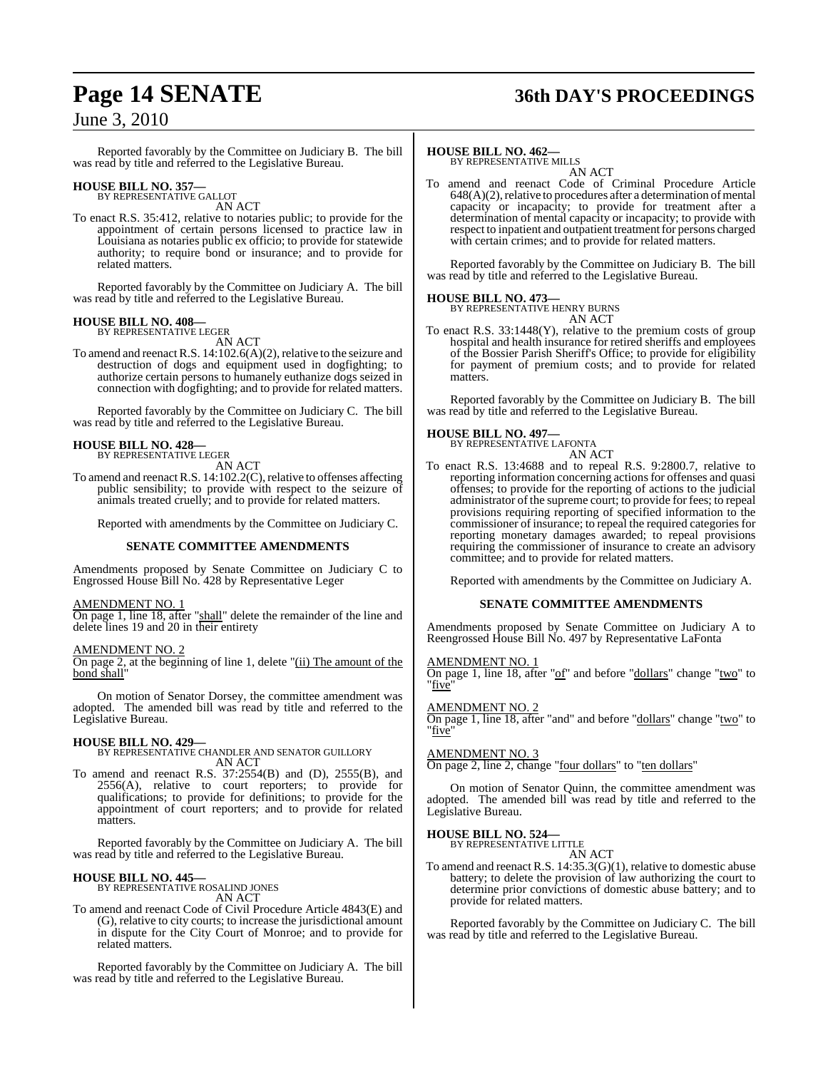Reported favorably by the Committee on Judiciary B. The bill was read by title and referred to the Legislative Bureau.

**HOUSE BILL NO. 357—**
BY REPRESENTATIVE GALLOT
AN ACT

To enact R.S. 35:412, relative to notaries public; to provide for the appointment of certain persons licensed to practice law in Louisiana as notaries public ex officio; to provide for statewide authority; to require bond or insurance; and to provide for related matters.

Reported favorably by the Committee on Judiciary A. The bill was read by title and referred to the Legislative Bureau.

**HOUSE BILL NO. 408—**
BY REPRESENTATIVE LEGER
AN ACT

To amend and reenact R.S. 14:102.6(A)(2), relative to the seizure and destruction of dogs and equipment used in dogfighting; to authorize certain persons to humanely euthanize dogs seized in connection with dogfighting; and to provide for related matters.

Reported favorably by the Committee on Judiciary C. The bill was read by title and referred to the Legislative Bureau.

**HOUSE BILL NO. 428—**
BY REPRESENTATIVE LEGER
AN ACT

To amend and reenact R.S. 14:102.2(C), relative to offenses affecting public sensibility; to provide with respect to the seizure of animals treated cruelly; and to provide for related matters.

Reported with amendments by the Committee on Judiciary C.

**SENATE COMMITTEE AMENDMENTS**

Amendments proposed by Senate Committee on Judiciary C to Engrossed House Bill No. 428 by Representative Leger

AMENDMENT NO. 1
On page 1, line 18, after "shall" delete the remainder of the line and delete lines 19 and 20 in their entirety

AMENDMENT NO. 2
On page 2, at the beginning of line 1, delete "(ii) The amount of the bond shall"

On motion of Senator Dorsey, the committee amendment was adopted. The amended bill was read by title and referred to the Legislative Bureau.

**HOUSE BILL NO. 429—**
BY REPRESENTATIVE CHANDLER AND SENATOR GUILLORY
AN ACT

To amend and reenact R.S. 37:2554(B) and (D), 2555(B), and 2556(A), relative to court reporters; to provide for qualifications; to provide for definitions; to provide for the appointment of court reporters; and to provide for related matters.

Reported favorably by the Committee on Judiciary A. The bill was read by title and referred to the Legislative Bureau.

**HOUSE BILL NO. 445—**
BY REPRESENTATIVE ROSALIND JONES
AN ACT

To amend and reenact Code of Civil Procedure Article 4843(E) and (G), relative to city courts; to increase the jurisdictional amount in dispute for the City Court of Monroe; and to provide for related matters.

Reported favorably by the Committee on Judiciary A. The bill was read by title and referred to the Legislative Bureau.

**HOUSE BILL NO. 462—**
BY REPRESENTATIVE MILLS
AN ACT

To amend and reenact Code of Criminal Procedure Article 648(A)(2), relative to procedures after a determination of mental capacity or incapacity; to provide for treatment after a determination of mental capacity or incapacity; to provide with respect to inpatient and outpatient treatment for persons charged with certain crimes; and to provide for related matters.

Reported favorably by the Committee on Judiciary B. The bill was read by title and referred to the Legislative Bureau.

**HOUSE BILL NO. 473—**
BY REPRESENTATIVE HENRY BURNS
AN ACT

To enact R.S. 33:1448(Y), relative to the premium costs of group hospital and health insurance for retired sheriffs and employees of the Bossier Parish Sheriff's Office; to provide for eligibility for payment of premium costs; and to provide for related matters.

Reported favorably by the Committee on Judiciary B. The bill was read by title and referred to the Legislative Bureau.

**HOUSE BILL NO. 497—**
BY REPRESENTATIVE LAFONTA
AN ACT

To enact R.S. 13:4688 and to repeal R.S. 9:2800.7, relative to reporting information concerning actions for offenses and quasi offenses; to provide for the reporting of actions to the judicial administrator of the supreme court; to provide for fees; to repeal provisions requiring reporting of specified information to the commissioner of insurance; to repeal the required categories for reporting monetary damages awarded; to repeal provisions requiring the commissioner of insurance to create an advisory committee; and to provide for related matters.

Reported with amendments by the Committee on Judiciary A.

**SENATE COMMITTEE AMENDMENTS**

Amendments proposed by Senate Committee on Judiciary A to Reengrossed House Bill No. 497 by Representative LaFonta

AMENDMENT NO. 1
On page 1, line 18, after "of" and before "dollars" change "two" to "five"

AMENDMENT NO. 2
On page 1, line 18, after "and" and before "dollars" change "two" to "five"

AMENDMENT NO. 3
On page 2, line 2, change "four dollars" to "ten dollars"

On motion of Senator Quinn, the committee amendment was adopted. The amended bill was read by title and referred to the Legislative Bureau.

**HOUSE BILL NO. 524—**
BY REPRESENTATIVE LITTLE
AN ACT

To amend and reenact R.S. 14:35.3(G)(1), relative to domestic abuse battery; to delete the provision of law authorizing the court to determine prior convictions of domestic abuse battery; and to provide for related matters.

Reported favorably by the Committee on Judiciary C. The bill was read by title and referred to the Legislative Bureau.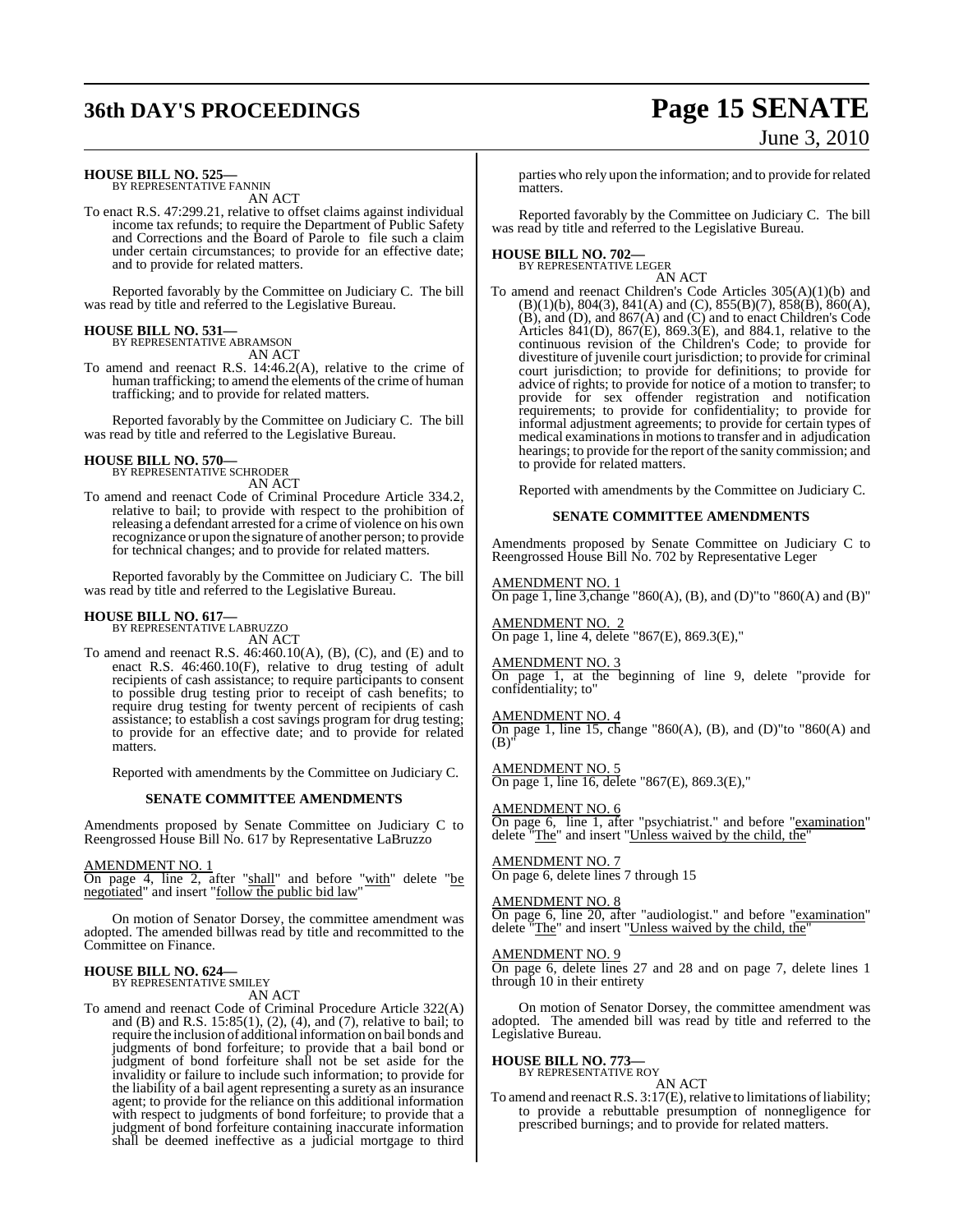**HOUSE BILL NO. 525—**
BY REPRESENTATIVE FANNIN
AN ACT

To enact R.S. 47:299.21, relative to offset claims against individual income tax refunds; to require the Department of Public Safety and Corrections and the Board of Parole to file such a claim under certain circumstances; to provide for an effective date; and to provide for related matters.

Reported favorably by the Committee on Judiciary C. The bill was read by title and referred to the Legislative Bureau.

**HOUSE BILL NO. 531—**
BY REPRESENTATIVE ABRAMSON
AN ACT

To amend and reenact R.S. 14:46.2(A), relative to the crime of human trafficking; to amend the elements of the crime of human trafficking; and to provide for related matters.

Reported favorably by the Committee on Judiciary C. The bill was read by title and referred to the Legislative Bureau.

**HOUSE BILL NO. 570—**
BY REPRESENTATIVE SCHRODER
AN ACT

To amend and reenact Code of Criminal Procedure Article 334.2, relative to bail; to provide with respect to the prohibition of releasing a defendant arrested for a crime of violence on his own recognizance or upon the signature of another person; to provide for technical changes; and to provide for related matters.

Reported favorably by the Committee on Judiciary C. The bill was read by title and referred to the Legislative Bureau.

**HOUSE BILL NO. 617—**
BY REPRESENTATIVE LABRUZZO
AN ACT

To amend and reenact R.S. 46:460.10(A), (B), (C), and (E) and to enact R.S. 46:460.10(F), relative to drug testing of adult recipients of cash assistance; to require participants to consent to possible drug testing prior to receipt of cash benefits; to require drug testing for twenty percent of recipients of cash assistance; to establish a cost savings program for drug testing; to provide for an effective date; and to provide for related matters.

Reported with amendments by the Committee on Judiciary C.

**SENATE COMMITTEE AMENDMENTS**

Amendments proposed by Senate Committee on Judiciary C to Reengrossed House Bill No. 617 by Representative LaBruzzo

AMENDMENT NO. 1
On page 4, line 2, after "shall" and before "with" delete "be negotiated" and insert "follow the public bid law"

On motion of Senator Dorsey, the committee amendment was adopted. The amended billwas read by title and recommitted to the Committee on Finance.

**HOUSE BILL NO. 624—**
BY REPRESENTATIVE SMILEY
AN ACT

To amend and reenact Code of Criminal Procedure Article 322(A) and (B) and R.S. 15:85(1), (2), (4), and (7), relative to bail; to require the inclusion of additional information on bail bonds and judgments of bond forfeiture; to provide that a bail bond or judgment of bond forfeiture shall not be set aside for the invalidity or failure to include such information; to provide for the liability of a bail agent representing a surety as an insurance agent; to provide for the reliance on this additional information with respect to judgments of bond forfeiture; to provide that a judgment of bond forfeiture containing inaccurate information shall be deemed ineffective as a judicial mortgage to third parties who rely upon the information; and to provide for related matters.

Reported favorably by the Committee on Judiciary C. The bill was read by title and referred to the Legislative Bureau.

**HOUSE BILL NO. 702—**
BY REPRESENTATIVE LEGER
AN ACT

To amend and reenact Children's Code Articles 305(A)(1)(b) and (B)(1)(b), 804(3), 841(A) and (C), 855(B)(7), 858(B), 860(A), (B), and (D), and 867(A) and (C) and to enact Children's Code Articles 841(D), 867(E), 869.3(E), and 884.1, relative to the continuous revision of the Children's Code; to provide for divestiture of juvenile court jurisdiction; to provide for criminal court jurisdiction; to provide for definitions; to provide for advice of rights; to provide for notice of a motion to transfer; to provide for sex offender registration and notification requirements; to provide for confidentiality; to provide for informal adjustment agreements; to provide for certain types of medical examinations in motions to transfer and in adjudication hearings; to provide for the report of the sanity commission; and to provide for related matters.

Reported with amendments by the Committee on Judiciary C.

**SENATE COMMITTEE AMENDMENTS**

Amendments proposed by Senate Committee on Judiciary C to Reengrossed House Bill No. 702 by Representative Leger

AMENDMENT NO. 1
On page 1, line 3,change "860(A), (B), and (D)"to "860(A) and (B)"

AMENDMENT NO. 2
On page 1, line 4, delete "867(E), 869.3(E),"

AMENDMENT NO. 3
On page 1, at the beginning of line 9, delete "provide for confidentiality; to"

AMENDMENT NO. 4
On page 1, line 15, change "860(A), (B), and (D)"to "860(A) and (B)"

AMENDMENT NO. 5
On page 1, line 16, delete "867(E), 869.3(E),"

AMENDMENT NO. 6
On page 6, line 1, after "psychiatrist." and before "examination" delete "The" and insert "Unless waived by the child, the"

AMENDMENT NO. 7
On page 6, delete lines 7 through 15

AMENDMENT NO. 8
On page 6, line 20, after "audiologist." and before "examination" delete "The" and insert "Unless waived by the child, the"

AMENDMENT NO. 9
On page 6, delete lines 27 and 28 and on page 7, delete lines 1 through 10 in their entirety

On motion of Senator Dorsey, the committee amendment was adopted. The amended bill was read by title and referred to the Legislative Bureau.

**HOUSE BILL NO. 773—**
BY REPRESENTATIVE ROY
AN ACT

To amend and reenact R.S. 3:17(E), relative to limitations of liability; to provide a rebuttable presumption of nonnegligence for prescribed burnings; and to provide for related matters.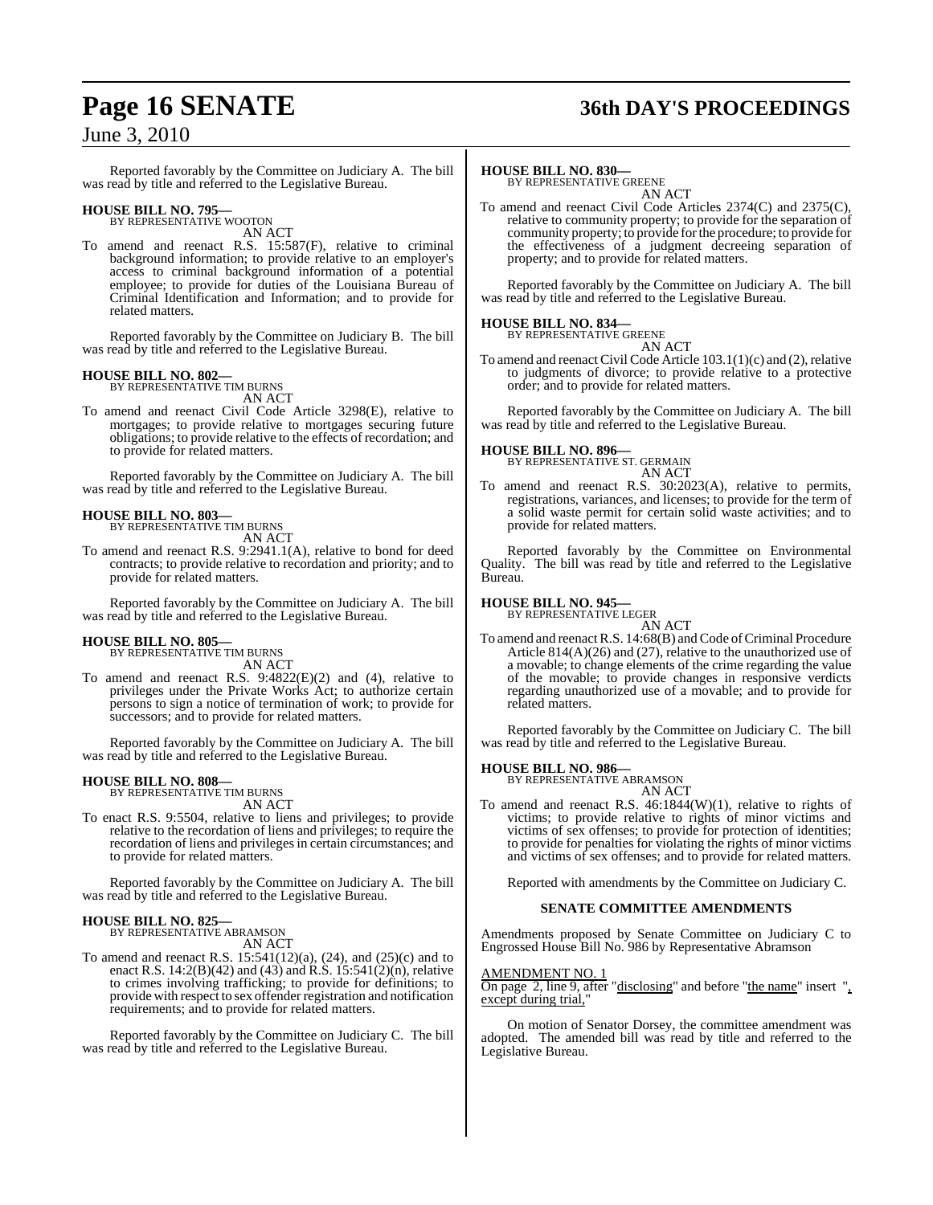Reported favorably by the Committee on Judiciary A. The bill was read by title and referred to the Legislative Bureau.

**HOUSE BILL NO. 795—**
BY REPRESENTATIVE WOOTON
AN ACT

To amend and reenact R.S. 15:587(F), relative to criminal background information; to provide relative to an employer's access to criminal background information of a potential employee; to provide for duties of the Louisiana Bureau of Criminal Identification and Information; and to provide for related matters.

Reported favorably by the Committee on Judiciary B. The bill was read by title and referred to the Legislative Bureau.

**HOUSE BILL NO. 802—**
BY REPRESENTATIVE TIM BURNS
AN ACT

To amend and reenact Civil Code Article 3298(E), relative to mortgages; to provide relative to mortgages securing future obligations; to provide relative to the effects of recordation; and to provide for related matters.

Reported favorably by the Committee on Judiciary A. The bill was read by title and referred to the Legislative Bureau.

**HOUSE BILL NO. 803—**
BY REPRESENTATIVE TIM BURNS
AN ACT

To amend and reenact R.S. 9:2941.1(A), relative to bond for deed contracts; to provide relative to recordation and priority; and to provide for related matters.

Reported favorably by the Committee on Judiciary A. The bill was read by title and referred to the Legislative Bureau.

**HOUSE BILL NO. 805—**
BY REPRESENTATIVE TIM BURNS
AN ACT

To amend and reenact R.S. 9:4822(E)(2) and (4), relative to privileges under the Private Works Act; to authorize certain persons to sign a notice of termination of work; to provide for successors; and to provide for related matters.

Reported favorably by the Committee on Judiciary A. The bill was read by title and referred to the Legislative Bureau.

**HOUSE BILL NO. 808—**
BY REPRESENTATIVE TIM BURNS
AN ACT

To enact R.S. 9:5504, relative to liens and privileges; to provide relative to the recordation of liens and privileges; to require the recordation of liens and privileges in certain circumstances; and to provide for related matters.

Reported favorably by the Committee on Judiciary A. The bill was read by title and referred to the Legislative Bureau.

**HOUSE BILL NO. 825—**
BY REPRESENTATIVE ABRAMSON
AN ACT

To amend and reenact R.S. 15:541(12)(a), (24), and (25)(c) and to enact R.S. 14:2(B)(42) and (43) and R.S. 15:541(2)(n), relative to crimes involving trafficking; to provide for definitions; to provide with respect to sex offender registration and notification requirements; and to provide for related matters.

Reported favorably by the Committee on Judiciary C. The bill was read by title and referred to the Legislative Bureau.

**HOUSE BILL NO. 830—**
BY REPRESENTATIVE GREENE
AN ACT

To amend and reenact Civil Code Articles 2374(C) and 2375(C), relative to community property; to provide for the separation of community property; to provide for the procedure; to provide for the effectiveness of a judgment decreeing separation of property; and to provide for related matters.

Reported favorably by the Committee on Judiciary A. The bill was read by title and referred to the Legislative Bureau.

**HOUSE BILL NO. 834—**
BY REPRESENTATIVE GREENE
AN ACT

To amend and reenact Civil Code Article 103.1(1)(c) and (2), relative to judgments of divorce; to provide relative to a protective order; and to provide for related matters.

Reported favorably by the Committee on Judiciary A. The bill was read by title and referred to the Legislative Bureau.

**HOUSE BILL NO. 896—**
BY REPRESENTATIVE ST. GERMAIN
AN ACT

To amend and reenact R.S. 30:2023(A), relative to permits, registrations, variances, and licenses; to provide for the term of a solid waste permit for certain solid waste activities; and to provide for related matters.

Reported favorably by the Committee on Environmental Quality. The bill was read by title and referred to the Legislative Bureau.

**HOUSE BILL NO. 945—**
BY REPRESENTATIVE LEGER
AN ACT

To amend and reenact R.S. 14:68(B) and Code of Criminal Procedure Article 814(A)(26) and (27), relative to the unauthorized use of a movable; to change elements of the crime regarding the value of the movable; to provide changes in responsive verdicts regarding unauthorized use of a movable; and to provide for related matters.

Reported favorably by the Committee on Judiciary C. The bill was read by title and referred to the Legislative Bureau.

**HOUSE BILL NO. 986—**
BY REPRESENTATIVE ABRAMSON
AN ACT

To amend and reenact R.S. 46:1844(W)(1), relative to rights of victims; to provide relative to rights of minor victims and victims of sex offenses; to provide for protection of identities; to provide for penalties for violating the rights of minor victims and victims of sex offenses; and to provide for related matters.

Reported with amendments by the Committee on Judiciary C.

**SENATE COMMITTEE AMENDMENTS**

Amendments proposed by Senate Committee on Judiciary C to Engrossed House Bill No. 986 by Representative Abramson

AMENDMENT NO. 1
On page 2, line 9, after "disclosing" and before "the name" insert ", except during trial,"

On motion of Senator Dorsey, the committee amendment was adopted. The amended bill was read by title and referred to the Legislative Bureau.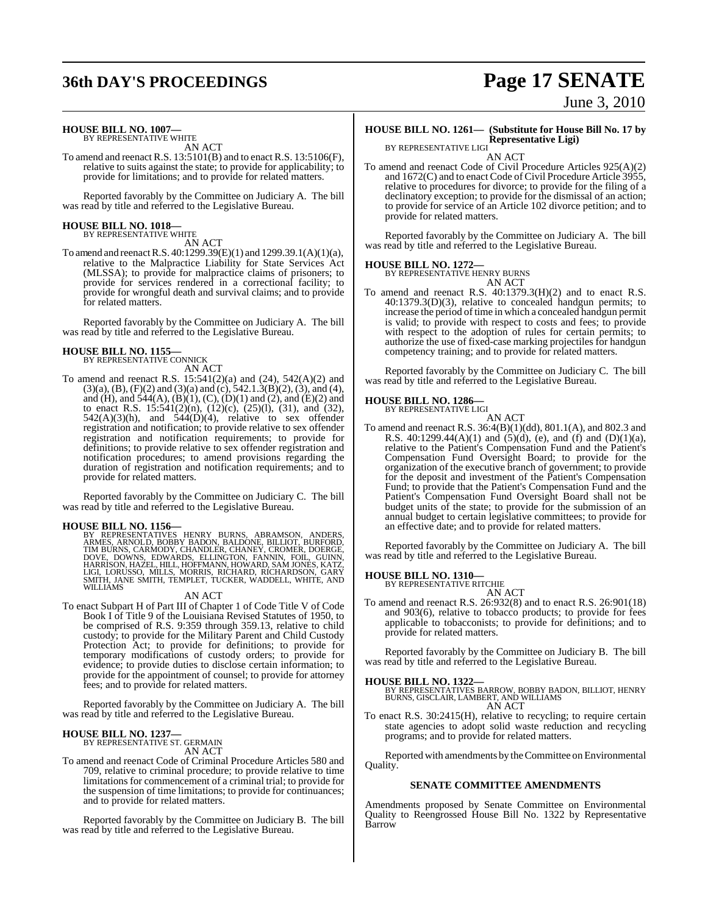**HOUSE BILL NO. 1007—**
BY REPRESENTATIVE WHITE

AN ACT

To amend and reenact R.S. 13:5101(B) and to enact R.S. 13:5106(F), relative to suits against the state; to provide for applicability; to provide for limitations; and to provide for related matters.

Reported favorably by the Committee on Judiciary A. The bill was read by title and referred to the Legislative Bureau.

**HOUSE BILL NO. 1018—**
BY REPRESENTATIVE WHITE

AN ACT

To amend and reenact R.S. 40:1299.39(E)(1) and 1299.39.1(A)(1)(a), relative to the Malpractice Liability for State Services Act (MLSSA); to provide for malpractice claims of prisoners; to provide for services rendered in a correctional facility; to provide for wrongful death and survival claims; and to provide for related matters.

Reported favorably by the Committee on Judiciary A. The bill was read by title and referred to the Legislative Bureau.

**HOUSE BILL NO. 1155—**
BY REPRESENTATIVE CONNICK

AN ACT

To amend and reenact R.S. 15:541(2)(a) and (24), 542(A)(2) and (3)(a), (B), (F)(2) and (3)(a) and (c), 542.1.3(B)(2), (3), and (4), and (H), and 544(A), (B)(1), (C), (D)(1) and (2), and (E)(2) and to enact R.S. 15:541(2)(n), (12)(c), (25)(l), (31), and (32), 542(A)(3)(h), and 544(D)(4), relative to sex offender registration and notification; to provide relative to sex offender registration and notification requirements; to provide for definitions; to provide relative to sex offender registration and notification procedures; to amend provisions regarding the duration of registration and notification requirements; and to provide for related matters.

Reported favorably by the Committee on Judiciary C. The bill was read by title and referred to the Legislative Bureau.

**HOUSE BILL NO. 1156—**
BY REPRESENTATIVES HENRY BURNS, ABRAMSON, ANDERS, ARMES, ARNOLD, BOBBY BADON, BALDONE, BILLIOT, BURFORD, TIM BURNS, CARMODY, CHANDLER, CHANEY, CROMER, DOERGE, DOVE, DOWNS, EDWARDS, ELLINGTON, FANNIN, FOIL, GUINN, HARRISON, HAZEL, HILL, HOFFMANN, HOWARD, SAM JONES, KATZ, LIGI, LORUSSO, MILLS, MORRIS, RICHARD, RICHARDSON, GARY SMITH, JANE SMITH, TEMPLET, TUCKER, WADDELL, WHITE, AND WILLIAMS

AN ACT

To enact Subpart H of Part III of Chapter 1 of Code Title V of Code Book I of Title 9 of the Louisiana Revised Statutes of 1950, to be comprised of R.S. 9:359 through 359.13, relative to child custody; to provide for the Military Parent and Child Custody Protection Act; to provide for definitions; to provide for temporary modifications of custody orders; to provide for evidence; to provide duties to disclose certain information; to provide for the appointment of counsel; to provide for attorney fees; and to provide for related matters.

Reported favorably by the Committee on Judiciary A. The bill was read by title and referred to the Legislative Bureau.

**HOUSE BILL NO. 1237—**
BY REPRESENTATIVE ST. GERMAIN

AN ACT

To amend and reenact Code of Criminal Procedure Articles 580 and 709, relative to criminal procedure; to provide relative to time limitations for commencement of a criminal trial; to provide for the suspension of time limitations; to provide for continuances; and to provide for related matters.

Reported favorably by the Committee on Judiciary B. The bill was read by title and referred to the Legislative Bureau.

**HOUSE BILL NO. 1261— (Substitute for House Bill No. 17 by Representative Ligi)**
BY REPRESENTATIVE LIGI

AN ACT

To amend and reenact Code of Civil Procedure Articles 925(A)(2) and 1672(C) and to enact Code of Civil Procedure Article 3955, relative to procedures for divorce; to provide for the filing of a declinatory exception; to provide for the dismissal of an action; to provide for service of an Article 102 divorce petition; and to provide for related matters.

Reported favorably by the Committee on Judiciary A. The bill was read by title and referred to the Legislative Bureau.

**HOUSE BILL NO. 1272—**
BY REPRESENTATIVE HENRY BURNS

AN ACT

To amend and reenact R.S. 40:1379.3(H)(2) and to enact R.S. 40:1379.3(D)(3), relative to concealed handgun permits; to increase the period of time in which a concealed handgun permit is valid; to provide with respect to costs and fees; to provide with respect to the adoption of rules for certain permits; to authorize the use of fixed-case marking projectiles for handgun competency training; and to provide for related matters.

Reported favorably by the Committee on Judiciary C. The bill was read by title and referred to the Legislative Bureau.

**HOUSE BILL NO. 1286—**
BY REPRESENTATIVE LIGI

AN ACT

To amend and reenact R.S. 36:4(B)(1)(dd), 801.1(A), and 802.3 and R.S. 40:1299.44(A)(1) and (5)(d), (e), and (f) and (D)(1)(a), relative to the Patient's Compensation Fund and the Patient's Compensation Fund Oversight Board; to provide for the organization of the executive branch of government; to provide for the deposit and investment of the Patient's Compensation Fund; to provide that the Patient's Compensation Fund and the Patient's Compensation Fund Oversight Board shall not be budget units of the state; to provide for the submission of an annual budget to certain legislative committees; to provide for an effective date; and to provide for related matters.

Reported favorably by the Committee on Judiciary A. The bill was read by title and referred to the Legislative Bureau.

**HOUSE BILL NO. 1310—**
BY REPRESENTATIVE RITCHIE

AN ACT

To amend and reenact R.S. 26:932(8) and to enact R.S. 26:901(18) and 903(6), relative to tobacco products; to provide for fees applicable to tobacconists; to provide for definitions; and to provide for related matters.

Reported favorably by the Committee on Judiciary B. The bill was read by title and referred to the Legislative Bureau.

**HOUSE BILL NO. 1322—**
BY REPRESENTATIVES BARROW, BOBBY BADON, BILLIOT, HENRY BURNS, GISCLAIR, LAMBERT, AND WILLIAMS

AN ACT

To enact R.S. 30:2415(H), relative to recycling; to require certain state agencies to adopt solid waste reduction and recycling programs; and to provide for related matters.

Reported with amendments by the Committee on Environmental Quality.

**SENATE COMMITTEE AMENDMENTS**

Amendments proposed by Senate Committee on Environmental Quality to Reengrossed House Bill No. 1322 by Representative Barrow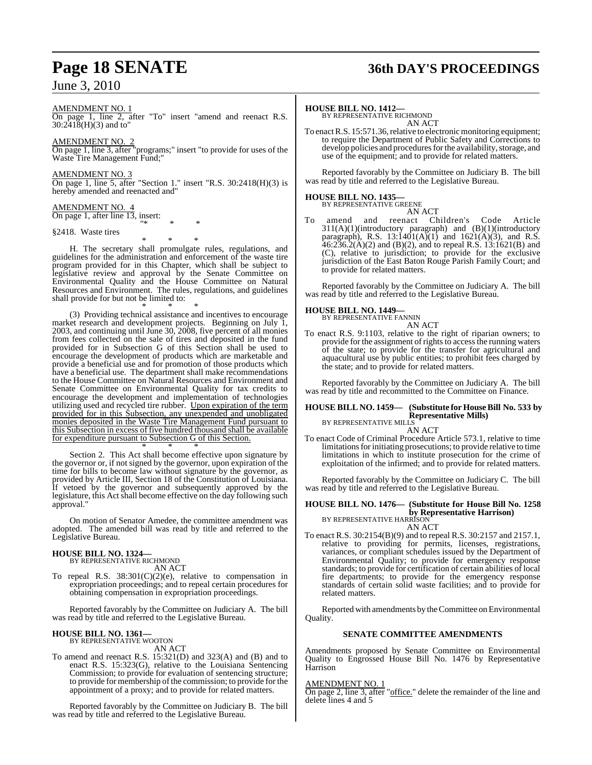AMENDMENT NO. 1

On page 1, line 2, after "To" insert "amend and reenact R.S. 30:2418(H)(3) and to"

AMENDMENT NO. 2

On page 1, line 3, after "programs;" insert "to provide for uses of the Waste Tire Management Fund;"

AMENDMENT NO. 3

On page 1, line 5, after "Section 1." insert "R.S. 30:2418(H)(3) is hereby amended and reenacted and"

AMENDMENT NO. 4

On page 1, after line 13, insert:

"* * *

§2418. Waste tires

* * *

H. The secretary shall promulgate rules, regulations, and guidelines for the administration and enforcement of the waste tire program provided for in this Chapter, which shall be subject to legislative review and approval by the Senate Committee on Environmental Quality and the House Committee on Natural Resources and Environment. The rules, regulations, and guidelines shall provide for but not be limited to:

* * *

(3) Providing technical assistance and incentives to encourage market research and development projects. Beginning on July 1, 2003, and continuing until June 30, 2008, five percent of all monies from fees collected on the sale of tires and deposited in the fund provided for in Subsection G of this Section shall be used to encourage the development of products which are marketable and provide a beneficial use and for promotion of those products which have a beneficial use. The department shall make recommendations to the House Committee on Natural Resources and Environment and Senate Committee on Environmental Quality for tax credits to encourage the development and implementation of technologies utilizing used and recycled tire rubber. Upon expiration of the term provided for in this Subsection, any unexpended and unobligated monies deposited in the Waste Tire Management Fund pursuant to this Subsection in excess of five hundred thousand shall be available for expenditure pursuant to Subsection G of this Section.

* * *

Section 2. This Act shall become effective upon signature by the governor or, if not signed by the governor, upon expiration of the time for bills to become law without signature by the governor, as provided by Article III, Section 18 of the Constitution of Louisiana. If vetoed by the governor and subsequently approved by the legislature, this Act shall become effective on the day following such approval."

On motion of Senator Amedee, the committee amendment was adopted. The amended bill was read by title and referred to the Legislative Bureau.

**HOUSE BILL NO. 1324—**
BY REPRESENTATIVE RICHMOND
AN ACT

To repeal R.S. 38:301(C)(2)(e), relative to compensation in expropriation proceedings; and to repeal certain procedures for obtaining compensation in expropriation proceedings.

Reported favorably by the Committee on Judiciary A. The bill was read by title and referred to the Legislative Bureau.

**HOUSE BILL NO. 1361—**
BY REPRESENTATIVE WOOTON
AN ACT

To amend and reenact R.S. 15:321(D) and 323(A) and (B) and to enact R.S. 15:323(G), relative to the Louisiana Sentencing Commission; to provide for evaluation of sentencing structure; to provide for membership of the commission; to provide for the appointment of a proxy; and to provide for related matters.

Reported favorably by the Committee on Judiciary B. The bill was read by title and referred to the Legislative Bureau.

**HOUSE BILL NO. 1412—**
BY REPRESENTATIVE RICHMOND
AN ACT

To enact R.S. 15:571.36, relative to electronic monitoring equipment; to require the Department of Public Safety and Corrections to develop policies and procedures for the availability, storage, and use of the equipment; and to provide for related matters.

Reported favorably by the Committee on Judiciary B. The bill was read by title and referred to the Legislative Bureau.

**HOUSE BILL NO. 1435—**
BY REPRESENTATIVE GREENE
AN ACT

To amend and reenact Children's Code Article 311(A)(1)(introductory paragraph) and (B)(1)(introductory paragraph), R.S. 13:1401(A)(1) and 1621(A)(3), and R.S. 46:236.2(A)(2) and (B)(2), and to repeal R.S. 13:1621(B) and (C), relative to jurisdiction; to provide for the exclusive jurisdiction of the East Baton Rouge Parish Family Court; and to provide for related matters.

Reported favorably by the Committee on Judiciary A. The bill was read by title and referred to the Legislative Bureau.

**HOUSE BILL NO. 1449—**
BY REPRESENTATIVE FANNIN
AN ACT

To enact R.S. 9:1103, relative to the right of riparian owners; to provide for the assignment of rights to access the running waters of the state; to provide for the transfer for agricultural and aquacultural use by public entities; to prohibit fees charged by the state; and to provide for related matters.

Reported favorably by the Committee on Judiciary A. The bill was read by title and recommitted to the Committee on Finance.

**HOUSE BILL NO. 1459— (Substitute for House Bill No. 533 by Representative Mills)**
BY REPRESENTATIVE MILLS
AN ACT

To enact Code of Criminal Procedure Article 573.1, relative to time limitations for initiating prosecutions; to provide relative to time limitations in which to institute prosecution for the crime of exploitation of the infirmed; and to provide for related matters.

Reported favorably by the Committee on Judiciary C. The bill was read by title and referred to the Legislative Bureau.

**HOUSE BILL NO. 1476— (Substitute for House Bill No. 1258 by Representative Harrison)**
BY REPRESENTATIVE HARRISON
AN ACT

To enact R.S. 30:2154(B)(9) and to repeal R.S. 30:2157 and 2157.1, relative to providing for permits, licenses, registrations, variances, or compliant schedules issued by the Department of Environmental Quality; to provide for emergency response standards; to provide for certification of certain abilities of local fire departments; to provide for the emergency response standards of certain solid waste facilities; and to provide for related matters.

Reported with amendments by the Committee on Environmental Quality.

**SENATE COMMITTEE AMENDMENTS**

Amendments proposed by Senate Committee on Environmental Quality to Engrossed House Bill No. 1476 by Representative Harrison

AMENDMENT NO. 1

On page 2, line 3, after "office." delete the remainder of the line and delete lines 4 and 5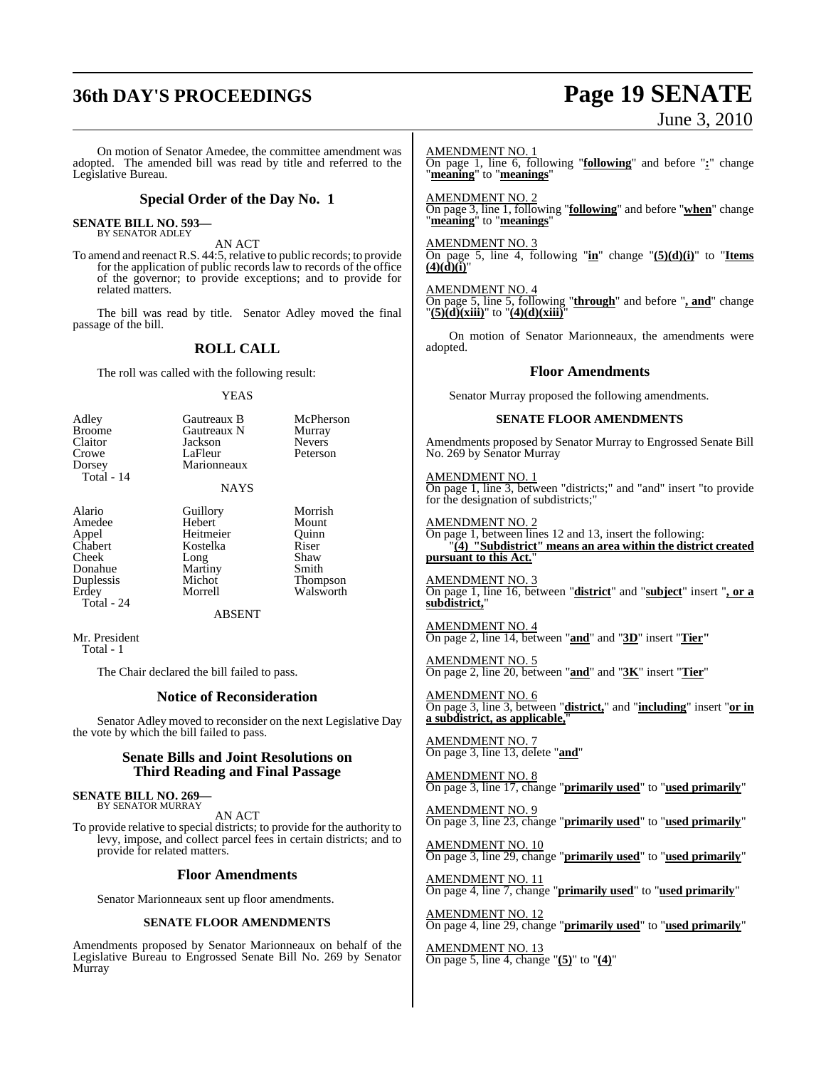On motion of Senator Amedee, the committee amendment was adopted. The amended bill was read by title and referred to the Legislative Bureau.

## Special Order of the Day No. 1

**SENATE BILL NO. 593—**
BY SENATOR ADLEY

AN ACT

To amend and reenact R.S. 44:5, relative to public records; to provide for the application of public records law to records of the office of the governor; to provide exceptions; and to provide for related matters.

The bill was read by title. Senator Adley moved the final passage of the bill.

## ROLL CALL

The roll was called with the following result:

YEAS

| | | |
|---|---|---|
| Adley | Gautreaux B | McPherson |
| Broome | Gautreaux N | Murray |
| Claitor | Jackson | Nevers |
| Crowe | LaFleur | Peterson |
| Dorsey | Marionneaux | |

Total - 14

NAYS

| | | |
|---|---|---|
| Alario | Guillory | Morrish |
| Amedee | Hebert | Mount |
| Appel | Heitmeier | Quinn |
| Chabert | Kostelka | Riser |
| Cheek | Long | Shaw |
| Donahue | Martiny | Smith |
| Duplessis | Michot | Thompson |
| Erdey | Morrell | Walsworth |

Total - 24

ABSENT

Mr. President
Total - 1

The Chair declared the bill failed to pass.

## Notice of Reconsideration

Senator Adley moved to reconsider on the next Legislative Day the vote by which the bill failed to pass.

## Senate Bills and Joint Resolutions on Third Reading and Final Passage

**SENATE BILL NO. 269—**
BY SENATOR MURRAY

AN ACT

To provide relative to special districts; to provide for the authority to levy, impose, and collect parcel fees in certain districts; and to provide for related matters.

## Floor Amendments

Senator Marionneaux sent up floor amendments.

### SENATE FLOOR AMENDMENTS

Amendments proposed by Senator Marionneaux on behalf of the Legislative Bureau to Engrossed Senate Bill No. 269 by Senator Murray

AMENDMENT NO. 1
On page 1, line 6, following "**following**" and before "**:**" change "**meaning**" to "**meanings**"

AMENDMENT NO. 2
On page 3, line 1, following "**following**" and before "**when**" change "**meaning**" to "**meanings**"

AMENDMENT NO. 3
On page 5, line 4, following "**in**" change "**(5)(d)(i)**" to "**Items (4)(d)(i)**"

AMENDMENT NO. 4
On page 5, line 5, following "**through**" and before "**, and**" change "**(5)(d)(xiii)**" to "**(4)(d)(xiii)**"

On motion of Senator Marionneaux, the amendments were adopted.

## Floor Amendments

Senator Murray proposed the following amendments.

### SENATE FLOOR AMENDMENTS

Amendments proposed by Senator Murray to Engrossed Senate Bill No. 269 by Senator Murray

AMENDMENT NO. 1
On page 1, line 3, between "districts;" and "and" insert "to provide for the designation of subdistricts;"

AMENDMENT NO. 2
On page 1, between lines 12 and 13, insert the following:
"**(4) "Subdistrict" means an area within the district created pursuant to this Act.**"

AMENDMENT NO. 3
On page 1, line 16, between "**district**" and "**subject**" insert "**, or a subdistrict,**"

AMENDMENT NO. 4
On page 2, line 14, between "**and**" and "**3D**" insert "**Tier**"

AMENDMENT NO. 5
On page 2, line 20, between "**and**" and "**3K**" insert "**Tier**"

AMENDMENT NO. 6
On page 3, line 3, between "**district,**" and "**including**" insert "**or in a subdistrict, as applicable,**"

AMENDMENT NO. 7
On page 3, line 13, delete "**and**"

AMENDMENT NO. 8
On page 3, line 17, change "**primarily used**" to "**used primarily**"

AMENDMENT NO. 9
On page 3, line 23, change "**primarily used**" to "**used primarily**"

AMENDMENT NO. 10
On page 3, line 29, change "**primarily used**" to "**used primarily**"

AMENDMENT NO. 11
On page 4, line 7, change "**primarily used**" to "**used primarily**"

AMENDMENT NO. 12
On page 4, line 29, change "**primarily used**" to "**used primarily**"

AMENDMENT NO. 13
On page 5, line 4, change "**(5)**" to "**(4)**"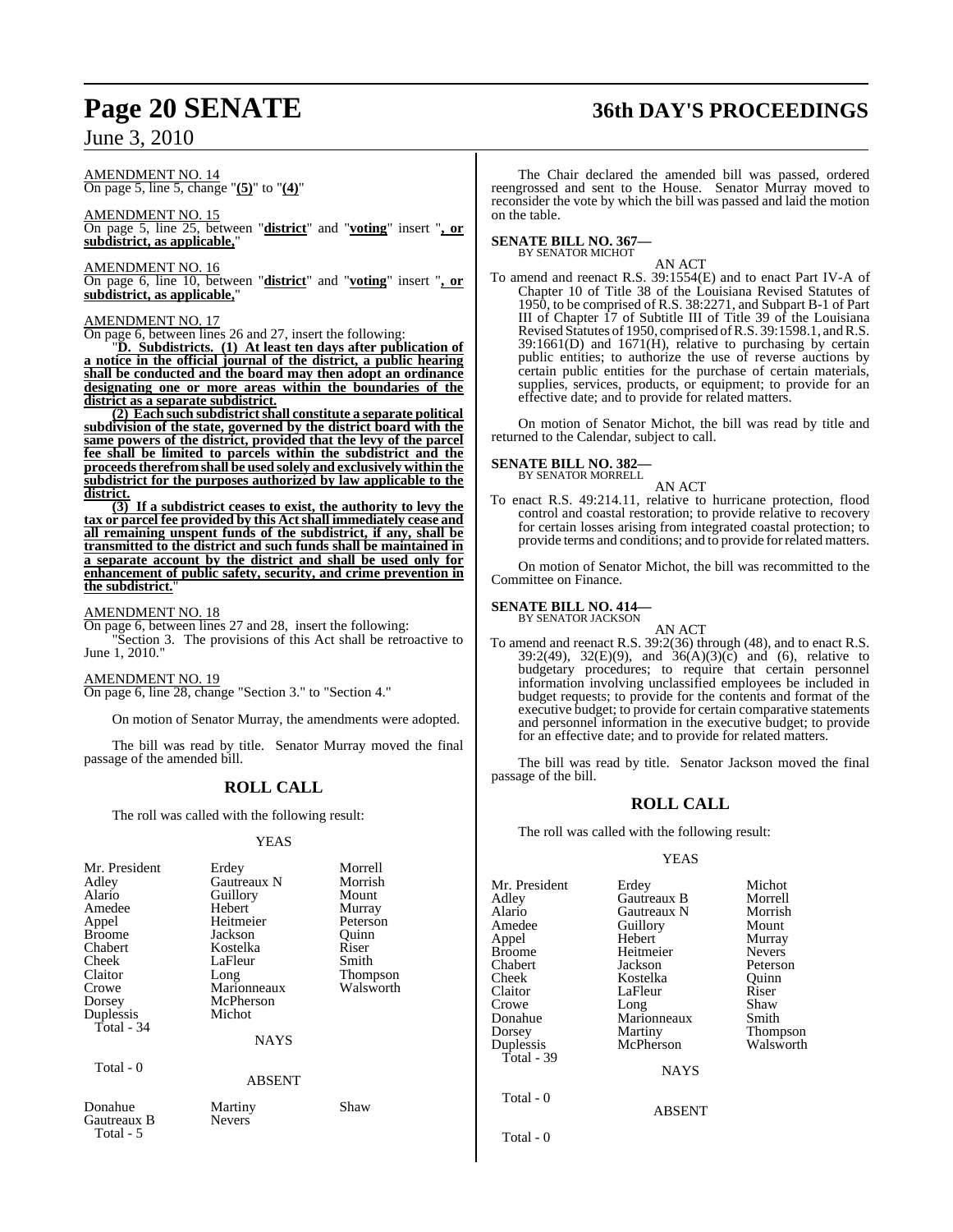AMENDMENT NO. 14
On page 5, line 5, change "**(5)**" to "**(4)**"

AMENDMENT NO. 15
On page 5, line 25, between "**district**" and "**voting**" insert "**, or subdistrict, as applicable,**"

AMENDMENT NO. 16
On page 6, line 10, between "**district**" and "**voting**" insert "**, or subdistrict, as applicable,**"

AMENDMENT NO. 17
On page 6, between lines 26 and 27, insert the following:

"**D. Subdistricts. (1) At least ten days after publication of a notice in the official journal of the district, a public hearing shall be conducted and the board may then adopt an ordinance designating one or more areas within the boundaries of the district as a separate subdistrict.**

**(2) Each such subdistrict shall constitute a separate political subdivision of the state, governed by the district board with the same powers of the district, provided that the levy of the parcel fee shall be limited to parcels within the subdistrict and the proceeds therefrom shall be used solely and exclusively within the subdistrict for the purposes authorized by law applicable to the district.**

**(3) If a subdistrict ceases to exist, the authority to levy the tax or parcel fee provided by this Act shall immediately cease and all remaining unspent funds of the subdistrict, if any, shall be transmitted to the district and such funds shall be maintained in a separate account by the district and shall be used only for enhancement of public safety, security, and crime prevention in the subdistrict.**"

AMENDMENT NO. 18
On page 6, between lines 27 and 28, insert the following:

"Section 3. The provisions of this Act shall be retroactive to June 1, 2010."

AMENDMENT NO. 19
On page 6, line 28, change "Section 3." to "Section 4."

On motion of Senator Murray, the amendments were adopted.

The bill was read by title. Senator Murray moved the final passage of the amended bill.

## ROLL CALL

The roll was called with the following result:

YEAS

| | | |
|---|---|---|
| Mr. President | Erdey | Morrell |
| Adley | Gautreaux N | Morrish |
| Alario | Guillory | Mount |
| Amedee | Hebert | Murray |
| Appel | Heitmeier | Peterson |
| Broome | Jackson | Quinn |
| Chabert | Kostelka | Riser |
| Cheek | LaFleur | Smith |
| Claitor | Long | Thompson |
| Crowe | Marionneaux | Walsworth |
| Dorsey | McPherson | |
| Duplessis | Michot | |

Total - 34

NAYS

Total - 0

ABSENT

| | | |
|---|---|---|
| Donahue | Martiny | Shaw |
| Gautreaux B | Nevers | |

Total - 5

The Chair declared the amended bill was passed, ordered reengrossed and sent to the House. Senator Murray moved to reconsider the vote by which the bill was passed and laid the motion on the table.

**SENATE BILL NO. 367—**
BY SENATOR MICHOT

AN ACT

To amend and reenact R.S. 39:1554(E) and to enact Part IV-A of Chapter 10 of Title 38 of the Louisiana Revised Statutes of 1950, to be comprised of R.S. 38:2271, and Subpart B-1 of Part III of Chapter 17 of Subtitle III of Title 39 of the Louisiana Revised Statutes of 1950, comprised of R.S. 39:1598.1, and R.S. 39:1661(D) and 1671(H), relative to purchasing by certain public entities; to authorize the use of reverse auctions by certain public entities for the purchase of certain materials, supplies, services, products, or equipment; to provide for an effective date; and to provide for related matters.

On motion of Senator Michot, the bill was read by title and returned to the Calendar, subject to call.

**SENATE BILL NO. 382—**
BY SENATOR MORRELL

AN ACT

To enact R.S. 49:214.11, relative to hurricane protection, flood control and coastal restoration; to provide relative to recovery for certain losses arising from integrated coastal protection; to provide terms and conditions; and to provide for related matters.

On motion of Senator Michot, the bill was recommitted to the Committee on Finance.

**SENATE BILL NO. 414—**
BY SENATOR JACKSON

AN ACT

To amend and reenact R.S. 39:2(36) through (48), and to enact R.S. 39:2(49), 32(E)(9), and 36(A)(3)(c) and (6), relative to budgetary procedures; to require that certain personnel information involving unclassified employees be included in budget requests; to provide for the contents and format of the executive budget; to provide for certain comparative statements and personnel information in the executive budget; to provide for an effective date; and to provide for related matters.

The bill was read by title. Senator Jackson moved the final passage of the bill.

## ROLL CALL

The roll was called with the following result:

YEAS

| | | |
|---|---|---|
| Mr. President | Erdey | Michot |
| Adley | Gautreaux B | Morrell |
| Alario | Gautreaux N | Morrish |
| Amedee | Guillory | Mount |
| Appel | Hebert | Murray |
| Broome | Heitmeier | Nevers |
| Chabert | Jackson | Peterson |
| Cheek | Kostelka | Quinn |
| Claitor | LaFleur | Riser |
| Crowe | Long | Shaw |
| Donahue | Marionneaux | Smith |
| Dorsey | Martiny | Thompson |
| Duplessis | McPherson | Walsworth |

Total - 39

NAYS

Total - 0

ABSENT

Total - 0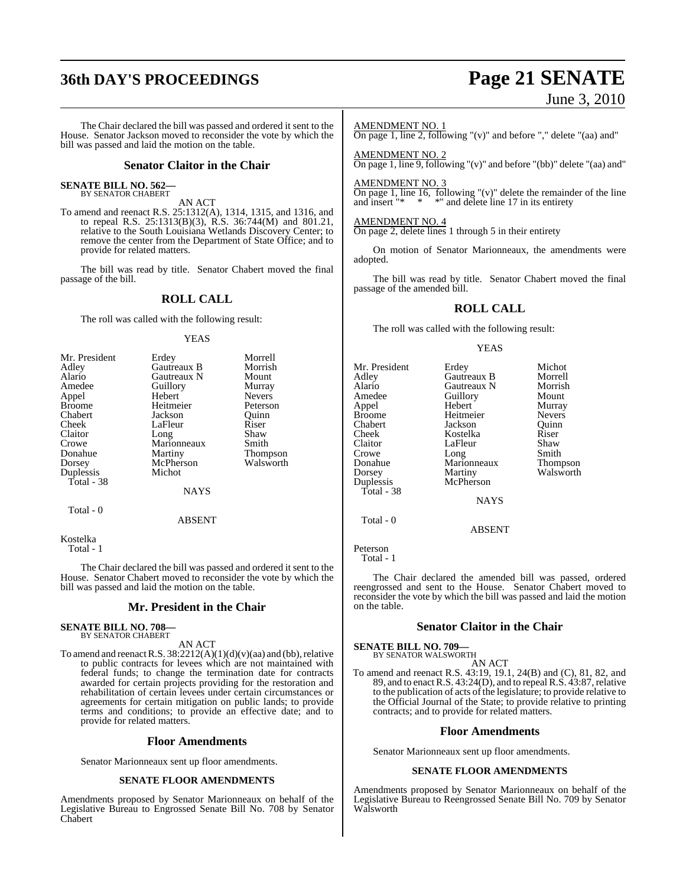The Chair declared the bill was passed and ordered it sent to the House. Senator Jackson moved to reconsider the vote by which the bill was passed and laid the motion on the table.

## Senator Claitor in the Chair

**SENATE BILL NO. 562—**
BY SENATOR CHABERT

AN ACT

To amend and reenact R.S. 25:1312(A), 1314, 1315, and 1316, and to repeal R.S. 25:1313(B)(3), R.S. 36:744(M) and 801.21, relative to the South Louisiana Wetlands Discovery Center; to remove the center from the Department of State Office; and to provide for related matters.

The bill was read by title. Senator Chabert moved the final passage of the bill.

## ROLL CALL

The roll was called with the following result:

YEAS

| | | |
|---|---|---|
| Mr. President | Erdey | Morrell |
| Adley | Gautreaux B | Morrish |
| Alario | Gautreaux N | Mount |
| Amedee | Guillory | Murray |
| Appel | Hebert | Nevers |
| Broome | Heitmeier | Peterson |
| Chabert | Jackson | Quinn |
| Cheek | LaFleur | Riser |
| Claitor | Long | Shaw |
| Crowe | Marionneaux | Smith |
| Donahue | Martiny | Thompson |
| Dorsey | McPherson | Walsworth |
| Duplessis | Michot | |

Total - 38

NAYS

Total - 0

ABSENT

Kostelka

Total - 1

The Chair declared the bill was passed and ordered it sent to the House. Senator Chabert moved to reconsider the vote by which the bill was passed and laid the motion on the table.

## Mr. President in the Chair

**SENATE BILL NO. 708—**
BY SENATOR CHABERT

AN ACT

To amend and reenact R.S. 38:2212(A)(1)(d)(v)(aa) and (bb), relative to public contracts for levees which are not maintained with federal funds; to change the termination date for contracts awarded for certain projects providing for the restoration and rehabilitation of certain levees under certain circumstances or agreements for certain mitigation on public lands; to provide terms and conditions; to provide an effective date; and to provide for related matters.

### Floor Amendments

Senator Marionneaux sent up floor amendments.

**SENATE FLOOR AMENDMENTS**

Amendments proposed by Senator Marionneaux on behalf of the Legislative Bureau to Engrossed Senate Bill No. 708 by Senator Chabert

AMENDMENT NO. 1
On page 1, line 2, following "(v)" and before "," delete "(aa) and"

AMENDMENT NO. 2
On page 1, line 9, following "(v)" and before "(bb)" delete "(aa) and"

AMENDMENT NO. 3
On page 1, line 16, following "(v)" delete the remainder of the line and insert "* * *" and delete line 17 in its entirety

AMENDMENT NO. 4
On page 2, delete lines 1 through 5 in their entirety

On motion of Senator Marionneaux, the amendments were adopted.

The bill was read by title. Senator Chabert moved the final passage of the amended bill.

## ROLL CALL

The roll was called with the following result:

YEAS

| | | |
|---|---|---|
| Mr. President | Erdey | Michot |
| Adley | Gautreaux B | Morrell |
| Alario | Gautreaux N | Morrish |
| Amedee | Guillory | Mount |
| Appel | Hebert | Murray |
| Broome | Heitmeier | Nevers |
| Chabert | Jackson | Quinn |
| Cheek | Kostelka | Riser |
| Claitor | LaFleur | Shaw |
| Crowe | Long | Smith |
| Donahue | Marionneaux | Thompson |
| Dorsey | Martiny | Walsworth |
| Duplessis | McPherson | |

Total - 38

NAYS

Total - 0

ABSENT

Peterson

Total - 1

The Chair declared the amended bill was passed, ordered reengrossed and sent to the House. Senator Chabert moved to reconsider the vote by which the bill was passed and laid the motion on the table.

## Senator Claitor in the Chair

**SENATE BILL NO. 709—**
BY SENATOR WALSWORTH

AN ACT

To amend and reenact R.S. 43:19, 19.1, 24(B) and (C), 81, 82, and 89, and to enact R.S. 43:24(D), and to repeal R.S. 43:87, relative to the publication of acts of the legislature; to provide relative to the Official Journal of the State; to provide relative to printing contracts; and to provide for related matters.

### Floor Amendments

Senator Marionneaux sent up floor amendments.

**SENATE FLOOR AMENDMENTS**

Amendments proposed by Senator Marionneaux on behalf of the Legislative Bureau to Reengrossed Senate Bill No. 709 by Senator Walsworth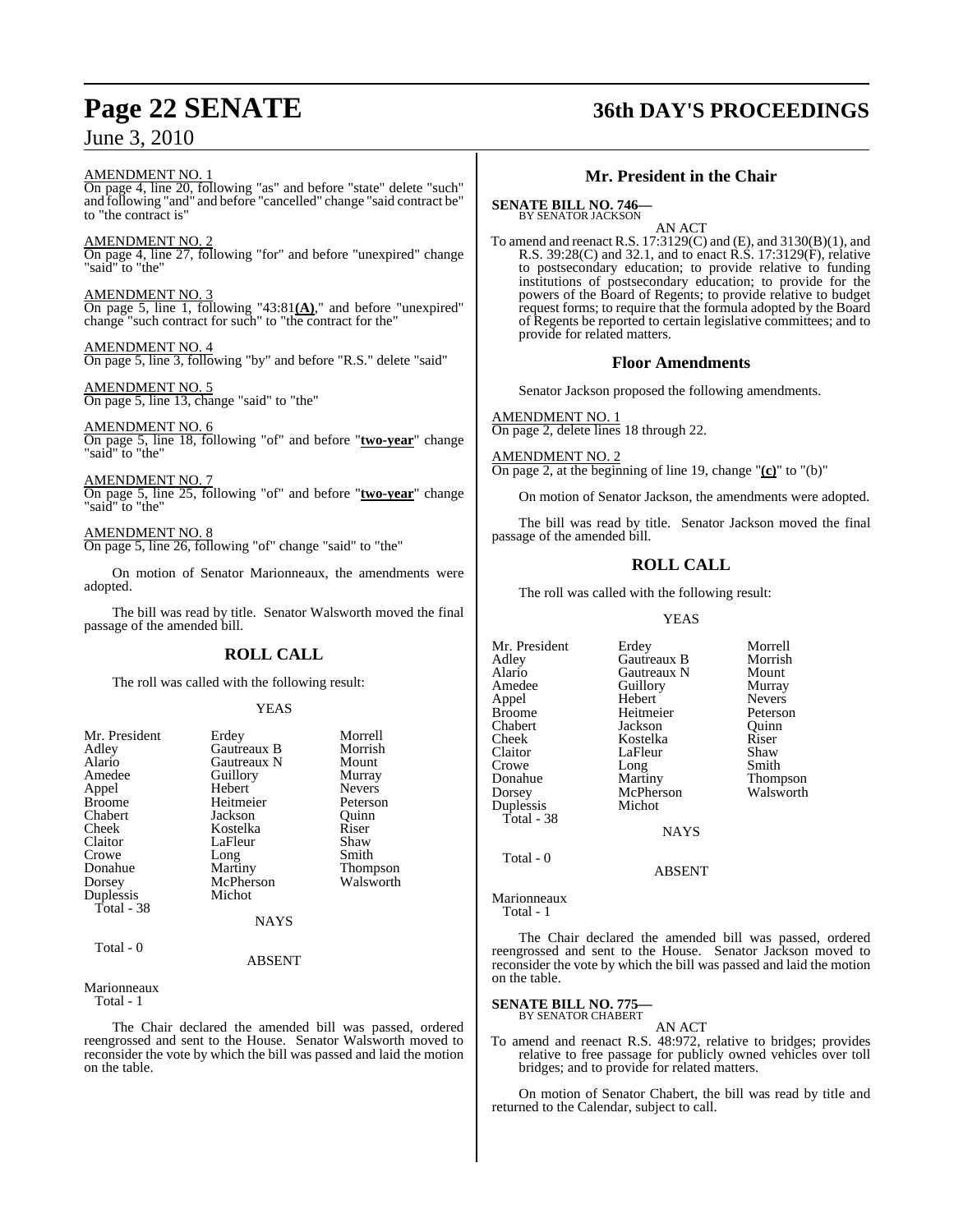AMENDMENT NO. 1
On page 4, line 20, following "as" and before "state" delete "such" and following "and" and before "cancelled" change "said contract be" to "the contract is"

AMENDMENT NO. 2
On page 4, line 27, following "for" and before "unexpired" change "said" to "the"

AMENDMENT NO. 3
On page 5, line 1, following "43:81**(A)**," and before "unexpired" change "such contract for such" to "the contract for the"

AMENDMENT NO. 4
On page 5, line 3, following "by" and before "R.S." delete "said"

AMENDMENT NO. 5
On page 5, line 13, change "said" to "the"

AMENDMENT NO. 6
On page 5, line 18, following "of" and before "**two-year**" change "said" to "the"

AMENDMENT NO. 7
On page 5, line 25, following "of" and before "**two-year**" change "said" to "the"

AMENDMENT NO. 8
On page 5, line 26, following "of" change "said" to "the"

On motion of Senator Marionneaux, the amendments were adopted.

The bill was read by title. Senator Walsworth moved the final passage of the amended bill.

## ROLL CALL

The roll was called with the following result:

YEAS

| | | |
|---|---|---|
| Mr. President | Erdey | Morrell |
| Adley | Gautreaux B | Morrish |
| Alario | Gautreaux N | Mount |
| Amedee | Guillory | Murray |
| Appel | Hebert | Nevers |
| Broome | Heitmeier | Peterson |
| Chabert | Jackson | Quinn |
| Cheek | Kostelka | Riser |
| Claitor | LaFleur | Shaw |
| Crowe | Long | Smith |
| Donahue | Martiny | Thompson |
| Dorsey | McPherson | Walsworth |
| Duplessis | Michot | |
| Total - 38 | | |

NAYS

Total - 0

ABSENT

Marionneaux
Total - 1

The Chair declared the amended bill was passed, ordered reengrossed and sent to the House. Senator Walsworth moved to reconsider the vote by which the bill was passed and laid the motion on the table.

## Mr. President in the Chair

**SENATE BILL NO. 746—**
BY SENATOR JACKSON

AN ACT

To amend and reenact R.S. 17:3129(C) and (E), and 3130(B)(1), and R.S. 39:28(C) and 32.1, and to enact R.S. 17:3129(F), relative to postsecondary education; to provide relative to funding institutions of postsecondary education; to provide for the powers of the Board of Regents; to provide relative to budget request forms; to require that the formula adopted by the Board of Regents be reported to certain legislative committees; and to provide for related matters.

### Floor Amendments

Senator Jackson proposed the following amendments.

AMENDMENT NO. 1
On page 2, delete lines 18 through 22.

AMENDMENT NO. 2
On page 2, at the beginning of line 19, change "**(c)**" to "(b)"

On motion of Senator Jackson, the amendments were adopted.

The bill was read by title. Senator Jackson moved the final passage of the amended bill.

## ROLL CALL

The roll was called with the following result:

YEAS

| | | |
|---|---|---|
| Mr. President | Erdey | Morrell |
| Adley | Gautreaux B | Morrish |
| Alario | Gautreaux N | Mount |
| Amedee | Guillory | Murray |
| Appel | Hebert | Nevers |
| Broome | Heitmeier | Peterson |
| Chabert | Jackson | Quinn |
| Cheek | Kostelka | Riser |
| Claitor | LaFleur | Shaw |
| Crowe | Long | Smith |
| Donahue | Martiny | Thompson |
| Dorsey | McPherson | Walsworth |
| Duplessis | Michot | |
| Total - 38 | | |

NAYS

Total - 0

ABSENT

Marionneaux
Total - 1

The Chair declared the amended bill was passed, ordered reengrossed and sent to the House. Senator Jackson moved to reconsider the vote by which the bill was passed and laid the motion on the table.

**SENATE BILL NO. 775—**
BY SENATOR CHABERT

AN ACT

To amend and reenact R.S. 48:972, relative to bridges; provides relative to free passage for publicly owned vehicles over toll bridges; and to provide for related matters.

On motion of Senator Chabert, the bill was read by title and returned to the Calendar, subject to call.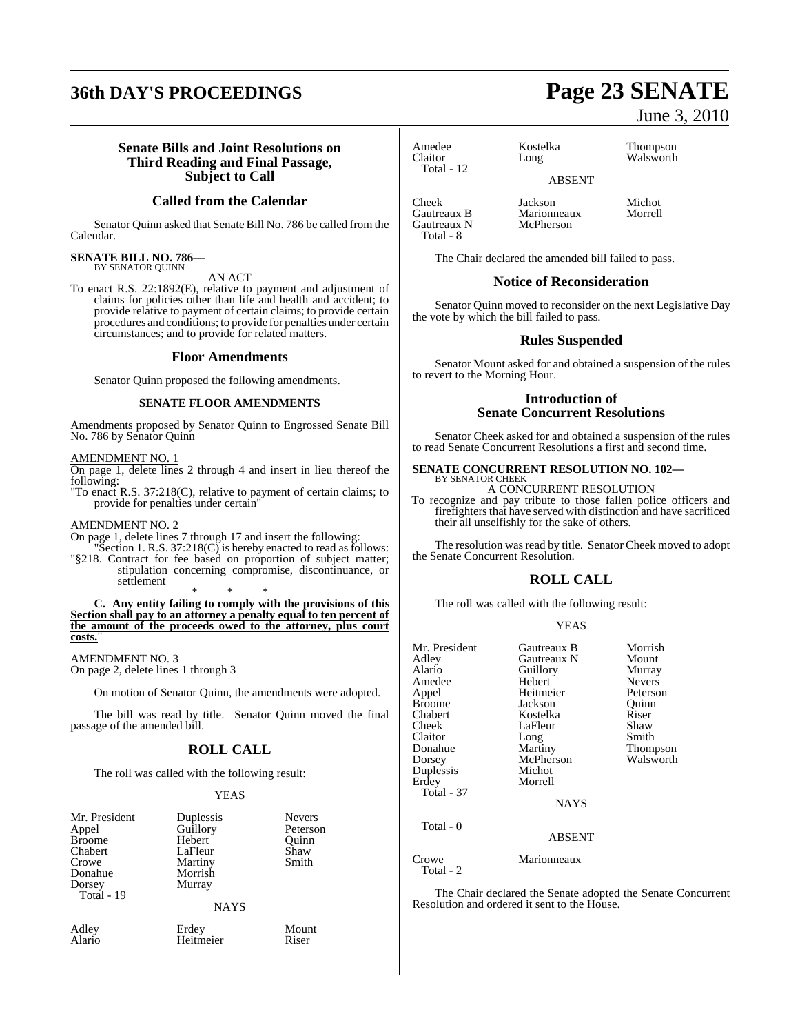### Senate Bills and Joint Resolutions on Third Reading and Final Passage, Subject to Call

### Called from the Calendar

Senator Quinn asked that Senate Bill No. 786 be called from the Calendar.

**SENATE BILL NO. 786—**
BY SENATOR QUINN

AN ACT

To enact R.S. 22:1892(E), relative to payment and adjustment of claims for policies other than life and health and accident; to provide relative to payment of certain claims; to provide certain procedures and conditions; to provide for penalties under certain circumstances; and to provide for related matters.

### Floor Amendments

Senator Quinn proposed the following amendments.

#### SENATE FLOOR AMENDMENTS

Amendments proposed by Senator Quinn to Engrossed Senate Bill No. 786 by Senator Quinn

AMENDMENT NO. 1

On page 1, delete lines 2 through 4 and insert in lieu thereof the following:

"To enact R.S. 37:218(C), relative to payment of certain claims; to provide for penalties under certain"

AMENDMENT NO. 2

On page 1, delete lines 7 through 17 and insert the following:

"Section 1. R.S. 37:218(C) is hereby enacted to read as follows:

"§218. Contract for fee based on proportion of subject matter; stipulation concerning compromise, discontinuance, or settlement

\* \* \*

**C. Any entity failing to comply with the provisions of this Section shall pay to an attorney a penalty equal to ten percent of the amount of the proceeds owed to the attorney, plus court costs.**"

AMENDMENT NO. 3

On page 2, delete lines 1 through 3

On motion of Senator Quinn, the amendments were adopted.

The bill was read by title. Senator Quinn moved the final passage of the amended bill.

### ROLL CALL

The roll was called with the following result:

YEAS

| | | |
|---|---|---|
| Mr. President | Duplessis | Nevers |
| Appel | Guillory | Peterson |
| Broome | Hebert | Quinn |
| Chabert | LaFleur | Shaw |
| Crowe | Martiny | Smith |
| Donahue | Morrish | |
| Dorsey | Murray | |

Total - 19

NAYS

| | | |
|---|---|---|
| Adley | Erdey | Mount |
| Alario | Heitmeier | Riser |
| Amedee | Kostelka | Thompson |
| Claitor | Long | Walsworth |

Total - 12

ABSENT

| | | |
|---|---|---|
| Cheek | Jackson | Michot |
| Gautreaux B | Marionneaux | Morrell |
| Gautreaux N | McPherson | |

Total - 8

The Chair declared the amended bill failed to pass.

### Notice of Reconsideration

Senator Quinn moved to reconsider on the next Legislative Day the vote by which the bill failed to pass.

### Rules Suspended

Senator Mount asked for and obtained a suspension of the rules to revert to the Morning Hour.

### Introduction of Senate Concurrent Resolutions

Senator Cheek asked for and obtained a suspension of the rules to read Senate Concurrent Resolutions a first and second time.

**SENATE CONCURRENT RESOLUTION NO. 102—**
BY SENATOR CHEEK

A CONCURRENT RESOLUTION

To recognize and pay tribute to those fallen police officers and firefighters that have served with distinction and have sacrificed their all unselfishly for the sake of others.

The resolution was read by title. Senator Cheek moved to adopt the Senate Concurrent Resolution.

### ROLL CALL

The roll was called with the following result:

YEAS

| | | |
|---|---|---|
| Mr. President | Gautreaux B | Morrish |
| Adley | Gautreaux N | Mount |
| Alario | Guillory | Murray |
| Amedee | Hebert | Nevers |
| Appel | Heitmeier | Peterson |
| Broome | Jackson | Quinn |
| Chabert | Kostelka | Riser |
| Cheek | LaFleur | Shaw |
| Claitor | Long | Smith |
| Donahue | Martiny | Thompson |
| Dorsey | McPherson | Walsworth |
| Duplessis | Michot | |
| Erdey | Morrell | |

Total - 37

NAYS

Total - 0

ABSENT

| | |
|---|---|
| Crowe | Marionneaux |

Total - 2

The Chair declared the Senate adopted the Senate Concurrent Resolution and ordered it sent to the House.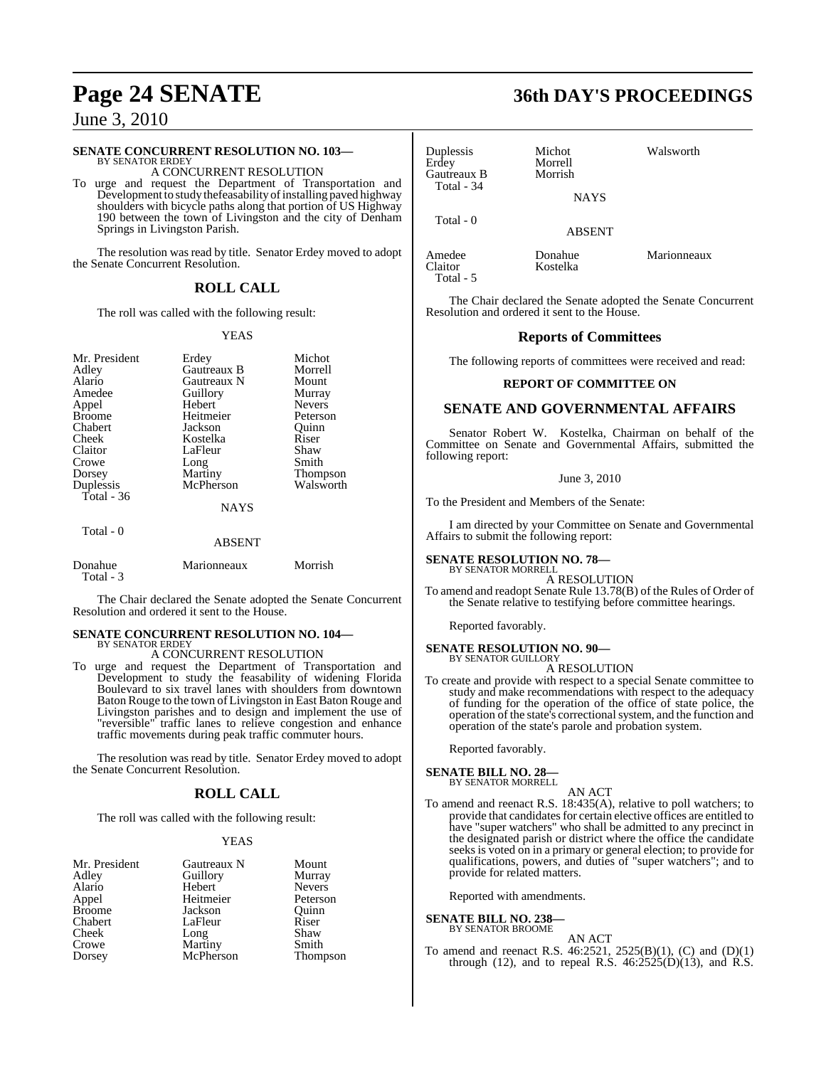**SENATE CONCURRENT RESOLUTION NO. 103—**
BY SENATOR ERDEY

A CONCURRENT RESOLUTION

To urge and request the Department of Transportation and Development to study the feasability of installing paved highway shoulders with bicycle paths along that portion of US Highway 190 between the town of Livingston and the city of Denham Springs in Livingston Parish.

The resolution was read by title. Senator Erdey moved to adopt the Senate Concurrent Resolution.

## ROLL CALL

The roll was called with the following result:

YEAS

| | | |
|---|---|---|
| Mr. President | Erdey | Michot |
| Adley | Gautreaux B | Morrell |
| Alario | Gautreaux N | Mount |
| Amedee | Guillory | Murray |
| Appel | Hebert | Nevers |
| Broome | Heitmeier | Peterson |
| Chabert | Jackson | Quinn |
| Cheek | Kostelka | Riser |
| Claitor | LaFleur | Shaw |
| Crowe | Long | Smith |
| Dorsey | Martiny | Thompson |
| Duplessis | McPherson | Walsworth |

Total - 36

NAYS

Total - 0

ABSENT

| | | |
|---|---|---|
| Donahue | Marionneaux | Morrish |

Total - 3

The Chair declared the Senate adopted the Senate Concurrent Resolution and ordered it sent to the House.

**SENATE CONCURRENT RESOLUTION NO. 104—**
BY SENATOR ERDEY

A CONCURRENT RESOLUTION

To urge and request the Department of Transportation and Development to study the feasability of widening Florida Boulevard to six travel lanes with shoulders from downtown Baton Rouge to the town of Livingston in East Baton Rouge and Livingston parishes and to design and implement the use of "reversible" traffic lanes to relieve congestion and enhance traffic movements during peak traffic commuter hours.

The resolution was read by title. Senator Erdey moved to adopt the Senate Concurrent Resolution.

## ROLL CALL

The roll was called with the following result:

YEAS

| | | |
|---|---|---|
| Mr. President | Gautreaux N | Mount |
| Adley | Guillory | Murray |
| Alario | Hebert | Nevers |
| Appel | Heitmeier | Peterson |
| Broome | Jackson | Quinn |
| Chabert | LaFleur | Riser |
| Cheek | Long | Shaw |
| Crowe | Martiny | Smith |
| Dorsey | McPherson | Thompson |
| Duplessis | Michot | Walsworth |
| Erdey | Morrell | |
| Gautreaux B | Morrish | |

Total - 34

NAYS

Total - 0

ABSENT

| | | |
|---|---|---|
| Amedee | Donahue | Marionneaux |
| Claitor | Kostelka | |

Total - 5

The Chair declared the Senate adopted the Senate Concurrent Resolution and ordered it sent to the House.

## Reports of Committees

The following reports of committees were received and read:

### REPORT OF COMMITTEE ON

## SENATE AND GOVERNMENTAL AFFAIRS

Senator Robert W. Kostelka, Chairman on behalf of the Committee on Senate and Governmental Affairs, submitted the following report:

June 3, 2010

To the President and Members of the Senate:

I am directed by your Committee on Senate and Governmental Affairs to submit the following report:

**SENATE RESOLUTION NO. 78—**
BY SENATOR MORRELL

A RESOLUTION

To amend and readopt Senate Rule 13.78(B) of the Rules of Order of the Senate relative to testifying before committee hearings.

Reported favorably.

**SENATE RESOLUTION NO. 90—**
BY SENATOR GUILLORY

A RESOLUTION

To create and provide with respect to a special Senate committee to study and make recommendations with respect to the adequacy of funding for the operation of the office of state police, the operation of the state's correctional system, and the function and operation of the state's parole and probation system.

Reported favorably.

**SENATE BILL NO. 28—**
BY SENATOR MORRELL

AN ACT

To amend and reenact R.S. 18:435(A), relative to poll watchers; to provide that candidates for certain elective offices are entitled to have "super watchers" who shall be admitted to any precinct in the designated parish or district where the office the candidate seeks is voted on in a primary or general election; to provide for qualifications, powers, and duties of "super watchers"; and to provide for related matters.

Reported with amendments.

**SENATE BILL NO. 238—**
BY SENATOR BROOME

AN ACT

To amend and reenact R.S. 46:2521, 2525(B)(1), (C) and (D)(1) through (12), and to repeal R.S. 46:2525(D)(13), and R.S.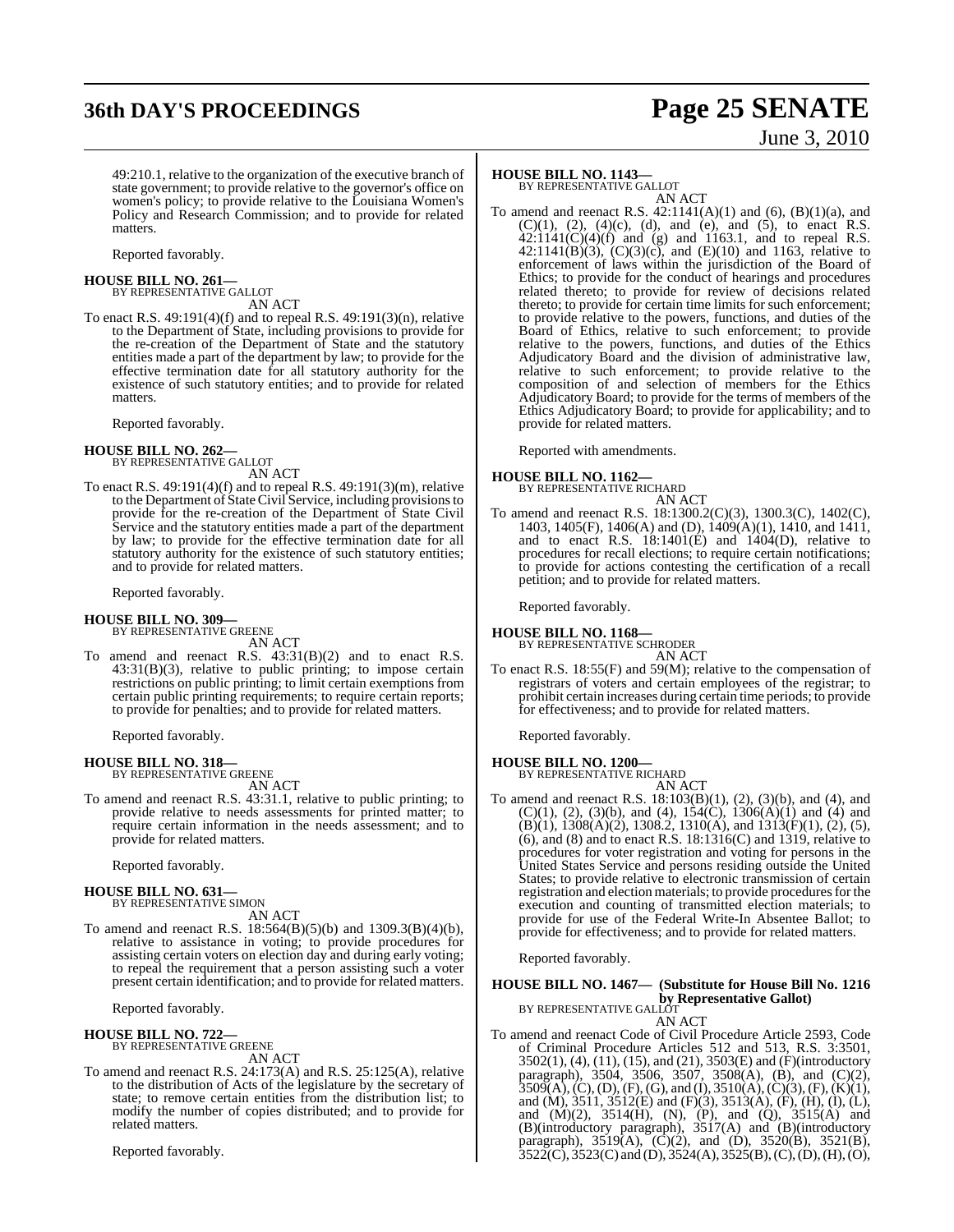49:210.1, relative to the organization of the executive branch of state government; to provide relative to the governor's office on women's policy; to provide relative to the Louisiana Women's Policy and Research Commission; and to provide for related matters.

Reported favorably.

**HOUSE BILL NO. 261—**
BY REPRESENTATIVE GALLOT

AN ACT

To enact R.S. 49:191(4)(f) and to repeal R.S. 49:191(3)(n), relative to the Department of State, including provisions to provide for the re-creation of the Department of State and the statutory entities made a part of the department by law; to provide for the effective termination date for all statutory authority for the existence of such statutory entities; and to provide for related matters.

Reported favorably.

**HOUSE BILL NO. 262—**
BY REPRESENTATIVE GALLOT

AN ACT

To enact R.S. 49:191(4)(f) and to repeal R.S. 49:191(3)(m), relative to the Department of State Civil Service, including provisions to provide for the re-creation of the Department of State Civil Service and the statutory entities made a part of the department by law; to provide for the effective termination date for all statutory authority for the existence of such statutory entities; and to provide for related matters.

Reported favorably.

**HOUSE BILL NO. 309—**
BY REPRESENTATIVE GREENE

AN ACT

To amend and reenact R.S. 43:31(B)(2) and to enact R.S. 43:31(B)(3), relative to public printing; to impose certain restrictions on public printing; to limit certain exemptions from certain public printing requirements; to require certain reports; to provide for penalties; and to provide for related matters.

Reported favorably.

**HOUSE BILL NO. 318—**
BY REPRESENTATIVE GREENE

AN ACT

To amend and reenact R.S. 43:31.1, relative to public printing; to provide relative to needs assessments for printed matter; to require certain information in the needs assessment; and to provide for related matters.

Reported favorably.

**HOUSE BILL NO. 631—**
BY REPRESENTATIVE SIMON

AN ACT

To amend and reenact R.S. 18:564(B)(5)(b) and 1309.3(B)(4)(b), relative to assistance in voting; to provide procedures for assisting certain voters on election day and during early voting; to repeal the requirement that a person assisting such a voter present certain identification; and to provide for related matters.

Reported favorably.

**HOUSE BILL NO. 722—**
BY REPRESENTATIVE GREENE

AN ACT

To amend and reenact R.S. 24:173(A) and R.S. 25:125(A), relative to the distribution of Acts of the legislature by the secretary of state; to remove certain entities from the distribution list; to modify the number of copies distributed; and to provide for related matters.

Reported favorably.

**HOUSE BILL NO. 1143—**
BY REPRESENTATIVE GALLOT

AN ACT

To amend and reenact R.S. 42:1141(A)(1) and (6), (B)(1)(a), and (C)(1), (2), (4)(c), (d), and (e), and (5), to enact R.S. 42:1141(C)(4)(f) and (g) and 1163.1, and to repeal R.S. 42:1141(B)(3), (C)(3)(c), and (E)(10) and 1163, relative to enforcement of laws within the jurisdiction of the Board of Ethics; to provide for the conduct of hearings and procedures related thereto; to provide for review of decisions related thereto; to provide for certain time limits for such enforcement; to provide relative to the powers, functions, and duties of the Board of Ethics, relative to such enforcement; to provide relative to the powers, functions, and duties of the Ethics Adjudicatory Board and the division of administrative law, relative to such enforcement; to provide relative to the composition of and selection of members for the Ethics Adjudicatory Board; to provide for the terms of members of the Ethics Adjudicatory Board; to provide for applicability; and to provide for related matters.

Reported with amendments.

**HOUSE BILL NO. 1162—**
BY REPRESENTATIVE RICHARD

AN ACT

To amend and reenact R.S. 18:1300.2(C)(3), 1300.3(C), 1402(C), 1403, 1405(F), 1406(A) and (D), 1409(A)(1), 1410, and 1411, and to enact R.S. 18:1401(E) and 1404(D), relative to procedures for recall elections; to require certain notifications; to provide for actions contesting the certification of a recall petition; and to provide for related matters.

Reported favorably.

**HOUSE BILL NO. 1168—**
BY REPRESENTATIVE SCHRODER

AN ACT

To enact R.S. 18:55(F) and 59(M); relative to the compensation of registrars of voters and certain employees of the registrar; to prohibit certain increases during certain time periods; to provide for effectiveness; and to provide for related matters.

Reported favorably.

**HOUSE BILL NO. 1200—**
BY REPRESENTATIVE RICHARD

AN ACT

To amend and reenact R.S. 18:103(B)(1), (2), (3)(b), and (4), and (C)(1), (2), (3)(b), and (4), 154(C), 1306(A)(1) and (4) and (B)(1), 1308(A)(2), 1308.2, 1310(A), and 1313(F)(1), (2), (5), (6), and (8) and to enact R.S. 18:1316(C) and 1319, relative to procedures for voter registration and voting for persons in the United States Service and persons residing outside the United States; to provide relative to electronic transmission of certain registration and election materials; to provide procedures for the execution and counting of transmitted election materials; to provide for use of the Federal Write-In Absentee Ballot; to provide for effectiveness; and to provide for related matters.

Reported favorably.

**HOUSE BILL NO. 1467— (Substitute for House Bill No. 1216 by Representative Gallot)**
BY REPRESENTATIVE GALLOT

AN ACT

To amend and reenact Code of Civil Procedure Article 2593, Code of Criminal Procedure Articles 512 and 513, R.S. 3:3501, 3502(1), (4), (11), (15), and (21), 3503(E) and (F)(introductory paragraph), 3504, 3506, 3507, 3508(A), (B), and (C)(2), 3509(A), (C), (D), (F), (G), and (I), 3510(A), (C)(3), (F), (K)(1), and (M), 3511, 3512(E) and (F)(3), 3513(A), (F), (H), (I), (L), and (M)(2), 3514(H), (N), (P), and (Q), 3515(A) and (B)(introductory paragraph), 3517(A) and (B)(introductory paragraph), 3519(A), (C)(2), and (D), 3520(B), 3521(B), 3522(C), 3523(C) and (D), 3524(A), 3525(B), (C), (D), (H), (O),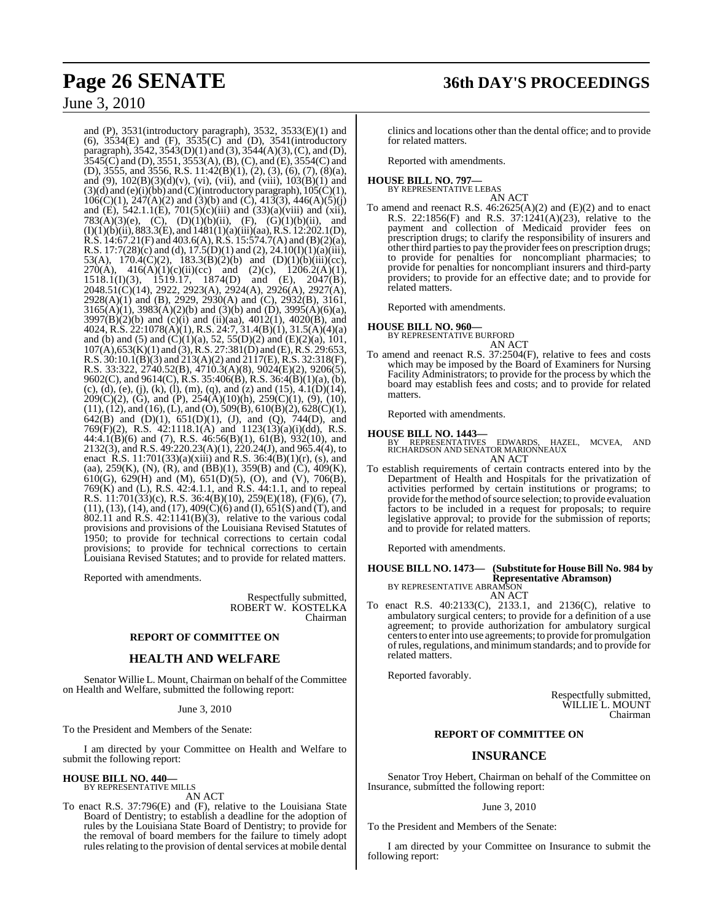and (P), 3531(introductory paragraph), 3532, 3533(E)(1) and (6), 3534(E) and (F), 3535(C) and (D), 3541(introductory paragraph), 3542, 3543(D)(1) and (3), 3544(A)(3), (C), and (D), 3545(C) and (D), 3551, 3553(A), (B), (C), and (E), 3554(C) and (D), 3555, and 3556, R.S. 11:42(B)(1), (2), (3), (6), (7), (8)(a), and (9), 102(B)(3)(d)(v), (vi), (vii), and (viii), 103(B)(1) and (3)(d) and (e)(i)(bb) and (C)(introductory paragraph), 105(C)(1), 106(C)(1), 247(A)(2) and (3)(b) and (C), 413(3), 446(A)(5)(j) and (E), 542.1.1(E), 701(5)(c)(iii) and (33)(a)(viii) and (xii), 783(A)(3)(e), (C), (D)(1)(b)(ii), (F), (G)(1)(b)(ii), and (I)(1)(b)(ii), 883.3(E), and 1481(1)(a)(iii)(aa), R.S. 12:202.1(D), R.S. 14:67.21(F) and 403.6(A), R.S. 15:574.7(A) and (B)(2)(a), R.S. 17:7(28)(c) and (d), 17.5(D)(1) and (2), 24.10(I)(1)(a)(iii), 53(A), 170.4(C)(2), 183.3(B)(2)(b) and (D)(1)(b)(iii)(cc), 270(A), 416(A)(1)(c)(ii)(cc) and (2)(c), 1206.2(A)(1), 1518.1(I)(3), 1519.17, 1874(D) and (E), 2047(B), 2048.51(C)(14), 2922, 2923(A), 2924(A), 2926(A), 2927(A), 2928(A)(1) and (B), 2929, 2930(A) and (C), 2932(B), 3161, 3165(A)(1), 3983(A)(2)(b) and (3)(b) and (D), 3995(A)(6)(a), 3997(B)(2)(b) and (c)(i) and (ii)(aa), 4012(1), 4020(B), and 4024, R.S. 22:1078(A)(1), R.S. 24:7, 31.4(B)(1), 31.5(A)(4)(a) and (b) and (5) and (C)(1)(a), 52, 55(D)(2) and (E)(2)(a), 101, 107(A),653(K)(1) and (3), R.S. 27:381(D) and (E), R.S. 29:653, R.S. 30:10.1(B)(3) and 213(A)(2) and 2117(E), R.S. 32:318(F), R.S. 33:322, 2740.52(B), 4710.3(A)(8), 9024(E)(2), 9206(5), 9602(C), and 9614(C), R.S. 35:406(B), R.S. 36:4(B)(1)(a), (b), (c), (d), (e), (j), (k), (l), (m), (q), and (z) and (15), 4.1(D)(14), 209(C)(2), (G), and (P), 254(A)(10)(h), 259(C)(1), (9), (10), (11), (12), and (16), (L), and (O), 509(B), 610(B)(2), 628(C)(1), 642(B) and (D)(1), 651(D)(1), (J), and (Q), 744(D), and 769(F)(2), R.S. 42:1118.1(A) and 1123(13)(a)(i)(dd), R.S. 44:4.1(B)(6) and (7), R.S. 46:56(B)(1), 61(B), 932(10), and 2132(3), and R.S. 49:220.23(A)(1), 220.24(J), and 965.4(4), to enact R.S. 11:701(33)(a)(xiii) and R.S. 36:4(B)(1)(r), (s), and (aa), 259(K), (N), (R), and (BB)(1), 359(B) and (C), 409(K), 610(G), 629(H) and (M), 651(D)(5), (O), and (V), 706(B), 769(K) and (L), R.S. 42:4.1.1, and R.S. 44:1.1, and to repeal R.S. 11:701(33)(c), R.S. 36:4(B)(10), 259(E)(18), (F)(6), (7), (11), (13), (14), and (17), 409(C)(6) and (I), 651(S) and (T), and 802.11 and R.S. 42:1141(B)(3), relative to the various codal provisions and provisions of the Louisiana Revised Statutes of 1950; to provide for technical corrections to certain codal provisions; to provide for technical corrections to certain Louisiana Revised Statutes; and to provide for related matters.

Reported with amendments.

Respectfully submitted,
ROBERT W. KOSTELKA
Chairman

## REPORT OF COMMITTEE ON

## HEALTH AND WELFARE

Senator Willie L. Mount, Chairman on behalf of the Committee on Health and Welfare, submitted the following report:

June 3, 2010

To the President and Members of the Senate:

I am directed by your Committee on Health and Welfare to submit the following report:

**HOUSE BILL NO. 440—**
BY REPRESENTATIVE MILLS
AN ACT

To enact R.S. 37:796(E) and (F), relative to the Louisiana State Board of Dentistry; to establish a deadline for the adoption of rules by the Louisiana State Board of Dentistry; to provide for the removal of board members for the failure to timely adopt rules relating to the provision of dental services at mobile dental clinics and locations other than the dental office; and to provide for related matters.

Reported with amendments.

**HOUSE BILL NO. 797—**
BY REPRESENTATIVE LEBAS
AN ACT

To amend and reenact R.S. 46:2625(A)(2) and (E)(2) and to enact R.S. 22:1856(F) and R.S. 37:1241(A)(23), relative to the payment and collection of Medicaid provider fees on prescription drugs; to clarify the responsibility of insurers and other third parties to pay the provider fees on prescription drugs; to provide for penalties for noncompliant pharmacies; to provide for penalties for noncompliant insurers and third-party providers; to provide for an effective date; and to provide for related matters.

Reported with amendments.

**HOUSE BILL NO. 960—**
BY REPRESENTATIVE BURFORD
AN ACT

To amend and reenact R.S. 37:2504(F), relative to fees and costs which may be imposed by the Board of Examiners for Nursing Facility Administrators; to provide for the process by which the board may establish fees and costs; and to provide for related matters.

Reported with amendments.

**HOUSE BILL NO. 1443—**
BY REPRESENTATIVES EDWARDS, HAZEL, MCVEA, AND RICHARDSON AND SENATOR MARIONNEAUX
AN ACT

To establish requirements of certain contracts entered into by the Department of Health and Hospitals for the privatization of activities performed by certain institutions or programs; to provide for the method of source selection; to provide evaluation factors to be included in a request for proposals; to require legislative approval; to provide for the submission of reports; and to provide for related matters.

Reported with amendments.

**HOUSE BILL NO. 1473— (Substitute for House Bill No. 984 by Representative Abramson)**
BY REPRESENTATIVE ABRAMSON
AN ACT

To enact R.S. 40:2133(C), 2133.1, and 2136(C), relative to ambulatory surgical centers; to provide for a definition of a use agreement; to provide authorization for ambulatory surgical centers to enter into use agreements; to provide for promulgation of rules, regulations, and minimum standards; and to provide for related matters.

Reported favorably.

Respectfully submitted,
WILLIE L. MOUNT
Chairman

## REPORT OF COMMITTEE ON

## INSURANCE

Senator Troy Hebert, Chairman on behalf of the Committee on Insurance, submitted the following report:

June 3, 2010

To the President and Members of the Senate:

I am directed by your Committee on Insurance to submit the following report: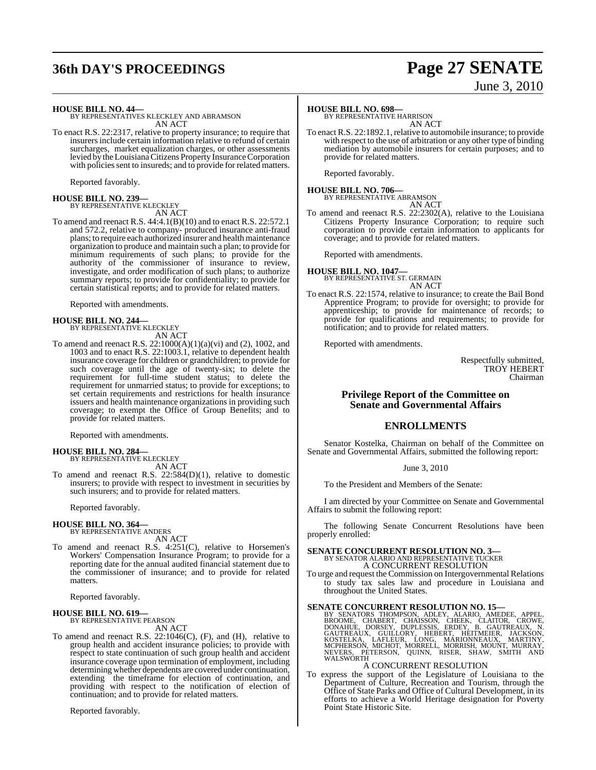**HOUSE BILL NO. 44—**
BY REPRESENTATIVES KLECKLEY AND ABRAMSON
AN ACT

To enact R.S. 22:2317, relative to property insurance; to require that insurers include certain information relative to refund of certain surcharges, market equalization charges, or other assessments levied by the Louisiana Citizens Property Insurance Corporation with policies sent to insureds; and to provide for related matters.

Reported favorably.

**HOUSE BILL NO. 239—**
BY REPRESENTATIVE KLECKLEY
AN ACT

To amend and reenact R.S. 44:4.1(B)(10) and to enact R.S. 22:572.1 and 572.2, relative to company- produced insurance anti-fraud plans; to require each authorized insurer and health maintenance organization to produce and maintain such a plan; to provide for minimum requirements of such plans; to provide for the authority of the commissioner of insurance to review, investigate, and order modification of such plans; to authorize summary reports; to provide for confidentiality; to provide for certain statistical reports; and to provide for related matters.

Reported with amendments.

**HOUSE BILL NO. 244—**
BY REPRESENTATIVE KLECKLEY
AN ACT

To amend and reenact R.S. 22:1000(A)(1)(a)(vi) and (2), 1002, and 1003 and to enact R.S. 22:1003.1, relative to dependent health insurance coverage for children or grandchildren; to provide for such coverage until the age of twenty-six; to delete the requirement for full-time student status; to delete the requirement for unmarried status; to provide for exceptions; to set certain requirements and restrictions for health insurance issuers and health maintenance organizations in providing such coverage; to exempt the Office of Group Benefits; and to provide for related matters.

Reported with amendments.

**HOUSE BILL NO. 284—**
BY REPRESENTATIVE KLECKLEY
AN ACT

To amend and reenact R.S. 22:584(D)(1), relative to domestic insurers; to provide with respect to investment in securities by such insurers; and to provide for related matters.

Reported favorably.

**HOUSE BILL NO. 364—**
BY REPRESENTATIVE ANDERS
AN ACT

To amend and reenact R.S. 4:251(C), relative to Horsemen's Workers' Compensation Insurance Program; to provide for a reporting date for the annual audited financial statement due to the commissioner of insurance; and to provide for related matters.

Reported favorably.

**HOUSE BILL NO. 619—**
BY REPRESENTATIVE PEARSON
AN ACT

To amend and reenact R.S. 22:1046(C), (F), and (H), relative to group health and accident insurance policies; to provide with respect to state continuation of such group health and accident insurance coverage upon termination of employment, including determining whether dependents are covered under continuation, extending the timeframe for election of continuation, and providing with respect to the notification of election of continuation; and to provide for related matters.

Reported favorably.

**HOUSE BILL NO. 698—**
BY REPRESENTATIVE HARRISON
AN ACT

To enact R.S. 22:1892.1, relative to automobile insurance; to provide with respect to the use of arbitration or any other type of binding mediation by automobile insurers for certain purposes; and to provide for related matters.

Reported favorably.

**HOUSE BILL NO. 706—**
BY REPRESENTATIVE ABRAMSON
AN ACT

To amend and reenact R.S. 22:2302(A), relative to the Louisiana Citizens Property Insurance Corporation; to require such corporation to provide certain information to applicants for coverage; and to provide for related matters.

Reported with amendments.

**HOUSE BILL NO. 1047—**
BY REPRESENTATIVE ST. GERMAIN
AN ACT

To enact R.S. 22:1574, relative to insurance; to create the Bail Bond Apprentice Program; to provide for oversight; to provide for apprenticeship; to provide for maintenance of records; to provide for qualifications and requirements; to provide for notification; and to provide for related matters.

Reported with amendments.

Respectfully submitted,
TROY HEBERT
Chairman

## Privilege Report of the Committee on Senate and Governmental Affairs

## ENROLLMENTS

Senator Kostelka, Chairman on behalf of the Committee on Senate and Governmental Affairs, submitted the following report:

June 3, 2010

To the President and Members of the Senate:

I am directed by your Committee on Senate and Governmental Affairs to submit the following report:

The following Senate Concurrent Resolutions have been properly enrolled:

**SENATE CONCURRENT RESOLUTION NO. 3—**
BY SENATOR ALARIO AND REPRESENTATIVE TUCKER
A CONCURRENT RESOLUTION

To urge and request the Commission on Intergovernmental Relations to study tax sales law and procedure in Louisiana and throughout the United States.

**SENATE CONCURRENT RESOLUTION NO. 15—**
BY SENATORS THOMPSON, ADLEY, ALARIO, AMEDEE, APPEL, BROOME, CHABERT, CHAISSON, CHEEK, CLAITOR, CROWE, DONAHUE, DORSEY, DUPLESSIS, ERDEY, B. GAUTREAUX, N. GAUTREAUX, GUILLORY, HEBERT, HEITMEIER, JACKSON, KOSTELKA, LAFLEUR, LONG, MARIONNEAUX, MARTINY, MCPHERSON, MICHOT, MORRELL, MORRISH, MOUNT, MURRAY, NEVERS, PETERSON, QUINN, RISER, SHAW, SMITH AND WALSWORTH
A CONCURRENT RESOLUTION

To express the support of the Legislature of Louisiana to the Department of Culture, Recreation and Tourism, through the Office of State Parks and Office of Cultural Development, in its efforts to achieve a World Heritage designation for Poverty Point State Historic Site.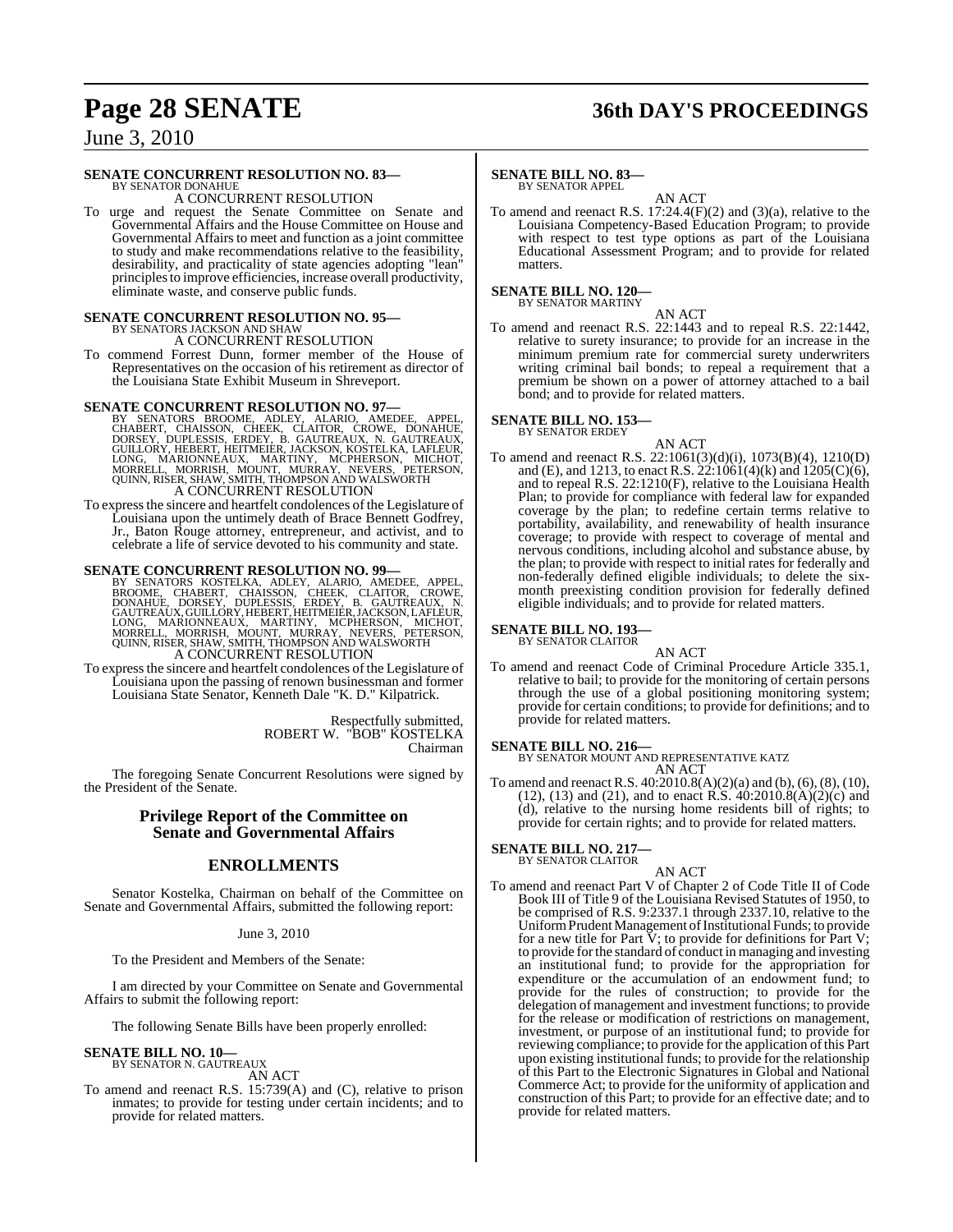**SENATE CONCURRENT RESOLUTION NO. 83—**
BY SENATOR DONAHUE

A CONCURRENT RESOLUTION

To urge and request the Senate Committee on Senate and Governmental Affairs and the House Committee on House and Governmental Affairs to meet and function as a joint committee to study and make recommendations relative to the feasibility, desirability, and practicality of state agencies adopting "lean" principles to improve efficiencies, increase overall productivity, eliminate waste, and conserve public funds.

**SENATE CONCURRENT RESOLUTION NO. 95—**
BY SENATORS JACKSON AND SHAW

A CONCURRENT RESOLUTION

To commend Forrest Dunn, former member of the House of Representatives on the occasion of his retirement as director of the Louisiana State Exhibit Museum in Shreveport.

**SENATE CONCURRENT RESOLUTION NO. 97—**
BY SENATORS BROOME, ADLEY, ALARIO, AMEDEE, APPEL, CHABERT, CHAISSON, CHEEK, CLAITOR, CROWE, DONAHUE, DORSEY, DUPLESSIS, ERDEY, B. GAUTREAUX, N. GAUTREAUX, GUILLORY, HEBERT, HEITMEIER, JACKSON, KOSTELKA, LAFLEUR, LONG, MARIONNEAUX, MARTINY, MCPHERSON, MICHOT, MORRELL, MORRISH, MOUNT, MURRAY, NEVERS, PETERSON, QUINN, RISER, SHAW, SMITH, THOMPSON AND WALSWORTH

A CONCURRENT RESOLUTION

To express the sincere and heartfelt condolences of the Legislature of Louisiana upon the untimely death of Brace Bennett Godfrey, Jr., Baton Rouge attorney, entrepreneur, and activist, and to celebrate a life of service devoted to his community and state.

**SENATE CONCURRENT RESOLUTION NO. 99—**
BY SENATORS KOSTELKA, ADLEY, ALARIO, AMEDEE, APPEL, BROOME, CHABERT, CHAISSON, CHEEK, CLAITOR, CROWE, DONAHUE, DORSEY, DUPLESSIS, ERDEY, B. GAUTREAUX, N. GAUTREAUX, GUILLORY, HEBERT, HEITMEIER, JACKSON, LAFLEUR, LONG, MARIONNEAUX, MARTINY, MCPHERSON, MICHOT, MORRELL, MORRISH, MOUNT, MURRAY, NEVERS, PETERSON, QUINN, RISER, SHAW, SMITH, THOMPSON AND WALSWORTH

A CONCURRENT RESOLUTION

To express the sincere and heartfelt condolences of the Legislature of Louisiana upon the passing of renown businessman and former Louisiana State Senator, Kenneth Dale "K. D." Kilpatrick.

Respectfully submitted,
ROBERT W. "BOB" KOSTELKA
Chairman

The foregoing Senate Concurrent Resolutions were signed by the President of the Senate.

## Privilege Report of the Committee on Senate and Governmental Affairs

## ENROLLMENTS

Senator Kostelka, Chairman on behalf of the Committee on Senate and Governmental Affairs, submitted the following report:

June 3, 2010

To the President and Members of the Senate:

I am directed by your Committee on Senate and Governmental Affairs to submit the following report:

The following Senate Bills have been properly enrolled:

**SENATE BILL NO. 10—**
BY SENATOR N. GAUTREAUX

AN ACT

To amend and reenact R.S. 15:739(A) and (C), relative to prison inmates; to provide for testing under certain incidents; and to provide for related matters.

**SENATE BILL NO. 83—**
BY SENATOR APPEL

AN ACT

To amend and reenact R.S. 17:24.4(F)(2) and (3)(a), relative to the Louisiana Competency-Based Education Program; to provide with respect to test type options as part of the Louisiana Educational Assessment Program; and to provide for related matters.

**SENATE BILL NO. 120—**
BY SENATOR MARTINY

AN ACT

To amend and reenact R.S. 22:1443 and to repeal R.S. 22:1442, relative to surety insurance; to provide for an increase in the minimum premium rate for commercial surety underwriters writing criminal bail bonds; to repeal a requirement that a premium be shown on a power of attorney attached to a bail bond; and to provide for related matters.

**SENATE BILL NO. 153—**
BY SENATOR ERDEY

AN ACT

To amend and reenact R.S. 22:1061(3)(d)(i), 1073(B)(4), 1210(D) and (E), and 1213, to enact R.S. 22:1061(4)(k) and 1205(C)(6), and to repeal R.S. 22:1210(F), relative to the Louisiana Health Plan; to provide for compliance with federal law for expanded coverage by the plan; to redefine certain terms relative to portability, availability, and renewability of health insurance coverage; to provide with respect to coverage of mental and nervous conditions, including alcohol and substance abuse, by the plan; to provide with respect to initial rates for federally and non-federally defined eligible individuals; to delete the six-month preexisting condition provision for federally defined eligible individuals; and to provide for related matters.

**SENATE BILL NO. 193—**
BY SENATOR CLAITOR

AN ACT

To amend and reenact Code of Criminal Procedure Article 335.1, relative to bail; to provide for the monitoring of certain persons through the use of a global positioning monitoring system; provide for certain conditions; to provide for definitions; and to provide for related matters.

**SENATE BILL NO. 216—**
BY SENATOR MOUNT AND REPRESENTATIVE KATZ

AN ACT

To amend and reenact R.S. 40:2010.8(A)(2)(a) and (b), (6), (8), (10), (12), (13) and (21), and to enact R.S. 40:2010.8(A)(2)(c) and (d), relative to the nursing home residents bill of rights; to provide for certain rights; and to provide for related matters.

**SENATE BILL NO. 217—**
BY SENATOR CLAITOR

AN ACT

To amend and reenact Part V of Chapter 2 of Code Title II of Code Book III of Title 9 of the Louisiana Revised Statutes of 1950, to be comprised of R.S. 9:2337.1 through 2337.10, relative to the Uniform Prudent Management of Institutional Funds; to provide for a new title for Part V; to provide for definitions for Part V; to provide for the standard of conduct in managing and investing an institutional fund; to provide for the appropriation for expenditure or the accumulation of an endowment fund; to provide for the rules of construction; to provide for the delegation of management and investment functions; to provide for the release or modification of restrictions on management, investment, or purpose of an institutional fund; to provide for reviewing compliance; to provide for the application of this Part upon existing institutional funds; to provide for the relationship of this Part to the Electronic Signatures in Global and National Commerce Act; to provide for the uniformity of application and construction of this Part; to provide for an effective date; and to provide for related matters.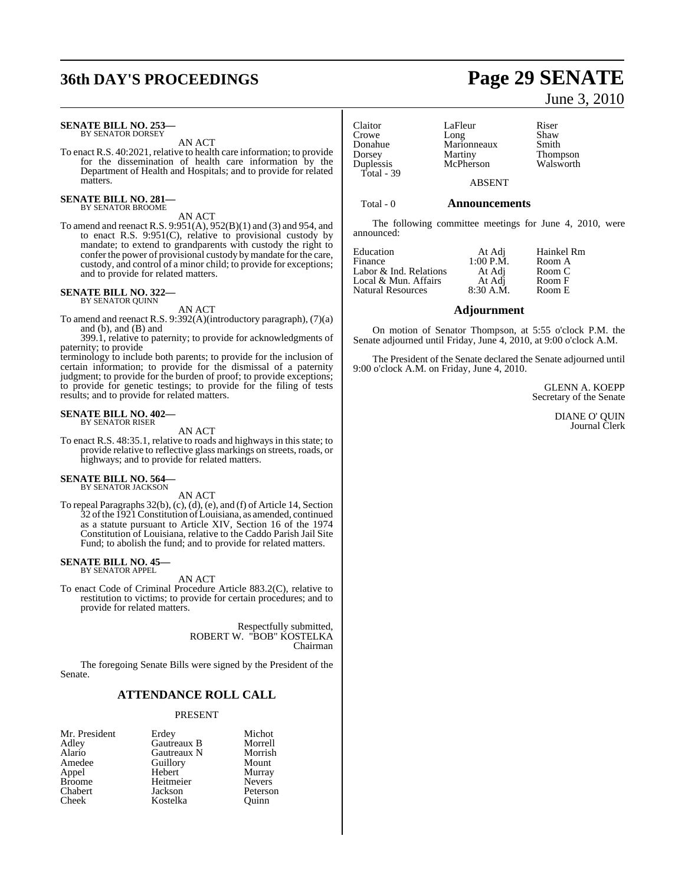**SENATE BILL NO. 253—**
BY SENATOR DORSEY

AN ACT

To enact R.S. 40:2021, relative to health care information; to provide for the dissemination of health care information by the Department of Health and Hospitals; and to provide for related matters.

**SENATE BILL NO. 281—**
BY SENATOR BROOME

AN ACT

To amend and reenact R.S. 9:951(A), 952(B)(1) and (3) and 954, and to enact R.S. 9:951(C), relative to provisional custody by mandate; to extend to grandparents with custody the right to confer the power of provisional custody by mandate for the care, custody, and control of a minor child; to provide for exceptions; and to provide for related matters.

**SENATE BILL NO. 322—**
BY SENATOR QUINN

AN ACT

To amend and reenact R.S. 9:392(A)(introductory paragraph), (7)(a) and (b), and (B) and

399.1, relative to paternity; to provide for acknowledgments of paternity; to provide

terminology to include both parents; to provide for the inclusion of certain information; to provide for the dismissal of a paternity judgment; to provide for the burden of proof; to provide exceptions; to provide for genetic testings; to provide for the filing of tests results; and to provide for related matters.

**SENATE BILL NO. 402—**
BY SENATOR RISER

AN ACT

To enact R.S. 48:35.1, relative to roads and highways in this state; to provide relative to reflective glass markings on streets, roads, or highways; and to provide for related matters.

**SENATE BILL NO. 564—**
BY SENATOR JACKSON

AN ACT

To repeal Paragraphs 32(b), (c), (d), (e), and (f) of Article 14, Section 32 of the 1921 Constitution of Louisiana, as amended, continued as a statute pursuant to Article XIV, Section 16 of the 1974 Constitution of Louisiana, relative to the Caddo Parish Jail Site Fund; to abolish the fund; and to provide for related matters.

**SENATE BILL NO. 45—**
BY SENATOR APPEL

AN ACT

To enact Code of Criminal Procedure Article 883.2(C), relative to restitution to victims; to provide for certain procedures; and to provide for related matters.

Respectfully submitted,
ROBERT W. "BOB" KOSTELKA
Chairman

The foregoing Senate Bills were signed by the President of the Senate.

## ATTENDANCE ROLL CALL

PRESENT

| | | |
|---|---|---|
| Mr. President | Erdey | Michot |
| Adley | Gautreaux B | Morrell |
| Alario | Gautreaux N | Morrish |
| Amedee | Guillory | Mount |
| Appel | Hebert | Murray |
| Broome | Heitmeier | Nevers |
| Chabert | Jackson | Peterson |
| Cheek | Kostelka | Quinn |
| Claitor | LaFleur | Riser |
| Crowe | Long | Shaw |
| Donahue | Marionneaux | Smith |
| Dorsey | Martiny | Thompson |
| Duplessis | McPherson | Walsworth |

Total - 39

ABSENT

Total - 0

## Announcements

The following committee meetings for June 4, 2010, were announced:

| | | |
|---|---|---|
| Education | At Adj | Hainkel Rm |
| Finance | 1:00 P.M. | Room A |
| Labor & Ind. Relations | At Adj | Room C |
| Local & Mun. Affairs | At Adj | Room F |
| Natural Resources | 8:30 A.M. | Room E |

## Adjournment

On motion of Senator Thompson, at 5:55 o'clock P.M. the Senate adjourned until Friday, June 4, 2010, at 9:00 o'clock A.M.

The President of the Senate declared the Senate adjourned until 9:00 o'clock A.M. on Friday, June 4, 2010.

GLENN A. KOEPP
Secretary of the Senate

DIANE O' QUIN
Journal Clerk